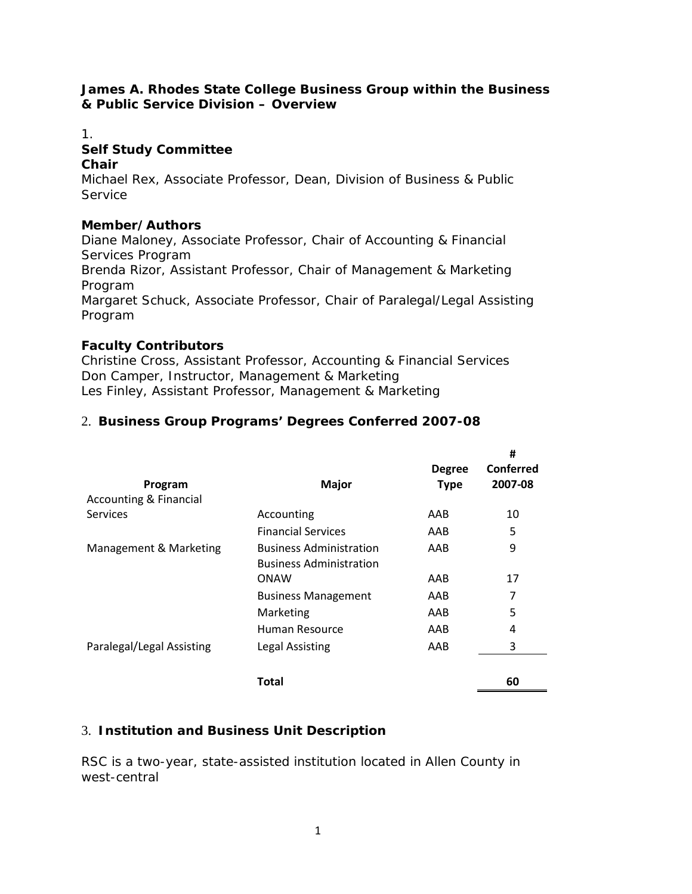**James A. Rhodes State College Business Group within the Business & Public Service Division – Overview**

1.
**Self Study Committee**
**Chair**
Michael Rex, Associate Professor, Dean, Division of Business & Public Service

**Member/Authors**
Diane Maloney, Associate Professor, Chair of Accounting & Financial Services Program
Brenda Rizor, Assistant Professor, Chair of Management & Marketing Program
Margaret Schuck, Associate Professor, Chair of Paralegal/Legal Assisting Program

**Faculty Contributors**
Christine Cross, Assistant Professor, Accounting & Financial Services
Don Camper, Instructor, Management & Marketing
Les Finley, Assistant Professor, Management & Marketing

2. **Business Group Programs' Degrees Conferred 2007-08**

| Program | Major | Degree Type | # Conferred 2007-08 |
|---|---|---|---|
| Accounting & Financial Services | Accounting | AAB | 10 |
| | Financial Services | AAB | 5 |
| Management & Marketing | Business Administration | AAB | 9 |
| | Business Administration ONAW | AAB | 17 |
| | Business Management | AAB | 7 |
| | Marketing | AAB | 5 |
| | Human Resource | AAB | 4 |
| Paralegal/Legal Assisting | Legal Assisting | AAB | 3 |
| | **Total** | | **60** |

3. **Institution and Business Unit Description**

RSC is a two-year, state-assisted institution located in Allen County in west-central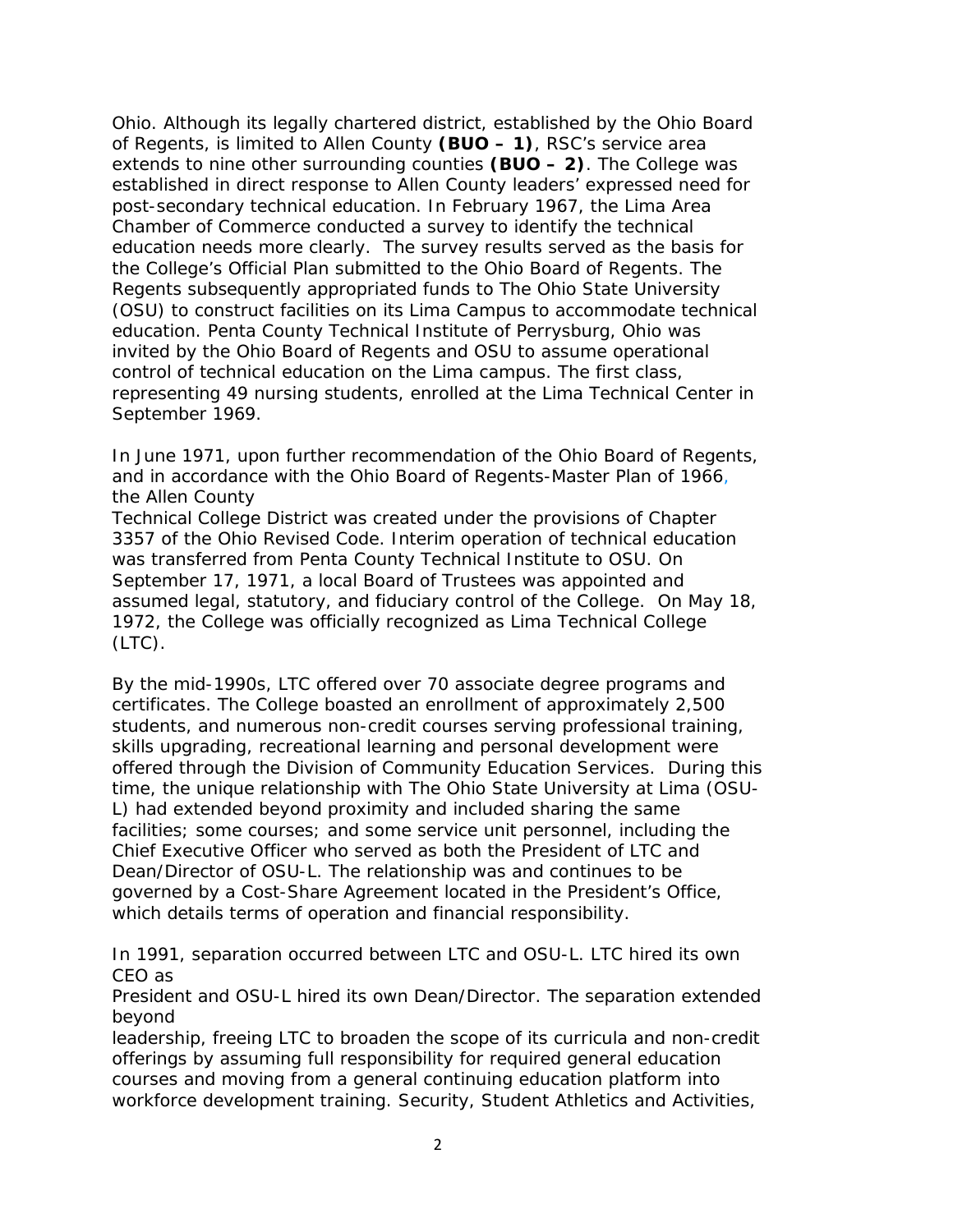Ohio. Although its legally chartered district, established by the Ohio Board of Regents, is limited to Allen County **(BUO – 1)**, RSC's service area extends to nine other surrounding counties **(BUO – 2)**. The College was established in direct response to Allen County leaders' expressed need for post-secondary technical education. In February 1967, the Lima Area Chamber of Commerce conducted a survey to identify the technical education needs more clearly. The survey results served as the basis for the College's Official Plan submitted to the Ohio Board of Regents. The Regents subsequently appropriated funds to The Ohio State University (OSU) to construct facilities on its Lima Campus to accommodate technical education. Penta County Technical Institute of Perrysburg, Ohio was invited by the Ohio Board of Regents and OSU to assume operational control of technical education on the Lima campus. The first class, representing 49 nursing students, enrolled at the Lima Technical Center in September 1969.

In June 1971, upon further recommendation of the Ohio Board of Regents, and in accordance with the Ohio Board of Regents-Master Plan of 1966, the Allen County Technical College District was created under the provisions of Chapter 3357 of the Ohio Revised Code. Interim operation of technical education was transferred from Penta County Technical Institute to OSU. On September 17, 1971, a local Board of Trustees was appointed and assumed legal, statutory, and fiduciary control of the College. On May 18, 1972, the College was officially recognized as Lima Technical College (LTC).

By the mid-1990s, LTC offered over 70 associate degree programs and certificates. The College boasted an enrollment of approximately 2,500 students, and numerous non-credit courses serving professional training, skills upgrading, recreational learning and personal development were offered through the Division of Community Education Services. During this time, the unique relationship with The Ohio State University at Lima (OSU-L) had extended beyond proximity and included sharing the same facilities; some courses; and some service unit personnel, including the Chief Executive Officer who served as both the President of LTC and Dean/Director of OSU-L. The relationship was and continues to be governed by a Cost-Share Agreement located in the President's Office, which details terms of operation and financial responsibility.

In 1991, separation occurred between LTC and OSU-L. LTC hired its own CEO as President and OSU-L hired its own Dean/Director. The separation extended beyond leadership, freeing LTC to broaden the scope of its curricula and non-credit offerings by assuming full responsibility for required general education courses and moving from a general continuing education platform into workforce development training. Security, Student Athletics and Activities,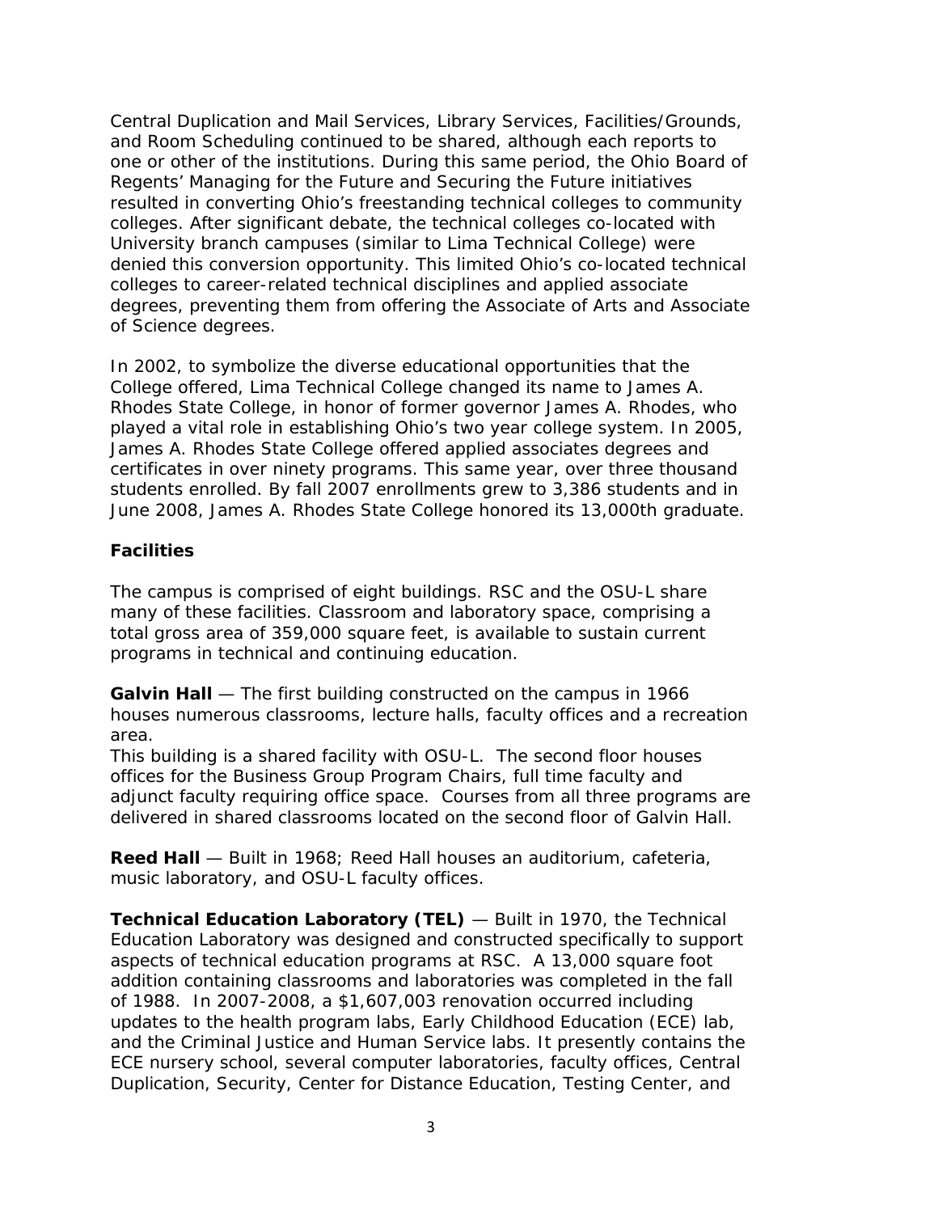Central Duplication and Mail Services, Library Services, Facilities/Grounds, and Room Scheduling continued to be shared, although each reports to one or other of the institutions. During this same period, the Ohio Board of Regents' Managing for the Future and Securing the Future initiatives resulted in converting Ohio's freestanding technical colleges to community colleges. After significant debate, the technical colleges co-located with University branch campuses (similar to Lima Technical College) were denied this conversion opportunity. This limited Ohio's co-located technical colleges to career-related technical disciplines and applied associate degrees, preventing them from offering the Associate of Arts and Associate of Science degrees.

In 2002, to symbolize the diverse educational opportunities that the College offered, Lima Technical College changed its name to James A. Rhodes State College, in honor of former governor James A. Rhodes, who played a vital role in establishing Ohio's two year college system. In 2005, James A. Rhodes State College offered applied associates degrees and certificates in over ninety programs. This same year, over three thousand students enrolled. By fall 2007 enrollments grew to 3,386 students and in June 2008, James A. Rhodes State College honored its 13,000th graduate.

### Facilities

The campus is comprised of eight buildings. RSC and the OSU-L share many of these facilities. Classroom and laboratory space, comprising a total gross area of 359,000 square feet, is available to sustain current programs in technical and continuing education.

**Galvin Hall** — The first building constructed on the campus in 1966 houses numerous classrooms, lecture halls, faculty offices and a recreation area.
This building is a shared facility with OSU-L. The second floor houses offices for the Business Group Program Chairs, full time faculty and adjunct faculty requiring office space. Courses from all three programs are delivered in shared classrooms located on the second floor of Galvin Hall.

**Reed Hall** — Built in 1968; Reed Hall houses an auditorium, cafeteria, music laboratory, and OSU-L faculty offices.

**Technical Education Laboratory (TEL)** — Built in 1970, the Technical Education Laboratory was designed and constructed specifically to support aspects of technical education programs at RSC. A 13,000 square foot addition containing classrooms and laboratories was completed in the fall of 1988. In 2007-2008, a $1,607,003 renovation occurred including updates to the health program labs, Early Childhood Education (ECE) lab, and the Criminal Justice and Human Service labs. It presently contains the ECE nursery school, several computer laboratories, faculty offices, Central Duplication, Security, Center for Distance Education, Testing Center, and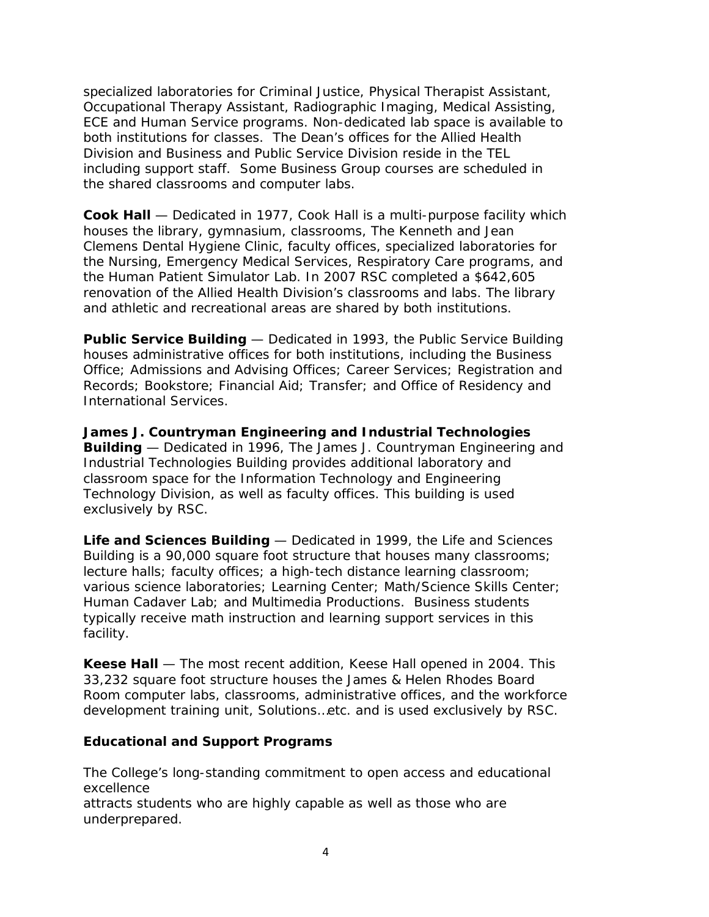specialized laboratories for Criminal Justice, Physical Therapist Assistant, Occupational Therapy Assistant, Radiographic Imaging, Medical Assisting, ECE and Human Service programs. Non-dedicated lab space is available to both institutions for classes. The Dean's offices for the Allied Health Division and Business and Public Service Division reside in the TEL including support staff. Some Business Group courses are scheduled in the shared classrooms and computer labs.

**Cook Hall** — Dedicated in 1977, Cook Hall is a multi-purpose facility which houses the library, gymnasium, classrooms, The Kenneth and Jean Clemens Dental Hygiene Clinic, faculty offices, specialized laboratories for the Nursing, Emergency Medical Services, Respiratory Care programs, and the Human Patient Simulator Lab. In 2007 RSC completed a $642,605 renovation of the Allied Health Division's classrooms and labs. The library and athletic and recreational areas are shared by both institutions.

**Public Service Building** — Dedicated in 1993, the Public Service Building houses administrative offices for both institutions, including the Business Office; Admissions and Advising Offices; Career Services; Registration and Records; Bookstore; Financial Aid; Transfer; and Office of Residency and International Services.

**James J. Countryman Engineering and Industrial Technologies Building** — Dedicated in 1996, The James J. Countryman Engineering and Industrial Technologies Building provides additional laboratory and classroom space for the Information Technology and Engineering Technology Division, as well as faculty offices. This building is used exclusively by RSC.

**Life and Sciences Building** — Dedicated in 1999, the Life and Sciences Building is a 90,000 square foot structure that houses many classrooms; lecture halls; faculty offices; a high-tech distance learning classroom; various science laboratories; Learning Center; Math/Science Skills Center; Human Cadaver Lab; and Multimedia Productions. Business students typically receive math instruction and learning support services in this facility.

**Keese Hall** — The most recent addition, Keese Hall opened in 2004. This 33,232 square foot structure houses the James & Helen Rhodes Board Room computer labs, classrooms, administrative offices, and the workforce development training unit, Solutions…etc. and is used exclusively by RSC.

**Educational and Support Programs**

The College's long-standing commitment to open access and educational excellence attracts students who are highly capable as well as those who are underprepared.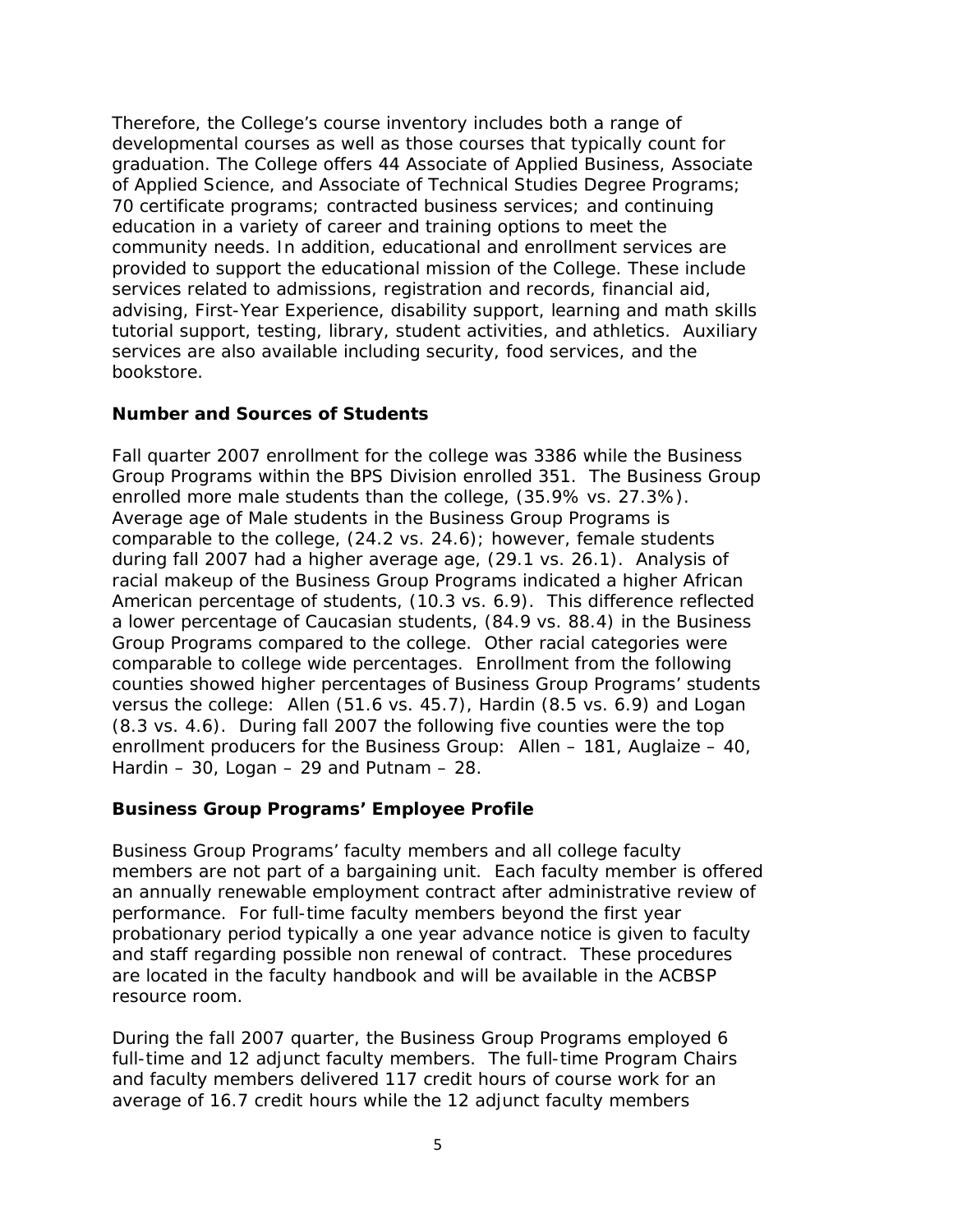Therefore, the College's course inventory includes both a range of developmental courses as well as those courses that typically count for graduation. The College offers 44 Associate of Applied Business, Associate of Applied Science, and Associate of Technical Studies Degree Programs; 70 certificate programs; contracted business services; and continuing education in a variety of career and training options to meet the community needs. In addition, educational and enrollment services are provided to support the educational mission of the College. These include services related to admissions, registration and records, financial aid, advising, First-Year Experience, disability support, learning and math skills tutorial support, testing, library, student activities, and athletics. Auxiliary services are also available including security, food services, and the bookstore.

**Number and Sources of Students**

Fall quarter 2007 enrollment for the college was 3386 while the Business Group Programs within the BPS Division enrolled 351. The Business Group enrolled more male students than the college, (35.9% vs. 27.3%). Average age of Male students in the Business Group Programs is comparable to the college, (24.2 vs. 24.6); however, female students during fall 2007 had a higher average age, (29.1 vs. 26.1). Analysis of racial makeup of the Business Group Programs indicated a higher African American percentage of students, (10.3 vs. 6.9). This difference reflected a lower percentage of Caucasian students, (84.9 vs. 88.4) in the Business Group Programs compared to the college. Other racial categories were comparable to college wide percentages. Enrollment from the following counties showed higher percentages of Business Group Programs' students versus the college: Allen (51.6 vs. 45.7), Hardin (8.5 vs. 6.9) and Logan (8.3 vs. 4.6). During fall 2007 the following five counties were the top enrollment producers for the Business Group: Allen – 181, Auglaize – 40, Hardin – 30, Logan – 29 and Putnam – 28.

**Business Group Programs' Employee Profile**

Business Group Programs' faculty members and all college faculty members are not part of a bargaining unit. Each faculty member is offered an annually renewable employment contract after administrative review of performance. For full-time faculty members beyond the first year probationary period typically a one year advance notice is given to faculty and staff regarding possible non renewal of contract. These procedures are located in the faculty handbook and will be available in the ACBSP resource room.

During the fall 2007 quarter, the Business Group Programs employed 6 full-time and 12 adjunct faculty members. The full-time Program Chairs and faculty members delivered 117 credit hours of course work for an average of 16.7 credit hours while the 12 adjunct faculty members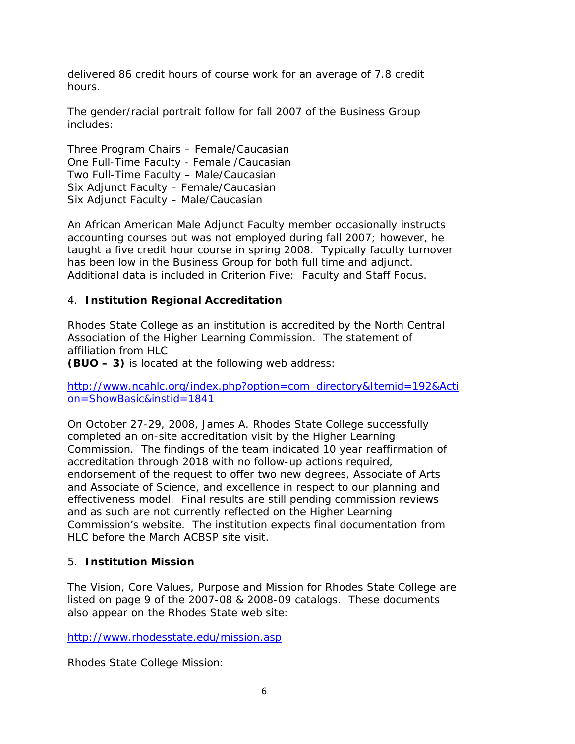delivered 86 credit hours of course work for an average of 7.8 credit hours.

The gender/racial portrait follow for fall 2007 of the Business Group includes:

Three Program Chairs – Female/Caucasian
One Full-Time Faculty - Female /Caucasian
Two Full-Time Faculty – Male/Caucasian
Six Adjunct Faculty – Female/Caucasian
Six Adjunct Faculty – Male/Caucasian

An African American Male Adjunct Faculty member occasionally instructs accounting courses but was not employed during fall 2007; however, he taught a five credit hour course in spring 2008. Typically faculty turnover has been low in the Business Group for both full time and adjunct. Additional data is included in Criterion Five: Faculty and Staff Focus.

## 4. **Institution Regional Accreditation**

Rhodes State College as an institution is accredited by the North Central Association of the Higher Learning Commission. The statement of affiliation from HLC **(BUO – 3)** is located at the following web address:

http://www.ncahlc.org/index.php?option=com_directory&Itemid=192&Action=ShowBasic&instid=1841

On October 27-29, 2008, James A. Rhodes State College successfully completed an on-site accreditation visit by the Higher Learning Commission. The findings of the team indicated 10 year reaffirmation of accreditation through 2018 with no follow-up actions required, endorsement of the request to offer two new degrees, Associate of Arts and Associate of Science, and excellence in respect to our planning and effectiveness model. Final results are still pending commission reviews and as such are not currently reflected on the Higher Learning Commission's website. The institution expects final documentation from HLC before the March ACBSP site visit.

## 5. **Institution Mission**

The Vision, Core Values, Purpose and Mission for Rhodes State College are listed on page 9 of the 2007-08 & 2008-09 catalogs. These documents also appear on the Rhodes State web site:

http://www.rhodesstate.edu/mission.asp

Rhodes State College Mission: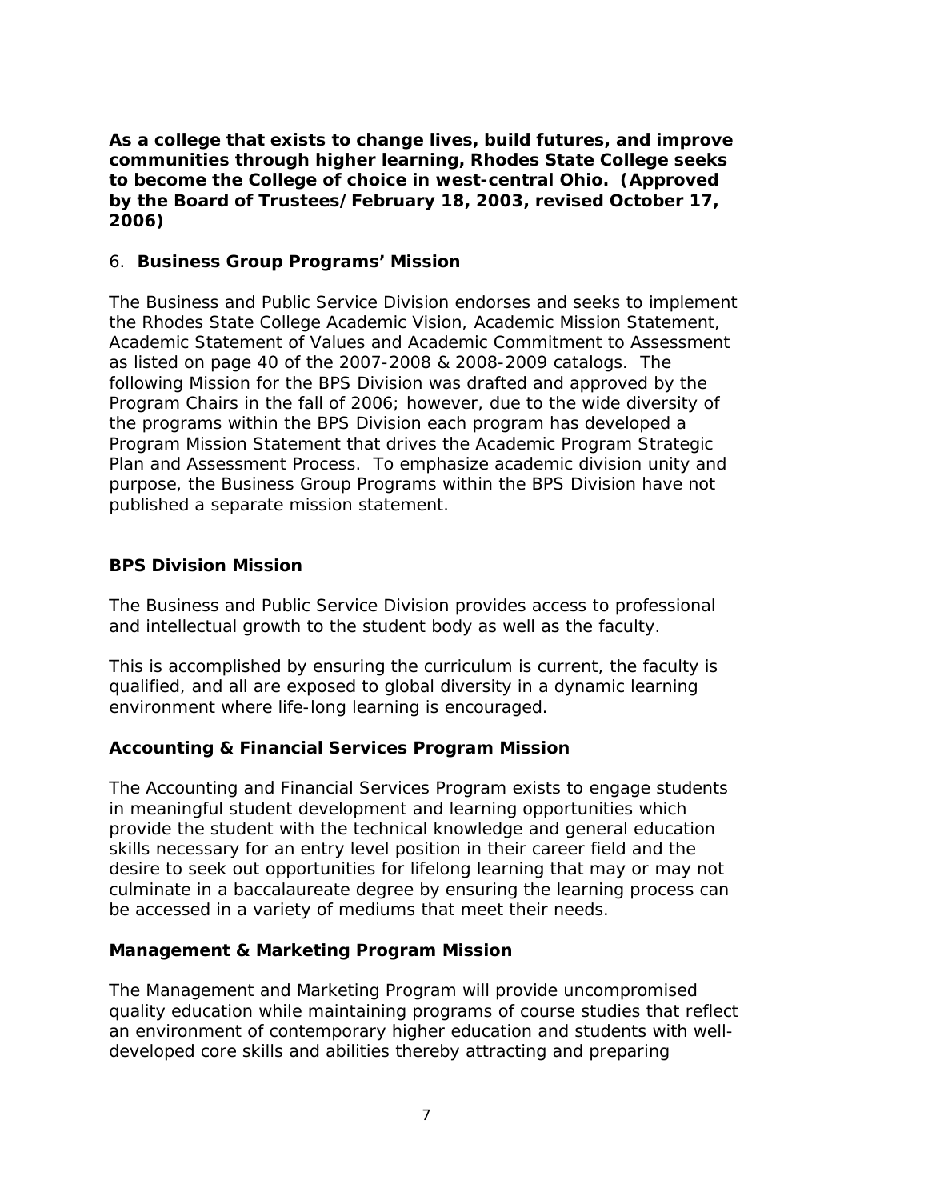**As a college that exists to change lives, build futures, and improve communities through higher learning, Rhodes State College seeks to become the College of choice in west-central Ohio. (Approved by the Board of Trustees/February 18, 2003, revised October 17, 2006)**

## 6. Business Group Programs' Mission

The Business and Public Service Division endorses and seeks to implement the Rhodes State College Academic Vision, Academic Mission Statement, Academic Statement of Values and Academic Commitment to Assessment as listed on page 40 of the 2007-2008 & 2008-2009 catalogs. The following Mission for the BPS Division was drafted and approved by the Program Chairs in the fall of 2006; however, due to the wide diversity of the programs within the BPS Division each program has developed a Program Mission Statement that drives the Academic Program Strategic Plan and Assessment Process. To emphasize academic division unity and purpose, the Business Group Programs within the BPS Division have not published a separate mission statement.

### BPS Division Mission

The Business and Public Service Division provides access to professional and intellectual growth to the student body as well as the faculty.

This is accomplished by ensuring the curriculum is current, the faculty is qualified, and all are exposed to global diversity in a dynamic learning environment where life-long learning is encouraged.

### Accounting & Financial Services Program Mission

The Accounting and Financial Services Program exists to engage students in meaningful student development and learning opportunities which provide the student with the technical knowledge and general education skills necessary for an entry level position in their career field and the desire to seek out opportunities for lifelong learning that may or may not culminate in a baccalaureate degree by ensuring the learning process can be accessed in a variety of mediums that meet their needs.

### Management & Marketing Program Mission

The Management and Marketing Program will provide uncompromised quality education while maintaining programs of course studies that reflect an environment of contemporary higher education and students with well-developed core skills and abilities thereby attracting and preparing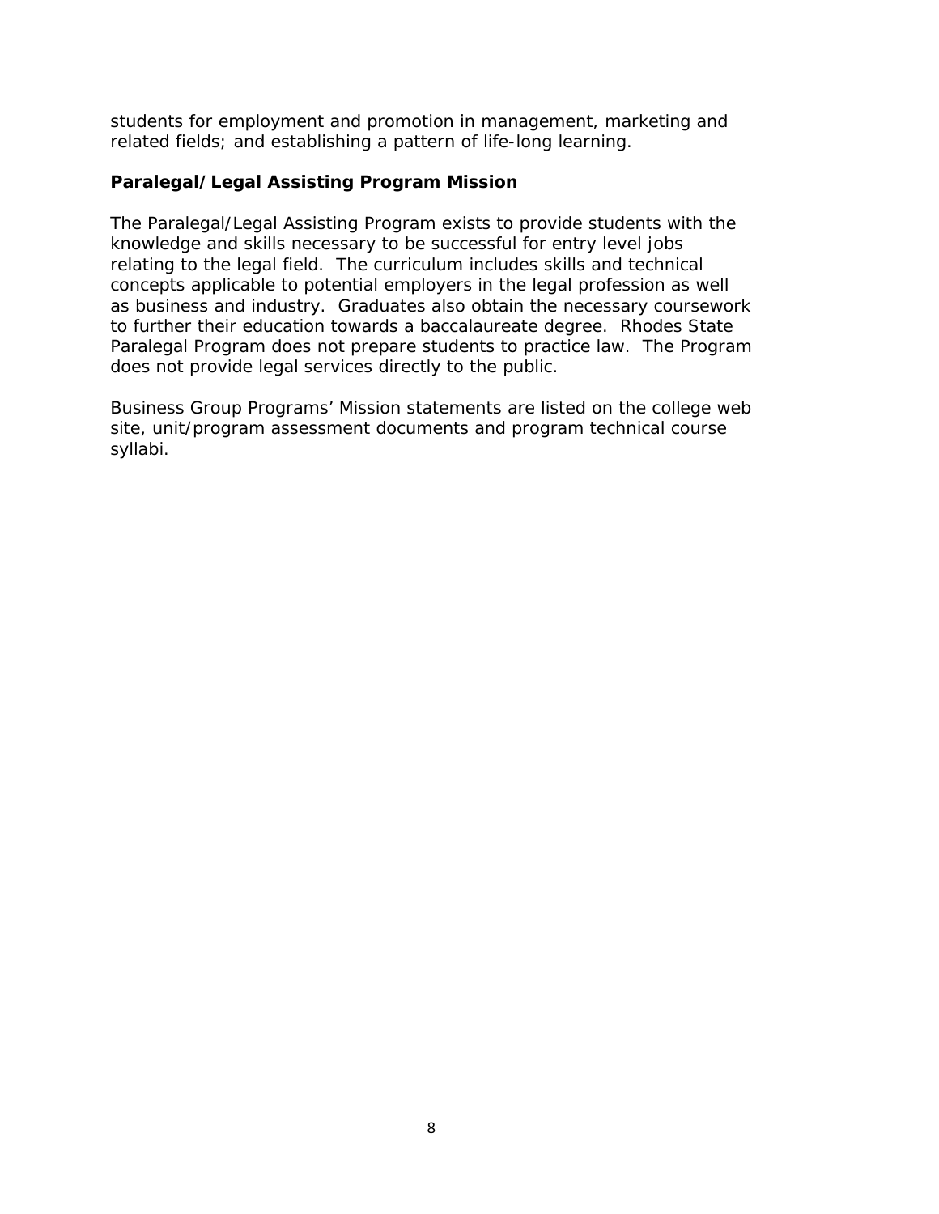students for employment and promotion in management, marketing and related fields; and establishing a pattern of life-long learning.

### Paralegal/Legal Assisting Program Mission

The Paralegal/Legal Assisting Program exists to provide students with the knowledge and skills necessary to be successful for entry level jobs relating to the legal field. The curriculum includes skills and technical concepts applicable to potential employers in the legal profession as well as business and industry. Graduates also obtain the necessary coursework to further their education towards a baccalaureate degree. Rhodes State Paralegal Program does not prepare students to practice law. The Program does not provide legal services directly to the public.

Business Group Programs' Mission statements are listed on the college web site, unit/program assessment documents and program technical course syllabi.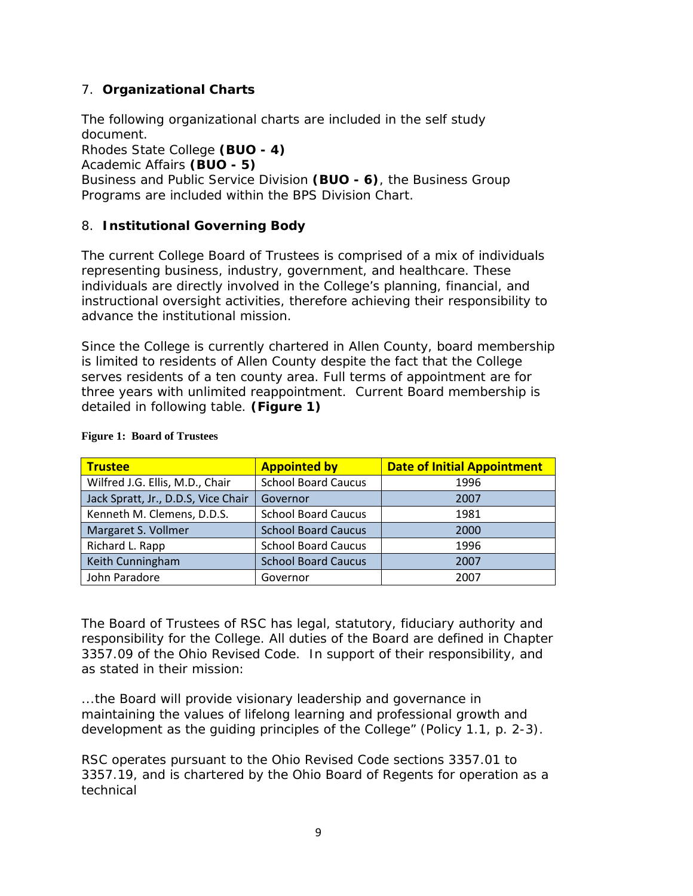## 7. **Organizational Charts**

The following organizational charts are included in the self study document.
Rhodes State College **(BUO - 4)**
Academic Affairs **(BUO - 5)**
Business and Public Service Division **(BUO - 6)**, the Business Group Programs are included within the BPS Division Chart.

## 8. **Institutional Governing Body**

The current College Board of Trustees is comprised of a mix of individuals representing business, industry, government, and healthcare. These individuals are directly involved in the College's planning, financial, and instructional oversight activities, therefore achieving their responsibility to advance the institutional mission.

Since the College is currently chartered in Allen County, board membership is limited to residents of Allen County despite the fact that the College serves residents of a ten county area. Full terms of appointment are for three years with unlimited reappointment. Current Board membership is detailed in following table. **(Figure 1)**

**Figure 1: Board of Trustees**

| Trustee | Appointed by | Date of Initial Appointment |
|---|---|---|
| Wilfred J.G. Ellis, M.D., Chair | School Board Caucus | 1996 |
| Jack Spratt, Jr., D.D.S, Vice Chair | Governor | 2007 |
| Kenneth M. Clemens, D.D.S. | School Board Caucus | 1981 |
| Margaret S. Vollmer | School Board Caucus | 2000 |
| Richard L. Rapp | School Board Caucus | 1996 |
| Keith Cunningham | School Board Caucus | 2007 |
| John Paradore | Governor | 2007 |

The Board of Trustees of RSC has legal, statutory, fiduciary authority and responsibility for the College. All duties of the Board are defined in Chapter 3357.09 of the Ohio Revised Code. In support of their responsibility, and as stated in their mission:

...the Board will provide visionary leadership and governance in maintaining the values of lifelong learning and professional growth and development as the guiding principles of the College" (Policy 1.1, p. 2-3).

RSC operates pursuant to the Ohio Revised Code sections 3357.01 to 3357.19, and is chartered by the Ohio Board of Regents for operation as a technical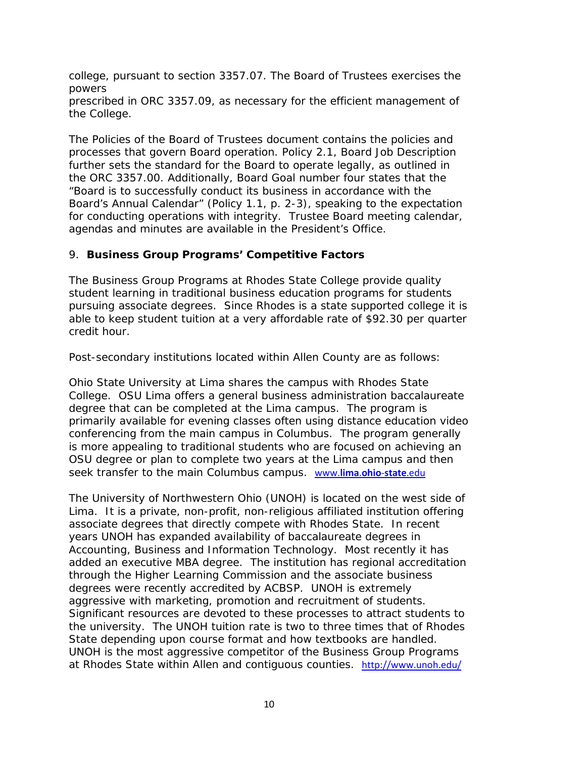college, pursuant to section 3357.07. The Board of Trustees exercises the powers prescribed in ORC 3357.09, as necessary for the efficient management of the College.

The Policies of the Board of Trustees document contains the policies and processes that govern Board operation. Policy 2.1, Board Job Description further sets the standard for the Board to operate legally, as outlined in the ORC 3357.00. Additionally, Board Goal number four states that the "Board is to successfully conduct its business in accordance with the Board's Annual Calendar" (Policy 1.1, p. 2-3), speaking to the expectation for conducting operations with integrity. Trustee Board meeting calendar, agendas and minutes are available in the President's Office.

## 9. **Business Group Programs' Competitive Factors**

The Business Group Programs at Rhodes State College provide quality student learning in traditional business education programs for students pursuing associate degrees. Since Rhodes is a state supported college it is able to keep student tuition at a very affordable rate of $92.30 per quarter credit hour.

Post-secondary institutions located within Allen County are as follows:

Ohio State University at Lima shares the campus with Rhodes State College. OSU Lima offers a general business administration baccalaureate degree that can be completed at the Lima campus. The program is primarily available for evening classes often using distance education video conferencing from the main campus in Columbus. The program generally is more appealing to traditional students who are focused on achieving an OSU degree or plan to complete two years at the Lima campus and then seek transfer to the main Columbus campus. www.**lima**.**ohio-state**.edu

The University of Northwestern Ohio (UNOH) is located on the west side of Lima. It is a private, non-profit, non-religious affiliated institution offering associate degrees that directly compete with Rhodes State. In recent years UNOH has expanded availability of baccalaureate degrees in Accounting, Business and Information Technology. Most recently it has added an executive MBA degree. The institution has regional accreditation through the Higher Learning Commission and the associate business degrees were recently accredited by ACBSP. UNOH is extremely aggressive with marketing, promotion and recruitment of students. Significant resources are devoted to these processes to attract students to the university. The UNOH tuition rate is two to three times that of Rhodes State depending upon course format and how textbooks are handled. UNOH is the most aggressive competitor of the Business Group Programs at Rhodes State within Allen and contiguous counties. http://www.unoh.edu/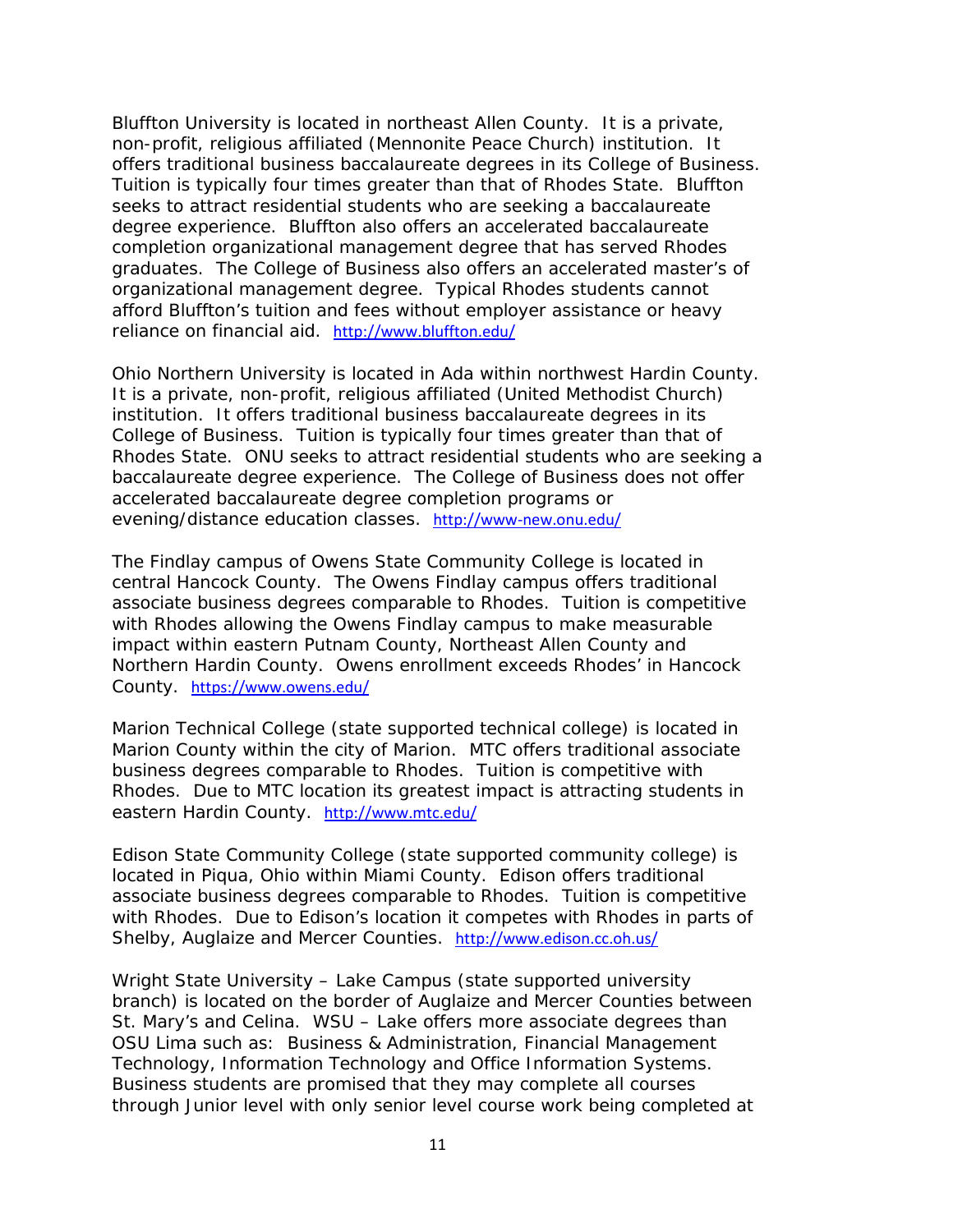Bluffton University is located in northeast Allen County. It is a private, non-profit, religious affiliated (Mennonite Peace Church) institution. It offers traditional business baccalaureate degrees in its College of Business. Tuition is typically four times greater than that of Rhodes State. Bluffton seeks to attract residential students who are seeking a baccalaureate degree experience. Bluffton also offers an accelerated baccalaureate completion organizational management degree that has served Rhodes graduates. The College of Business also offers an accelerated master's of organizational management degree. Typical Rhodes students cannot afford Bluffton's tuition and fees without employer assistance or heavy reliance on financial aid. http://www.bluffton.edu/

Ohio Northern University is located in Ada within northwest Hardin County. It is a private, non-profit, religious affiliated (United Methodist Church) institution. It offers traditional business baccalaureate degrees in its College of Business. Tuition is typically four times greater than that of Rhodes State. ONU seeks to attract residential students who are seeking a baccalaureate degree experience. The College of Business does not offer accelerated baccalaureate degree completion programs or evening/distance education classes. http://www-new.onu.edu/

The Findlay campus of Owens State Community College is located in central Hancock County. The Owens Findlay campus offers traditional associate business degrees comparable to Rhodes. Tuition is competitive with Rhodes allowing the Owens Findlay campus to make measurable impact within eastern Putnam County, Northeast Allen County and Northern Hardin County. Owens enrollment exceeds Rhodes' in Hancock County. https://www.owens.edu/

Marion Technical College (state supported technical college) is located in Marion County within the city of Marion. MTC offers traditional associate business degrees comparable to Rhodes. Tuition is competitive with Rhodes. Due to MTC location its greatest impact is attracting students in eastern Hardin County. http://www.mtc.edu/

Edison State Community College (state supported community college) is located in Piqua, Ohio within Miami County. Edison offers traditional associate business degrees comparable to Rhodes. Tuition is competitive with Rhodes. Due to Edison's location it competes with Rhodes in parts of Shelby, Auglaize and Mercer Counties. http://www.edison.cc.oh.us/

Wright State University – Lake Campus (state supported university branch) is located on the border of Auglaize and Mercer Counties between St. Mary's and Celina. WSU – Lake offers more associate degrees than OSU Lima such as: Business & Administration, Financial Management Technology, Information Technology and Office Information Systems. Business students are promised that they may complete all courses through Junior level with only senior level course work being completed at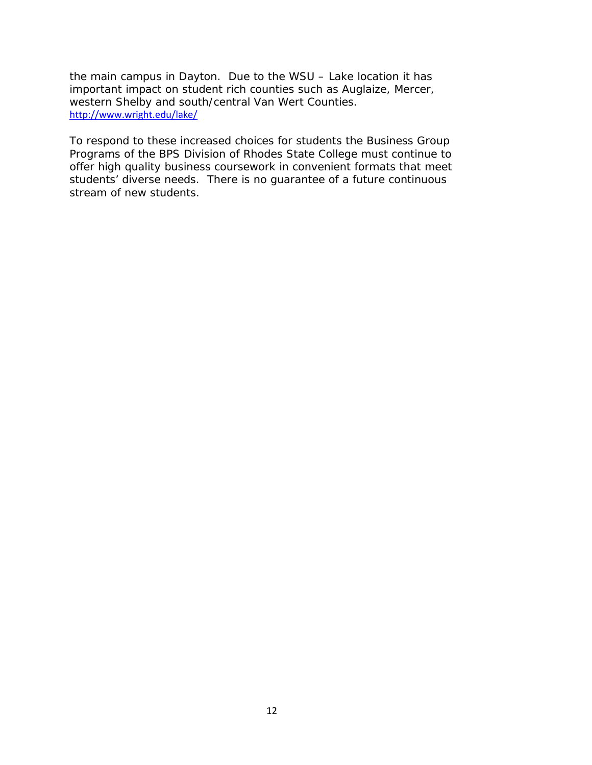the main campus in Dayton. Due to the WSU – Lake location it has important impact on student rich counties such as Auglaize, Mercer, western Shelby and south/central Van Wert Counties. http://www.wright.edu/lake/

To respond to these increased choices for students the Business Group Programs of the BPS Division of Rhodes State College must continue to offer high quality business coursework in convenient formats that meet students' diverse needs. There is no guarantee of a future continuous stream of new students.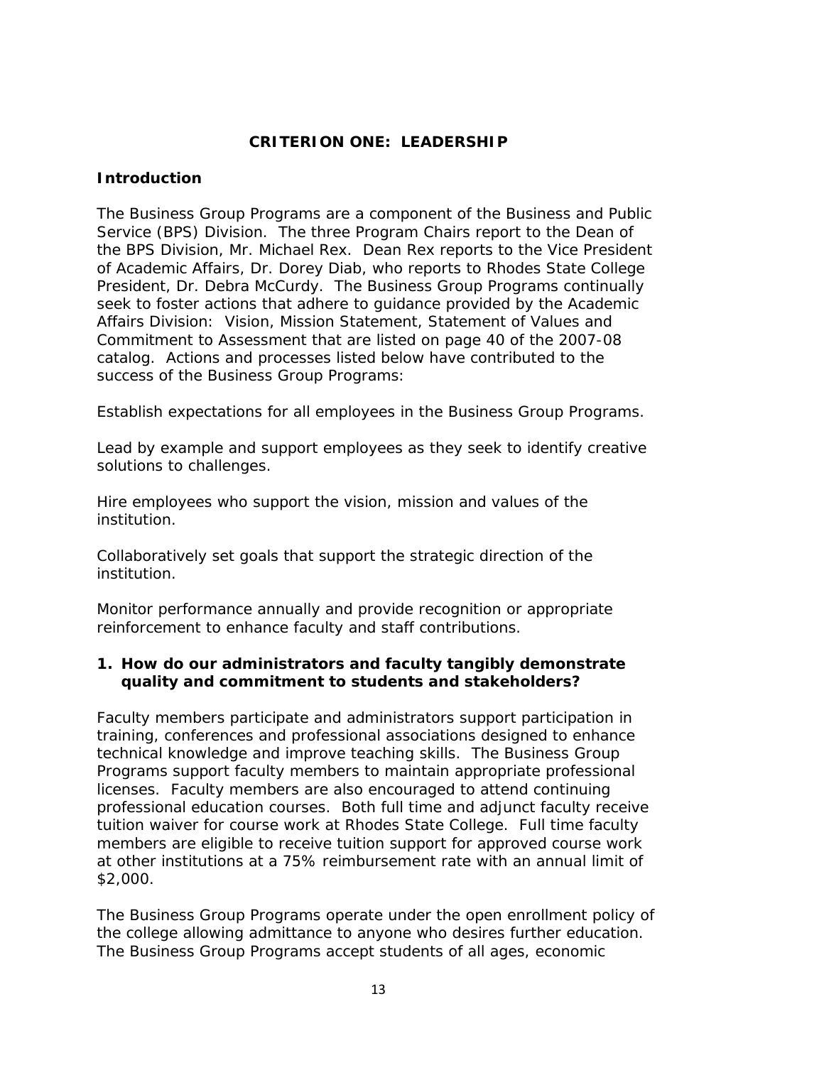# CRITERION ONE: LEADERSHIP

## Introduction

The Business Group Programs are a component of the Business and Public Service (BPS) Division. The three Program Chairs report to the Dean of the BPS Division, Mr. Michael Rex. Dean Rex reports to the Vice President of Academic Affairs, Dr. Dorey Diab, who reports to Rhodes State College President, Dr. Debra McCurdy. The Business Group Programs continually seek to foster actions that adhere to guidance provided by the Academic Affairs Division: Vision, Mission Statement, Statement of Values and Commitment to Assessment that are listed on page 40 of the 2007-08 catalog. Actions and processes listed below have contributed to the success of the Business Group Programs:

Establish expectations for all employees in the Business Group Programs.

Lead by example and support employees as they seek to identify creative solutions to challenges.

Hire employees who support the vision, mission and values of the institution.

Collaboratively set goals that support the strategic direction of the institution.

Monitor performance annually and provide recognition or appropriate reinforcement to enhance faculty and staff contributions.

**1. How do our administrators and faculty tangibly demonstrate quality and commitment to students and stakeholders?**

Faculty members participate and administrators support participation in training, conferences and professional associations designed to enhance technical knowledge and improve teaching skills. The Business Group Programs support faculty members to maintain appropriate professional licenses. Faculty members are also encouraged to attend continuing professional education courses. Both full time and adjunct faculty receive tuition waiver for course work at Rhodes State College. Full time faculty members are eligible to receive tuition support for approved course work at other institutions at a 75% reimbursement rate with an annual limit of $2,000.

The Business Group Programs operate under the open enrollment policy of the college allowing admittance to anyone who desires further education. The Business Group Programs accept students of all ages, economic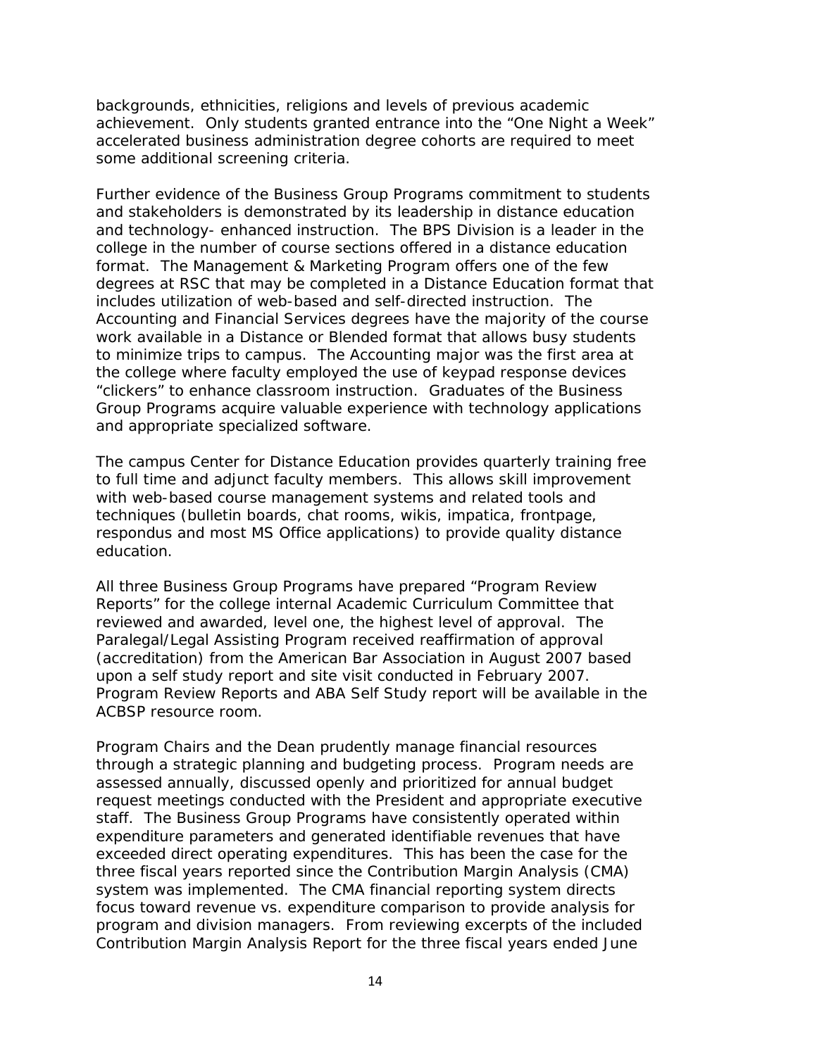backgrounds, ethnicities, religions and levels of previous academic achievement. Only students granted entrance into the "One Night a Week" accelerated business administration degree cohorts are required to meet some additional screening criteria.

Further evidence of the Business Group Programs commitment to students and stakeholders is demonstrated by its leadership in distance education and technology- enhanced instruction. The BPS Division is a leader in the college in the number of course sections offered in a distance education format. The Management & Marketing Program offers one of the few degrees at RSC that may be completed in a Distance Education format that includes utilization of web-based and self-directed instruction. The Accounting and Financial Services degrees have the majority of the course work available in a Distance or Blended format that allows busy students to minimize trips to campus. The Accounting major was the first area at the college where faculty employed the use of keypad response devices "clickers" to enhance classroom instruction. Graduates of the Business Group Programs acquire valuable experience with technology applications and appropriate specialized software.

The campus Center for Distance Education provides quarterly training free to full time and adjunct faculty members. This allows skill improvement with web-based course management systems and related tools and techniques (bulletin boards, chat rooms, wikis, impatica, frontpage, respondus and most MS Office applications) to provide quality distance education.

All three Business Group Programs have prepared "Program Review Reports" for the college internal Academic Curriculum Committee that reviewed and awarded, level one, the highest level of approval. The Paralegal/Legal Assisting Program received reaffirmation of approval (accreditation) from the American Bar Association in August 2007 based upon a self study report and site visit conducted in February 2007. Program Review Reports and ABA Self Study report will be available in the ACBSP resource room.

Program Chairs and the Dean prudently manage financial resources through a strategic planning and budgeting process. Program needs are assessed annually, discussed openly and prioritized for annual budget request meetings conducted with the President and appropriate executive staff. The Business Group Programs have consistently operated within expenditure parameters and generated identifiable revenues that have exceeded direct operating expenditures. This has been the case for the three fiscal years reported since the Contribution Margin Analysis (CMA) system was implemented. The CMA financial reporting system directs focus toward revenue vs. expenditure comparison to provide analysis for program and division managers. From reviewing excerpts of the included Contribution Margin Analysis Report for the three fiscal years ended June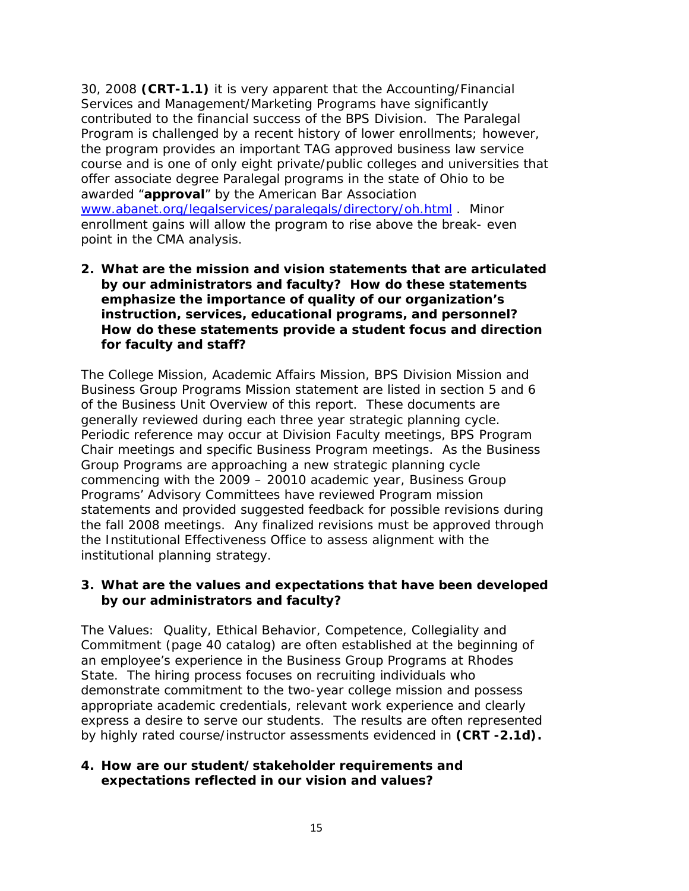30, 2008 **(CRT-1.1)** it is very apparent that the Accounting/Financial Services and Management/Marketing Programs have significantly contributed to the financial success of the BPS Division. The Paralegal Program is challenged by a recent history of lower enrollments; however, the program provides an important TAG approved business law service course and is one of only eight private/public colleges and universities that offer associate degree Paralegal programs in the state of Ohio to be awarded "**approval**" by the American Bar Association www.abanet.org/legalservices/paralegals/directory/oh.html . Minor enrollment gains will allow the program to rise above the break- even point in the CMA analysis.

2. **What are the mission and vision statements that are articulated by our administrators and faculty? How do these statements emphasize the importance of quality of our organization's instruction, services, educational programs, and personnel? How do these statements provide a student focus and direction for faculty and staff?**

The College Mission, Academic Affairs Mission, BPS Division Mission and Business Group Programs Mission statement are listed in section 5 and 6 of the Business Unit Overview of this report. These documents are generally reviewed during each three year strategic planning cycle. Periodic reference may occur at Division Faculty meetings, BPS Program Chair meetings and specific Business Program meetings. As the Business Group Programs are approaching a new strategic planning cycle commencing with the 2009 – 20010 academic year, Business Group Programs' Advisory Committees have reviewed Program mission statements and provided suggested feedback for possible revisions during the fall 2008 meetings. Any finalized revisions must be approved through the Institutional Effectiveness Office to assess alignment with the institutional planning strategy.

3. **What are the values and expectations that have been developed by our administrators and faculty?**

The Values: Quality, Ethical Behavior, Competence, Collegiality and Commitment (page 40 catalog) are often established at the beginning of an employee's experience in the Business Group Programs at Rhodes State. The hiring process focuses on recruiting individuals who demonstrate commitment to the two-year college mission and possess appropriate academic credentials, relevant work experience and clearly express a desire to serve our students. The results are often represented by highly rated course/instructor assessments evidenced in **(CRT -2.1d).**

4. **How are our student/stakeholder requirements and expectations reflected in our vision and values?**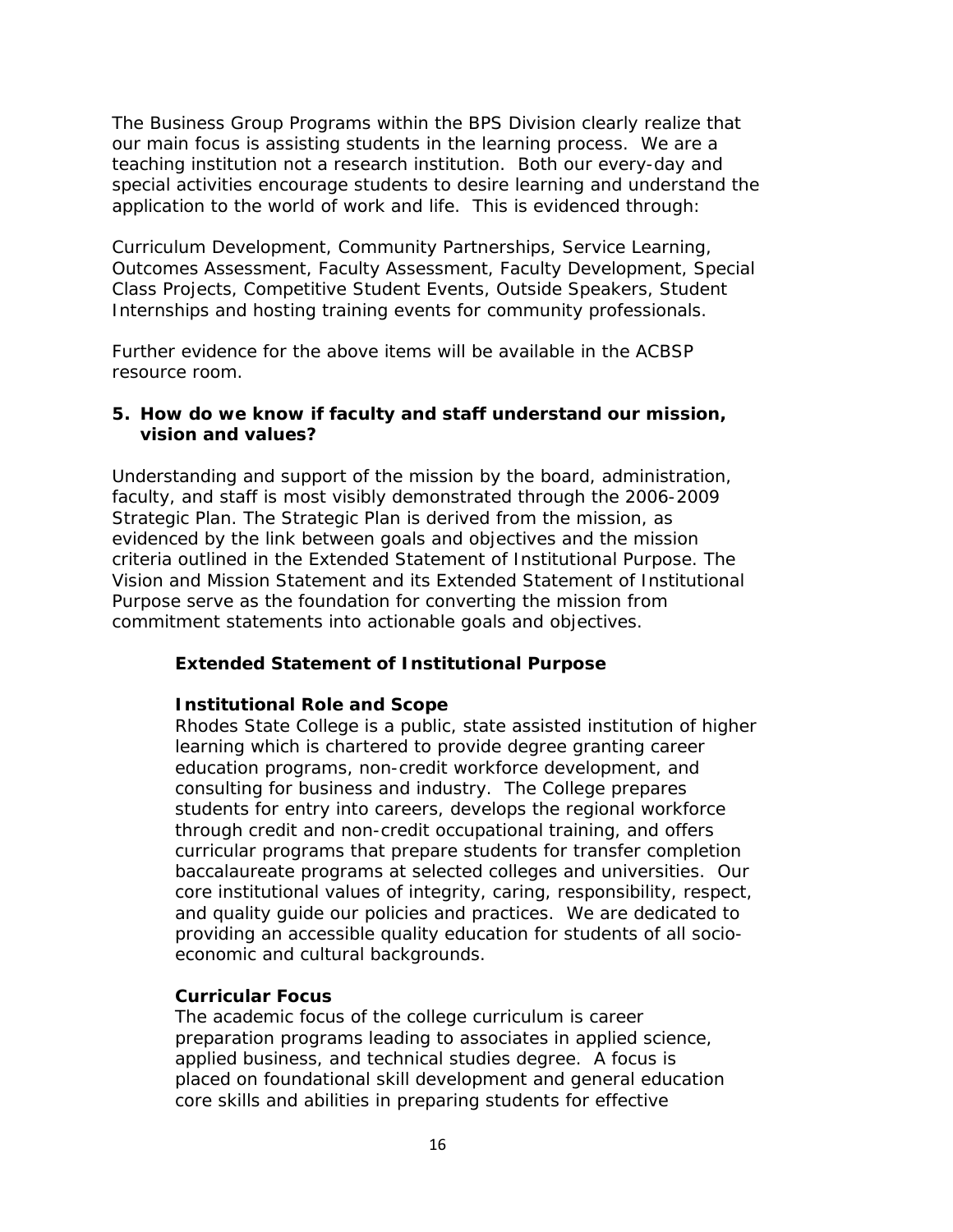The Business Group Programs within the BPS Division clearly realize that our main focus is assisting students in the learning process. We are a teaching institution not a research institution. Both our every-day and special activities encourage students to desire learning and understand the application to the world of work and life. This is evidenced through:

Curriculum Development, Community Partnerships, Service Learning, Outcomes Assessment, Faculty Assessment, Faculty Development, Special Class Projects, Competitive Student Events, Outside Speakers, Student Internships and hosting training events for community professionals.

Further evidence for the above items will be available in the ACBSP resource room.

**5. How do we know if faculty and staff understand our mission, vision and values?**

Understanding and support of the mission by the board, administration, faculty, and staff is most visibly demonstrated through the 2006-2009 Strategic Plan. The Strategic Plan is derived from the mission, as evidenced by the link between goals and objectives and the mission criteria outlined in the Extended Statement of Institutional Purpose. The Vision and Mission Statement and its Extended Statement of Institutional Purpose serve as the foundation for converting the mission from commitment statements into actionable goals and objectives.

**Extended Statement of Institutional Purpose**

**Institutional Role and Scope**
Rhodes State College is a public, state assisted institution of higher learning which is chartered to provide degree granting career education programs, non-credit workforce development, and consulting for business and industry. The College prepares students for entry into careers, develops the regional workforce through credit and non-credit occupational training, and offers curricular programs that prepare students for transfer completion baccalaureate programs at selected colleges and universities. Our core institutional values of integrity, caring, responsibility, respect, and quality guide our policies and practices. We are dedicated to providing an accessible quality education for students of all socio-economic and cultural backgrounds.

**Curricular Focus**
The academic focus of the college curriculum is career preparation programs leading to associates in applied science, applied business, and technical studies degree. A focus is placed on foundational skill development and general education core skills and abilities in preparing students for effective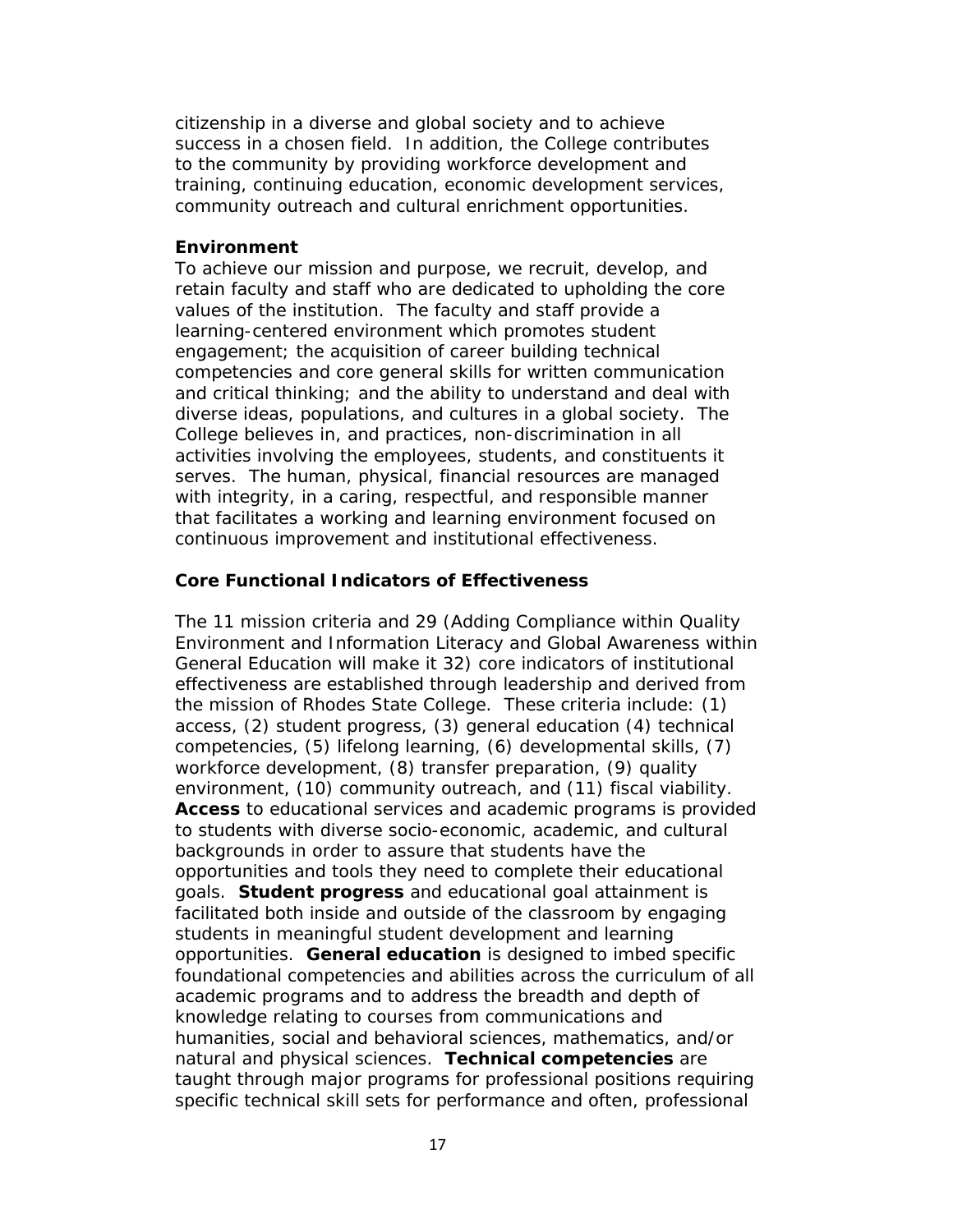citizenship in a diverse and global society and to achieve success in a chosen field. In addition, the College contributes to the community by providing workforce development and training, continuing education, economic development services, community outreach and cultural enrichment opportunities.

**Environment**

To achieve our mission and purpose, we recruit, develop, and retain faculty and staff who are dedicated to upholding the core values of the institution. The faculty and staff provide a learning-centered environment which promotes student engagement; the acquisition of career building technical competencies and core general skills for written communication and critical thinking; and the ability to understand and deal with diverse ideas, populations, and cultures in a global society. The College believes in, and practices, non-discrimination in all activities involving the employees, students, and constituents it serves. The human, physical, financial resources are managed with integrity, in a caring, respectful, and responsible manner that facilitates a working and learning environment focused on continuous improvement and institutional effectiveness.

**Core Functional Indicators of Effectiveness**

The 11 mission criteria and 29 (Adding Compliance within Quality Environment and Information Literacy and Global Awareness within General Education will make it 32) core indicators of institutional effectiveness are established through leadership and derived from the mission of Rhodes State College. These criteria include: (1) access, (2) student progress, (3) general education (4) technical competencies, (5) lifelong learning, (6) developmental skills, (7) workforce development, (8) transfer preparation, (9) quality environment, (10) community outreach, and (11) fiscal viability. **Access** to educational services and academic programs is provided to students with diverse socio-economic, academic, and cultural backgrounds in order to assure that students have the opportunities and tools they need to complete their educational goals. **Student progress** and educational goal attainment is facilitated both inside and outside of the classroom by engaging students in meaningful student development and learning opportunities. **General education** is designed to imbed specific foundational competencies and abilities across the curriculum of all academic programs and to address the breadth and depth of knowledge relating to courses from communications and humanities, social and behavioral sciences, mathematics, and/or natural and physical sciences. **Technical competencies** are taught through major programs for professional positions requiring specific technical skill sets for performance and often, professional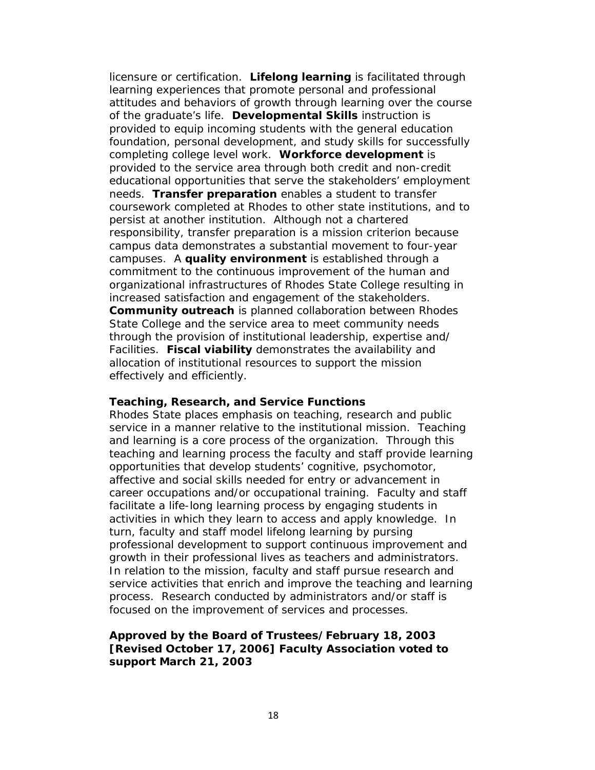licensure or certification. **Lifelong learning** is facilitated through learning experiences that promote personal and professional attitudes and behaviors of growth through learning over the course of the graduate's life. **Developmental Skills** instruction is provided to equip incoming students with the general education foundation, personal development, and study skills for successfully completing college level work. **Workforce development** is provided to the service area through both credit and non-credit educational opportunities that serve the stakeholders' employment needs. **Transfer preparation** enables a student to transfer coursework completed at Rhodes to other state institutions, and to persist at another institution. Although not a chartered responsibility, transfer preparation is a mission criterion because campus data demonstrates a substantial movement to four-year campuses. A **quality environment** is established through a commitment to the continuous improvement of the human and organizational infrastructures of Rhodes State College resulting in increased satisfaction and engagement of the stakeholders. **Community outreach** is planned collaboration between Rhodes State College and the service area to meet community needs through the provision of institutional leadership, expertise and/ Facilities. **Fiscal viability** demonstrates the availability and allocation of institutional resources to support the mission effectively and efficiently.

**Teaching, Research, and Service Functions**

Rhodes State places emphasis on teaching, research and public service in a manner relative to the institutional mission. Teaching and learning is a core process of the organization. Through this teaching and learning process the faculty and staff provide learning opportunities that develop students' cognitive, psychomotor, affective and social skills needed for entry or advancement in career occupations and/or occupational training. Faculty and staff facilitate a life-long learning process by engaging students in activities in which they learn to access and apply knowledge. In turn, faculty and staff model lifelong learning by pursing professional development to support continuous improvement and growth in their professional lives as teachers and administrators. In relation to the mission, faculty and staff pursue research and service activities that enrich and improve the teaching and learning process. Research conducted by administrators and/or staff is focused on the improvement of services and processes.

**Approved by the Board of Trustees/February 18, 2003 [Revised October 17, 2006] Faculty Association voted to support March 21, 2003**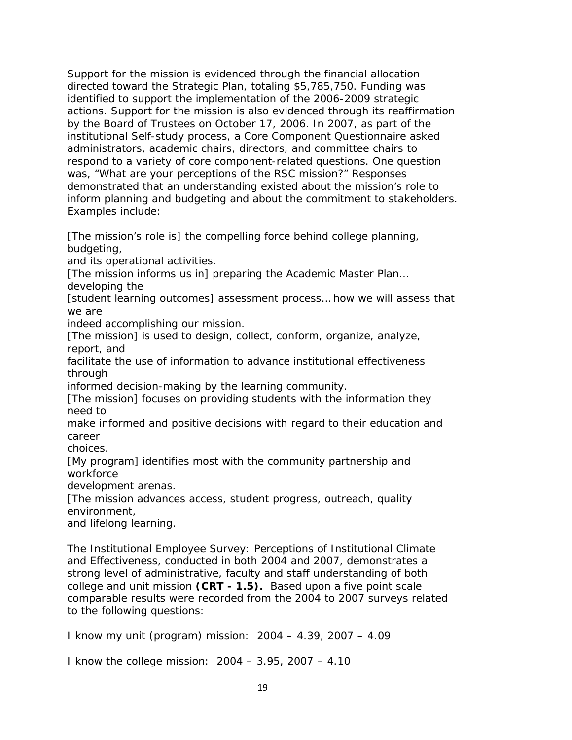Support for the mission is evidenced through the financial allocation directed toward the Strategic Plan, totaling $5,785,750. Funding was identified to support the implementation of the 2006-2009 strategic actions. Support for the mission is also evidenced through its reaffirmation by the Board of Trustees on October 17, 2006. In 2007, as part of the institutional Self-study process, a Core Component Questionnaire asked administrators, academic chairs, directors, and committee chairs to respond to a variety of core component-related questions. One question was, "What are your perceptions of the RSC mission?" Responses demonstrated that an understanding existed about the mission's role to inform planning and budgeting and about the commitment to stakeholders. Examples include:

[The mission's role is] the compelling force behind college planning, budgeting, and its operational activities.

[The mission informs us in] preparing the Academic Master Plan… developing the [student learning outcomes] assessment process… how we will assess that we are indeed accomplishing our mission.

[The mission] is used to design, collect, conform, organize, analyze, report, and facilitate the use of information to advance institutional effectiveness through informed decision-making by the learning community.

[The mission] focuses on providing students with the information they need to make informed and positive decisions with regard to their education and career choices.

[My program] identifies most with the community partnership and workforce development arenas.

[The mission advances access, student progress, outreach, quality environment, and lifelong learning.

The Institutional Employee Survey: Perceptions of Institutional Climate and Effectiveness, conducted in both 2004 and 2007, demonstrates a strong level of administrative, faculty and staff understanding of both college and unit mission **(CRT - 1.5).** Based upon a five point scale comparable results were recorded from the 2004 to 2007 surveys related to the following questions:

I know my unit (program) mission: 2004 – 4.39, 2007 – 4.09

I know the college mission: 2004 – 3.95, 2007 – 4.10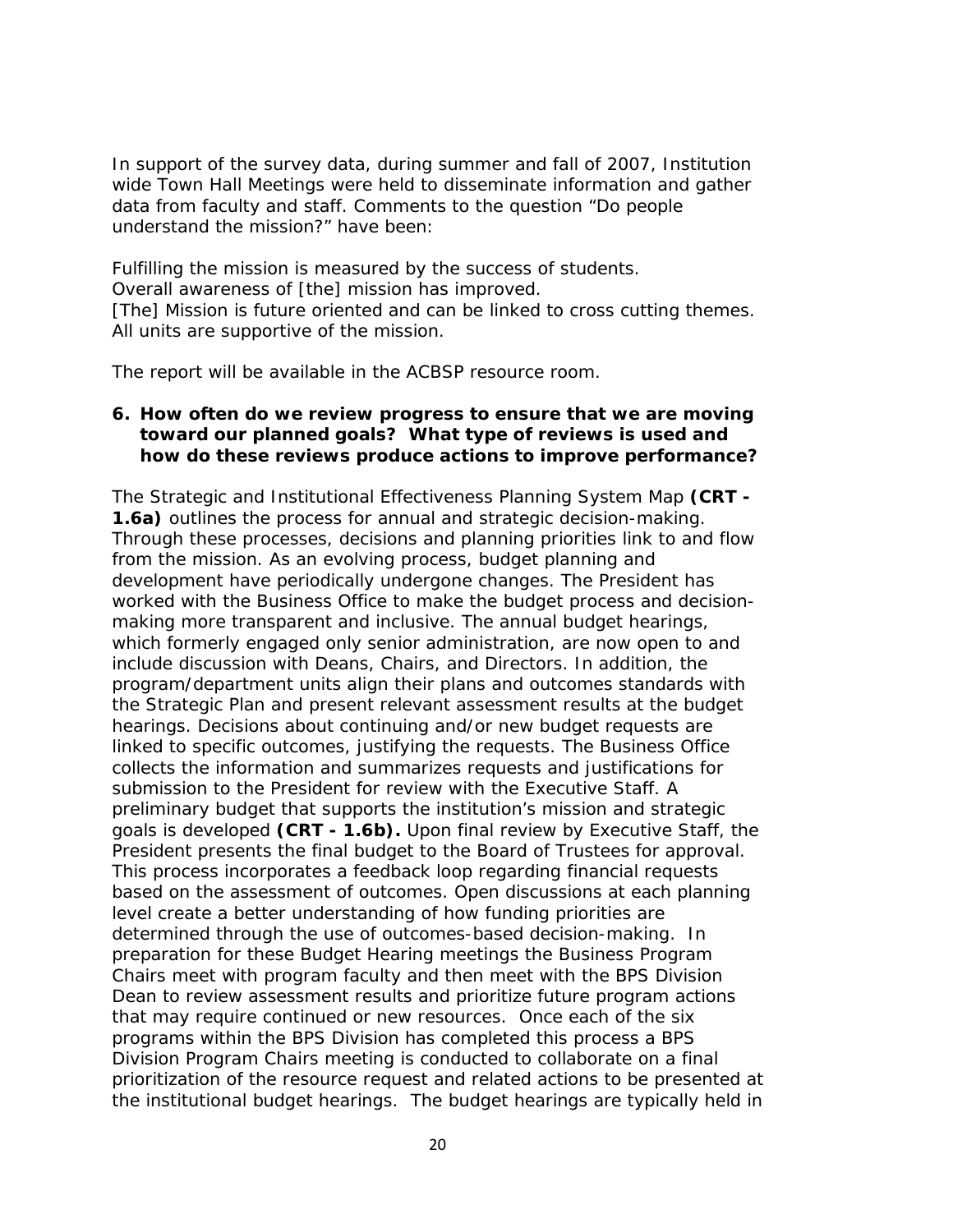In support of the survey data, during summer and fall of 2007, Institution wide Town Hall Meetings were held to disseminate information and gather data from faculty and staff. Comments to the question "Do people understand the mission?" have been:

Fulfilling the mission is measured by the success of students.
Overall awareness of [the] mission has improved.
[The] Mission is future oriented and can be linked to cross cutting themes.
All units are supportive of the mission.

The report will be available in the ACBSP resource room.

**6. How often do we review progress to ensure that we are moving toward our planned goals? What type of reviews is used and how do these reviews produce actions to improve performance?**

The Strategic and Institutional Effectiveness Planning System Map **(CRT - 1.6a)** outlines the process for annual and strategic decision-making. Through these processes, decisions and planning priorities link to and flow from the mission. As an evolving process, budget planning and development have periodically undergone changes. The President has worked with the Business Office to make the budget process and decision-making more transparent and inclusive. The annual budget hearings, which formerly engaged only senior administration, are now open to and include discussion with Deans, Chairs, and Directors. In addition, the program/department units align their plans and outcomes standards with the Strategic Plan and present relevant assessment results at the budget hearings. Decisions about continuing and/or new budget requests are linked to specific outcomes, justifying the requests. The Business Office collects the information and summarizes requests and justifications for submission to the President for review with the Executive Staff. A preliminary budget that supports the institution's mission and strategic goals is developed **(CRT - 1.6b).** Upon final review by Executive Staff, the President presents the final budget to the Board of Trustees for approval. This process incorporates a feedback loop regarding financial requests based on the assessment of outcomes. Open discussions at each planning level create a better understanding of how funding priorities are determined through the use of outcomes-based decision-making. In preparation for these Budget Hearing meetings the Business Program Chairs meet with program faculty and then meet with the BPS Division Dean to review assessment results and prioritize future program actions that may require continued or new resources. Once each of the six programs within the BPS Division has completed this process a BPS Division Program Chairs meeting is conducted to collaborate on a final prioritization of the resource request and related actions to be presented at the institutional budget hearings. The budget hearings are typically held in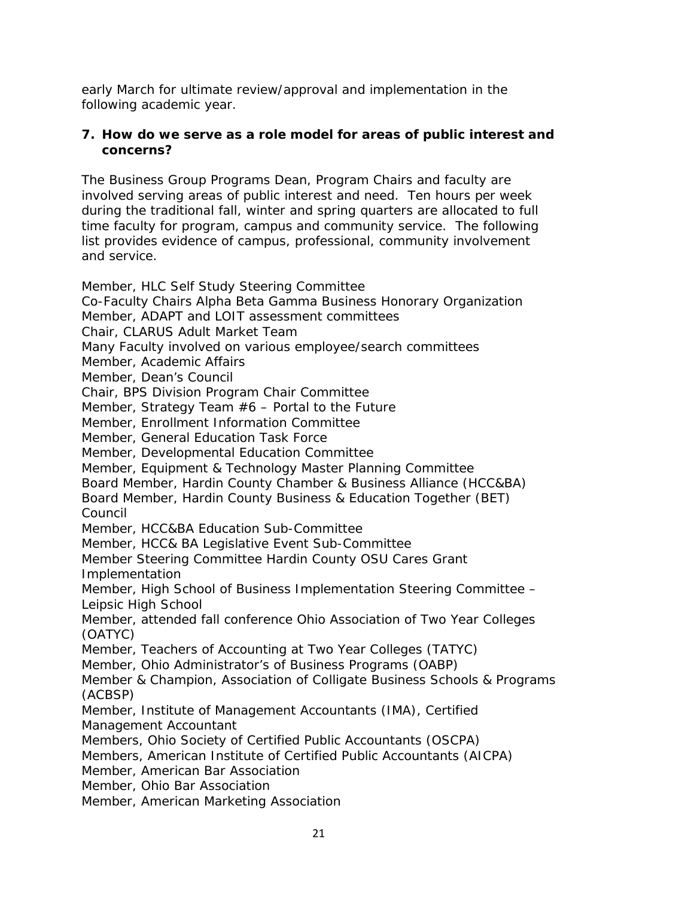early March for ultimate review/approval and implementation in the following academic year.

**7. How do we serve as a role model for areas of public interest and concerns?**

The Business Group Programs Dean, Program Chairs and faculty are involved serving areas of public interest and need. Ten hours per week during the traditional fall, winter and spring quarters are allocated to full time faculty for program, campus and community service. The following list provides evidence of campus, professional, community involvement and service.

Member, HLC Self Study Steering Committee
Co-Faculty Chairs Alpha Beta Gamma Business Honorary Organization
Member, ADAPT and LOIT assessment committees
Chair, CLARUS Adult Market Team
Many Faculty involved on various employee/search committees
Member, Academic Affairs
Member, Dean's Council
Chair, BPS Division Program Chair Committee
Member, Strategy Team #6 – Portal to the Future
Member, Enrollment Information Committee
Member, General Education Task Force
Member, Developmental Education Committee
Member, Equipment & Technology Master Planning Committee
Board Member, Hardin County Chamber & Business Alliance (HCC&BA)
Board Member, Hardin County Business & Education Together (BET) Council
Member, HCC&BA Education Sub-Committee
Member, HCC& BA Legislative Event Sub-Committee
Member Steering Committee Hardin County OSU Cares Grant Implementation
Member, High School of Business Implementation Steering Committee – Leipsic High School
Member, attended fall conference Ohio Association of Two Year Colleges (OATYC)
Member, Teachers of Accounting at Two Year Colleges (TATYC)
Member, Ohio Administrator's of Business Programs (OABP)
Member & Champion, Association of Colligate Business Schools & Programs (ACBSP)
Member, Institute of Management Accountants (IMA), Certified Management Accountant
Members, Ohio Society of Certified Public Accountants (OSCPA)
Members, American Institute of Certified Public Accountants (AICPA)
Member, American Bar Association
Member, Ohio Bar Association
Member, American Marketing Association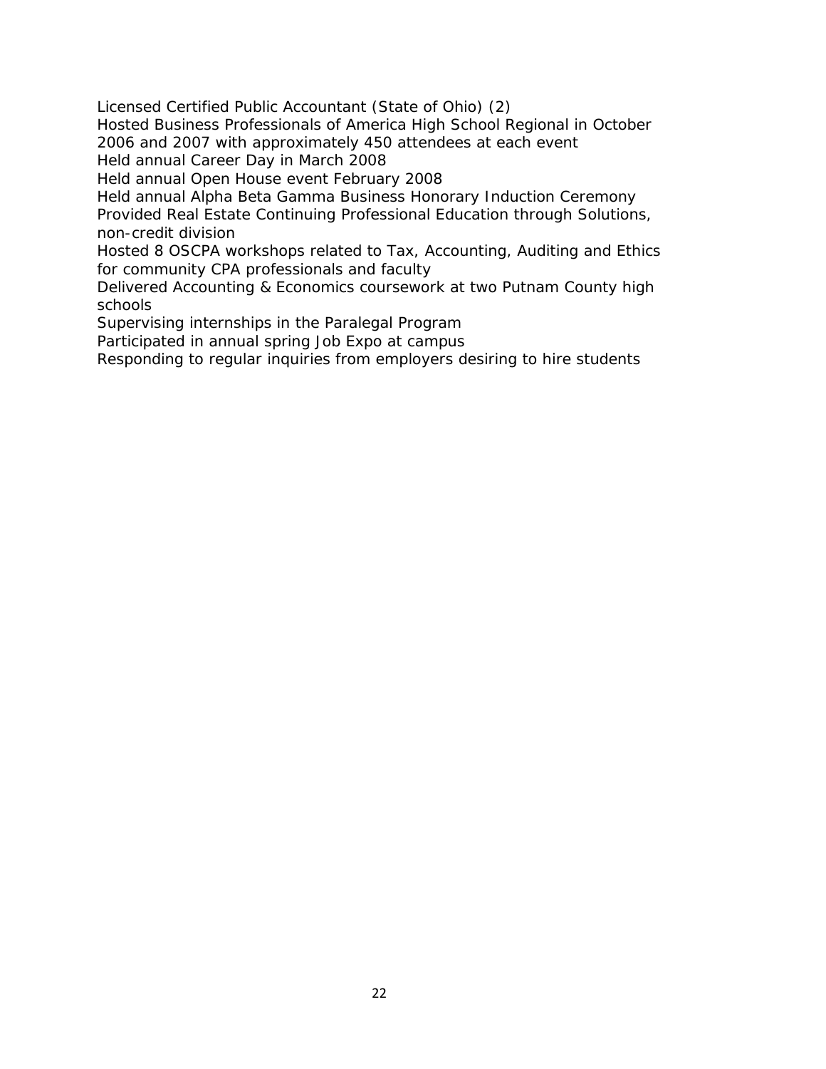Licensed Certified Public Accountant (State of Ohio) (2)

Hosted Business Professionals of America High School Regional in October 2006 and 2007 with approximately 450 attendees at each event

Held annual Career Day in March 2008

Held annual Open House event February 2008

Held annual Alpha Beta Gamma Business Honorary Induction Ceremony

Provided Real Estate Continuing Professional Education through Solutions, non-credit division

Hosted 8 OSCPA workshops related to Tax, Accounting, Auditing and Ethics for community CPA professionals and faculty

Delivered Accounting & Economics coursework at two Putnam County high schools

Supervising internships in the Paralegal Program

Participated in annual spring Job Expo at campus

Responding to regular inquiries from employers desiring to hire students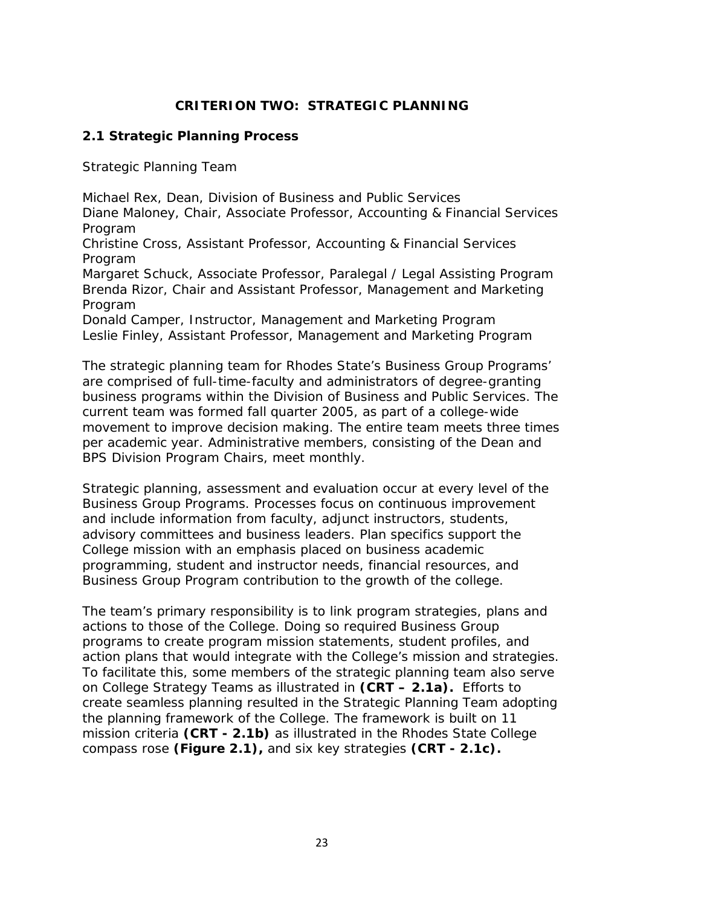# CRITERION TWO: STRATEGIC PLANNING

## 2.1 Strategic Planning Process

Strategic Planning Team

Michael Rex, Dean, Division of Business and Public Services
Diane Maloney, Chair, Associate Professor, Accounting & Financial Services Program
Christine Cross, Assistant Professor, Accounting & Financial Services Program
Margaret Schuck, Associate Professor, Paralegal / Legal Assisting Program
Brenda Rizor, Chair and Assistant Professor, Management and Marketing Program
Donald Camper, Instructor, Management and Marketing Program
Leslie Finley, Assistant Professor, Management and Marketing Program

The strategic planning team for Rhodes State's Business Group Programs' are comprised of full-time-faculty and administrators of degree-granting business programs within the Division of Business and Public Services. The current team was formed fall quarter 2005, as part of a college-wide movement to improve decision making. The entire team meets three times per academic year. Administrative members, consisting of the Dean and BPS Division Program Chairs, meet monthly.

Strategic planning, assessment and evaluation occur at every level of the Business Group Programs. Processes focus on continuous improvement and include information from faculty, adjunct instructors, students, advisory committees and business leaders. Plan specifics support the College mission with an emphasis placed on business academic programming, student and instructor needs, financial resources, and Business Group Program contribution to the growth of the college.

The team's primary responsibility is to link program strategies, plans and actions to those of the College. Doing so required Business Group programs to create program mission statements, student profiles, and action plans that would integrate with the College's mission and strategies. To facilitate this, some members of the strategic planning team also serve on College Strategy Teams as illustrated in **(CRT – 2.1a).** Efforts to create seamless planning resulted in the Strategic Planning Team adopting the planning framework of the College. The framework is built on 11 mission criteria **(CRT - 2.1b)** as illustrated in the Rhodes State College compass rose **(Figure 2.1),** and six key strategies **(CRT - 2.1c).**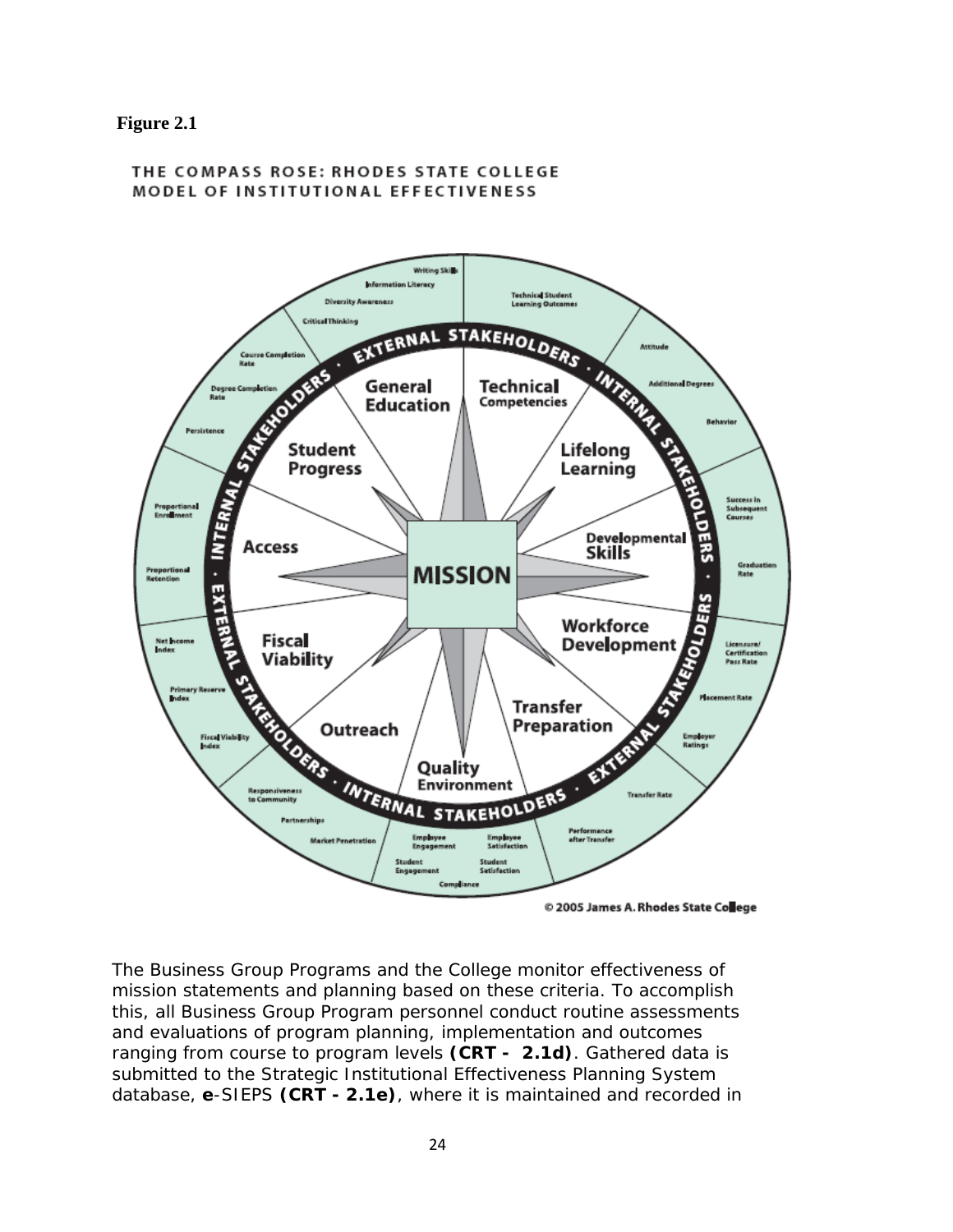**Figure 2.1**

THE COMPASS ROSE: RHODES STATE COLLEGE MODEL OF INSTITUTIONAL EFFECTIVENESS

Writing Skills
Information Literacy
Diversity Awareness
Critical Thinking
Technical Student Learning Outcomes
Attitude
Additional Degrees
Behavior
Course Completion Rate
Degree Completion Rate
Persistence
Success in Subsequent Courses
Graduation Rate
Proportional Enrollment
Proportional Retention
Licensure/ Certification Pass Rate
Placement Rate
Employer Ratings
Transfer Rate
Performance after Transfer
Net Income Index
Primary Reserve Index
Fiscal Viability Index
Responsiveness to Community
Partnerships
Market Penetration
Employee Engagement
Employee Satisfaction
Student Engagement
Student Satisfaction
Compliance

EXTERNAL STAKEHOLDERS · INTERNAL STAKEHOLDERS · EXTERNAL STAKEHOLDERS · INTERNAL STAKEHOLDERS

General Education
Technical Competencies
Lifelong Learning
Developmental Skills
Workforce Development
Transfer Preparation
Quality Environment
Outreach
Fiscal Viability
Access
Student Progress

MISSION

© 2005 James A. Rhodes State College

The Business Group Programs and the College monitor effectiveness of mission statements and planning based on these criteria. To accomplish this, all Business Group Program personnel conduct routine assessments and evaluations of program planning, implementation and outcomes ranging from course to program levels **(CRT - 2.1d)**. Gathered data is submitted to the Strategic Institutional Effectiveness Planning System database, **e**-SIEPS **(CRT - 2.1e)**, where it is maintained and recorded in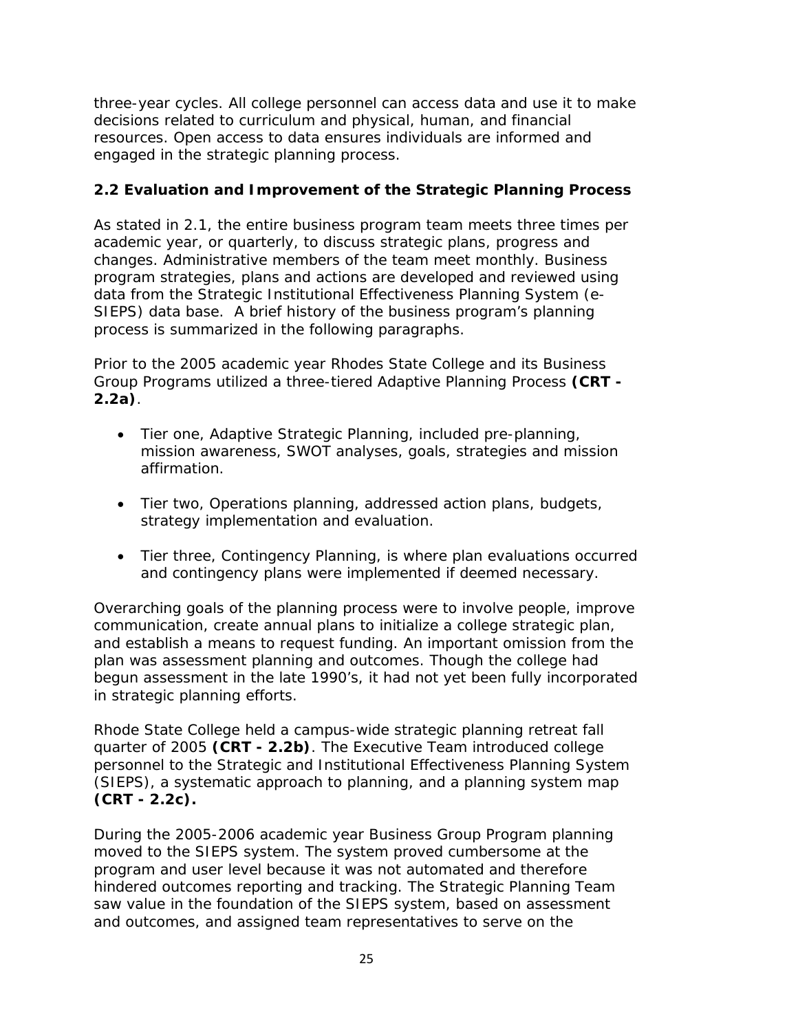three-year cycles. All college personnel can access data and use it to make decisions related to curriculum and physical, human, and financial resources. Open access to data ensures individuals are informed and engaged in the strategic planning process.

### 2.2 Evaluation and Improvement of the Strategic Planning Process

As stated in 2.1, the entire business program team meets three times per academic year, or quarterly, to discuss strategic plans, progress and changes. Administrative members of the team meet monthly. Business program strategies, plans and actions are developed and reviewed using data from the Strategic Institutional Effectiveness Planning System (e-SIEPS) data base. A brief history of the business program's planning process is summarized in the following paragraphs.

Prior to the 2005 academic year Rhodes State College and its Business Group Programs utilized a three-tiered Adaptive Planning Process **(CRT - 2.2a)**.

- Tier one, Adaptive Strategic Planning, included pre-planning, mission awareness, SWOT analyses, goals, strategies and mission affirmation.

- Tier two, Operations planning, addressed action plans, budgets, strategy implementation and evaluation.

- Tier three, Contingency Planning, is where plan evaluations occurred and contingency plans were implemented if deemed necessary.

Overarching goals of the planning process were to involve people, improve communication, create annual plans to initialize a college strategic plan, and establish a means to request funding. An important omission from the plan was assessment planning and outcomes. Though the college had begun assessment in the late 1990's, it had not yet been fully incorporated in strategic planning efforts.

Rhode State College held a campus-wide strategic planning retreat fall quarter of 2005 **(CRT - 2.2b)**. The Executive Team introduced college personnel to the Strategic and Institutional Effectiveness Planning System (SIEPS), a systematic approach to planning, and a planning system map **(CRT - 2.2c).**

During the 2005-2006 academic year Business Group Program planning moved to the SIEPS system. The system proved cumbersome at the program and user level because it was not automated and therefore hindered outcomes reporting and tracking. The Strategic Planning Team saw value in the foundation of the SIEPS system, based on assessment and outcomes, and assigned team representatives to serve on the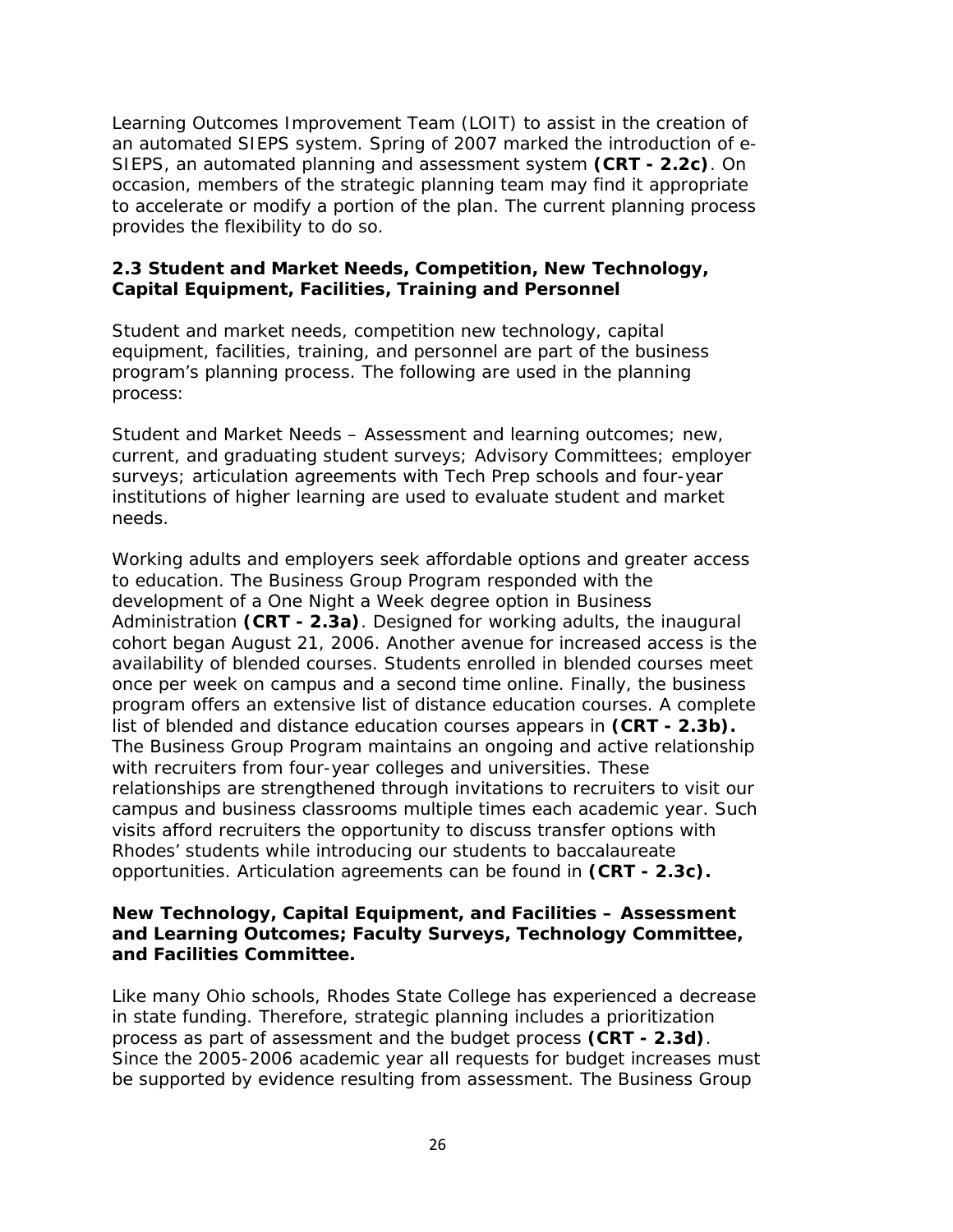Learning Outcomes Improvement Team (LOIT) to assist in the creation of an automated SIEPS system. Spring of 2007 marked the introduction of e-SIEPS, an automated planning and assessment system **(CRT - 2.2c)**. On occasion, members of the strategic planning team may find it appropriate to accelerate or modify a portion of the plan. The current planning process provides the flexibility to do so.

### 2.3 Student and Market Needs, Competition, New Technology, Capital Equipment, Facilities, Training and Personnel

Student and market needs, competition new technology, capital equipment, facilities, training, and personnel are part of the business program's planning process. The following are used in the planning process:

Student and Market Needs – Assessment and learning outcomes; new, current, and graduating student surveys; Advisory Committees; employer surveys; articulation agreements with Tech Prep schools and four-year institutions of higher learning are used to evaluate student and market needs.

Working adults and employers seek affordable options and greater access to education. The Business Group Program responded with the development of a One Night a Week degree option in Business Administration **(CRT - 2.3a)**. Designed for working adults, the inaugural cohort began August 21, 2006. Another avenue for increased access is the availability of blended courses. Students enrolled in blended courses meet once per week on campus and a second time online. Finally, the business program offers an extensive list of distance education courses. A complete list of blended and distance education courses appears in **(CRT - 2.3b).** The Business Group Program maintains an ongoing and active relationship with recruiters from four-year colleges and universities. These relationships are strengthened through invitations to recruiters to visit our campus and business classrooms multiple times each academic year. Such visits afford recruiters the opportunity to discuss transfer options with Rhodes' students while introducing our students to baccalaureate opportunities. Articulation agreements can be found in **(CRT - 2.3c).**

**New Technology, Capital Equipment, and Facilities – Assessment and Learning Outcomes; Faculty Surveys, Technology Committee, and Facilities Committee.**

Like many Ohio schools, Rhodes State College has experienced a decrease in state funding. Therefore, strategic planning includes a prioritization process as part of assessment and the budget process **(CRT - 2.3d)**. Since the 2005-2006 academic year all requests for budget increases must be supported by evidence resulting from assessment. The Business Group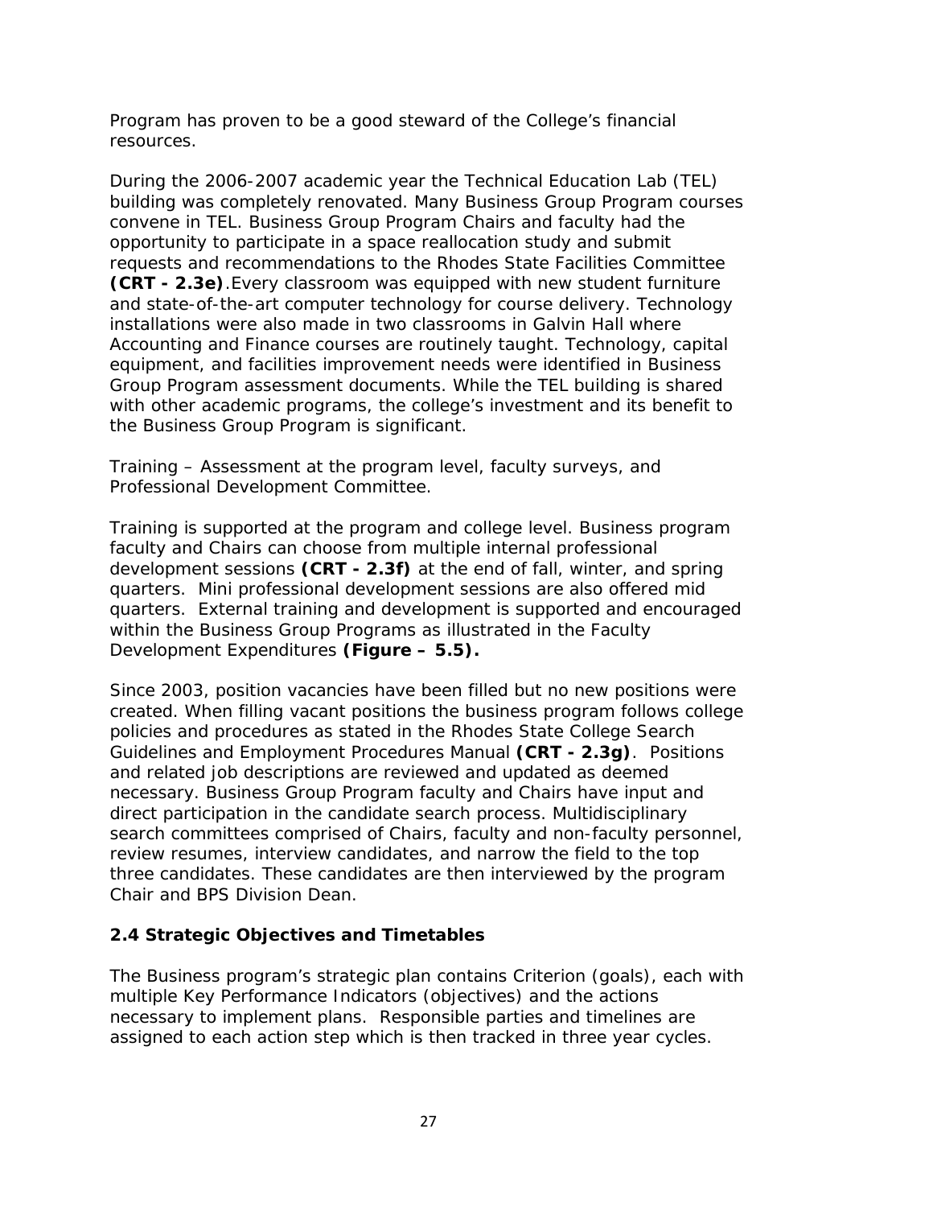Program has proven to be a good steward of the College's financial resources.

During the 2006-2007 academic year the Technical Education Lab (TEL) building was completely renovated. Many Business Group Program courses convene in TEL. Business Group Program Chairs and faculty had the opportunity to participate in a space reallocation study and submit requests and recommendations to the Rhodes State Facilities Committee **(CRT - 2.3e)**.Every classroom was equipped with new student furniture and state-of-the-art computer technology for course delivery. Technology installations were also made in two classrooms in Galvin Hall where Accounting and Finance courses are routinely taught. Technology, capital equipment, and facilities improvement needs were identified in Business Group Program assessment documents. While the TEL building is shared with other academic programs, the college's investment and its benefit to the Business Group Program is significant.

Training – Assessment at the program level, faculty surveys, and Professional Development Committee.

Training is supported at the program and college level. Business program faculty and Chairs can choose from multiple internal professional development sessions **(CRT - 2.3f)** at the end of fall, winter, and spring quarters. Mini professional development sessions are also offered mid quarters. External training and development is supported and encouraged within the Business Group Programs as illustrated in the Faculty Development Expenditures **(Figure – 5.5).**

Since 2003, position vacancies have been filled but no new positions were created. When filling vacant positions the business program follows college policies and procedures as stated in the Rhodes State College Search Guidelines and Employment Procedures Manual **(CRT - 2.3g)**. Positions and related job descriptions are reviewed and updated as deemed necessary. Business Group Program faculty and Chairs have input and direct participation in the candidate search process. Multidisciplinary search committees comprised of Chairs, faculty and non-faculty personnel, review resumes, interview candidates, and narrow the field to the top three candidates. These candidates are then interviewed by the program Chair and BPS Division Dean.

### 2.4 Strategic Objectives and Timetables

The Business program's strategic plan contains Criterion (goals), each with multiple Key Performance Indicators (objectives) and the actions necessary to implement plans. Responsible parties and timelines are assigned to each action step which is then tracked in three year cycles.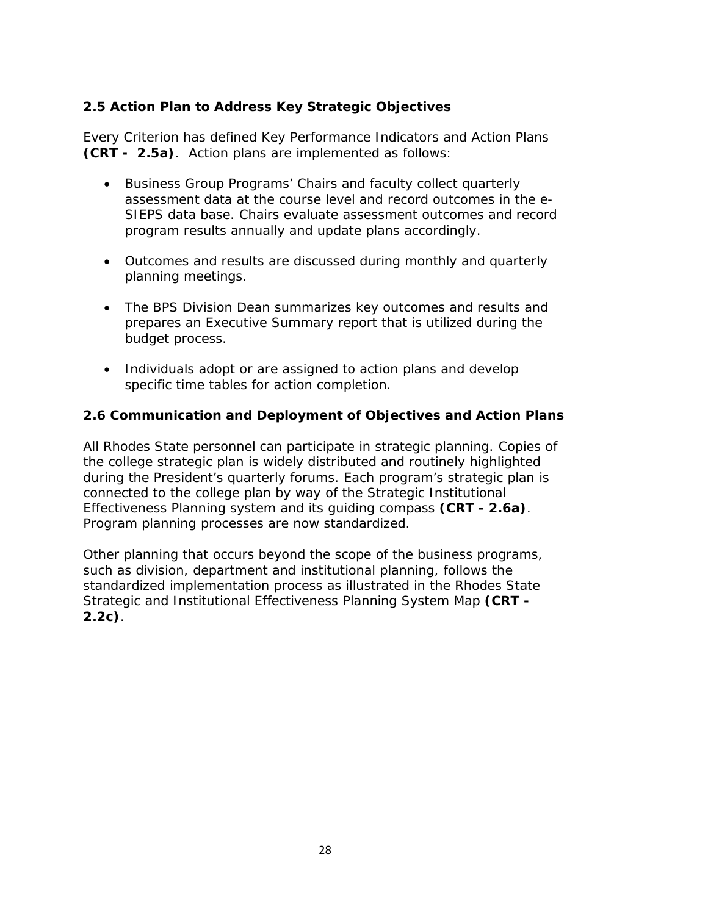### 2.5 Action Plan to Address Key Strategic Objectives

Every Criterion has defined Key Performance Indicators and Action Plans **(CRT - 2.5a)**. Action plans are implemented as follows:

- Business Group Programs' Chairs and faculty collect quarterly assessment data at the course level and record outcomes in the e-SIEPS data base. Chairs evaluate assessment outcomes and record program results annually and update plans accordingly.

- Outcomes and results are discussed during monthly and quarterly planning meetings.

- The BPS Division Dean summarizes key outcomes and results and prepares an Executive Summary report that is utilized during the budget process.

- Individuals adopt or are assigned to action plans and develop specific time tables for action completion.

### 2.6 Communication and Deployment of Objectives and Action Plans

All Rhodes State personnel can participate in strategic planning. Copies of the college strategic plan is widely distributed and routinely highlighted during the President's quarterly forums. Each program's strategic plan is connected to the college plan by way of the Strategic Institutional Effectiveness Planning system and its guiding compass **(CRT - 2.6a)**. Program planning processes are now standardized.

Other planning that occurs beyond the scope of the business programs, such as division, department and institutional planning, follows the standardized implementation process as illustrated in the Rhodes State Strategic and Institutional Effectiveness Planning System Map **(CRT - 2.2c)**.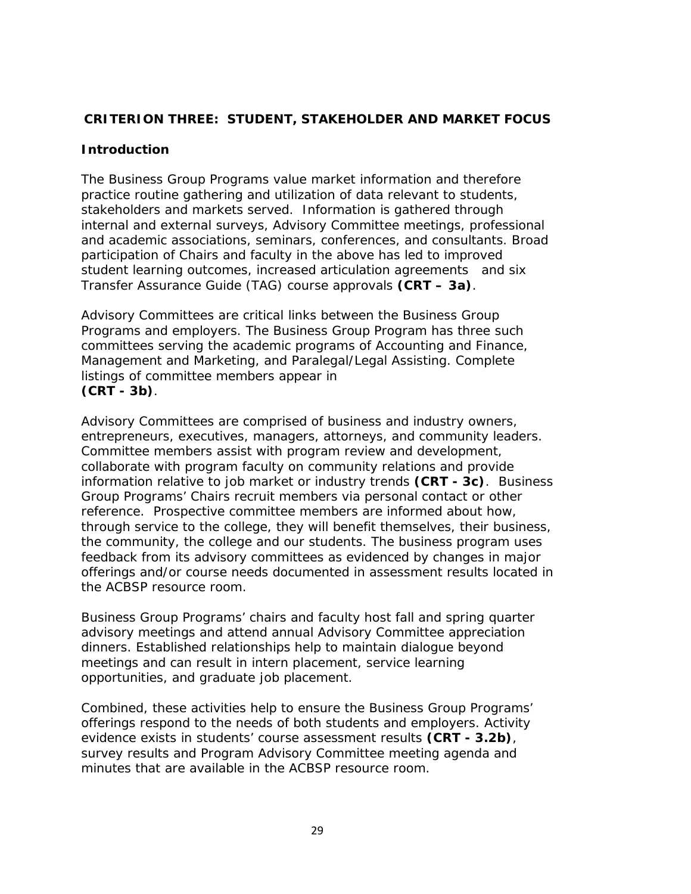## CRITERION THREE: STUDENT, STAKEHOLDER AND MARKET FOCUS

### Introduction

The Business Group Programs value market information and therefore practice routine gathering and utilization of data relevant to students, stakeholders and markets served. Information is gathered through internal and external surveys, Advisory Committee meetings, professional and academic associations, seminars, conferences, and consultants. Broad participation of Chairs and faculty in the above has led to improved student learning outcomes, increased articulation agreements and six Transfer Assurance Guide (TAG) course approvals **(CRT – 3a)**.

Advisory Committees are critical links between the Business Group Programs and employers. The Business Group Program has three such committees serving the academic programs of Accounting and Finance, Management and Marketing, and Paralegal/Legal Assisting. Complete listings of committee members appear in **(CRT - 3b)**.

Advisory Committees are comprised of business and industry owners, entrepreneurs, executives, managers, attorneys, and community leaders. Committee members assist with program review and development, collaborate with program faculty on community relations and provide information relative to job market or industry trends **(CRT - 3c)**. Business Group Programs' Chairs recruit members via personal contact or other reference. Prospective committee members are informed about how, through service to the college, they will benefit themselves, their business, the community, the college and our students. The business program uses feedback from its advisory committees as evidenced by changes in major offerings and/or course needs documented in assessment results located in the ACBSP resource room.

Business Group Programs' chairs and faculty host fall and spring quarter advisory meetings and attend annual Advisory Committee appreciation dinners. Established relationships help to maintain dialogue beyond meetings and can result in intern placement, service learning opportunities, and graduate job placement.

Combined, these activities help to ensure the Business Group Programs' offerings respond to the needs of both students and employers. Activity evidence exists in students' course assessment results **(CRT - 3.2b)**, survey results and Program Advisory Committee meeting agenda and minutes that are available in the ACBSP resource room.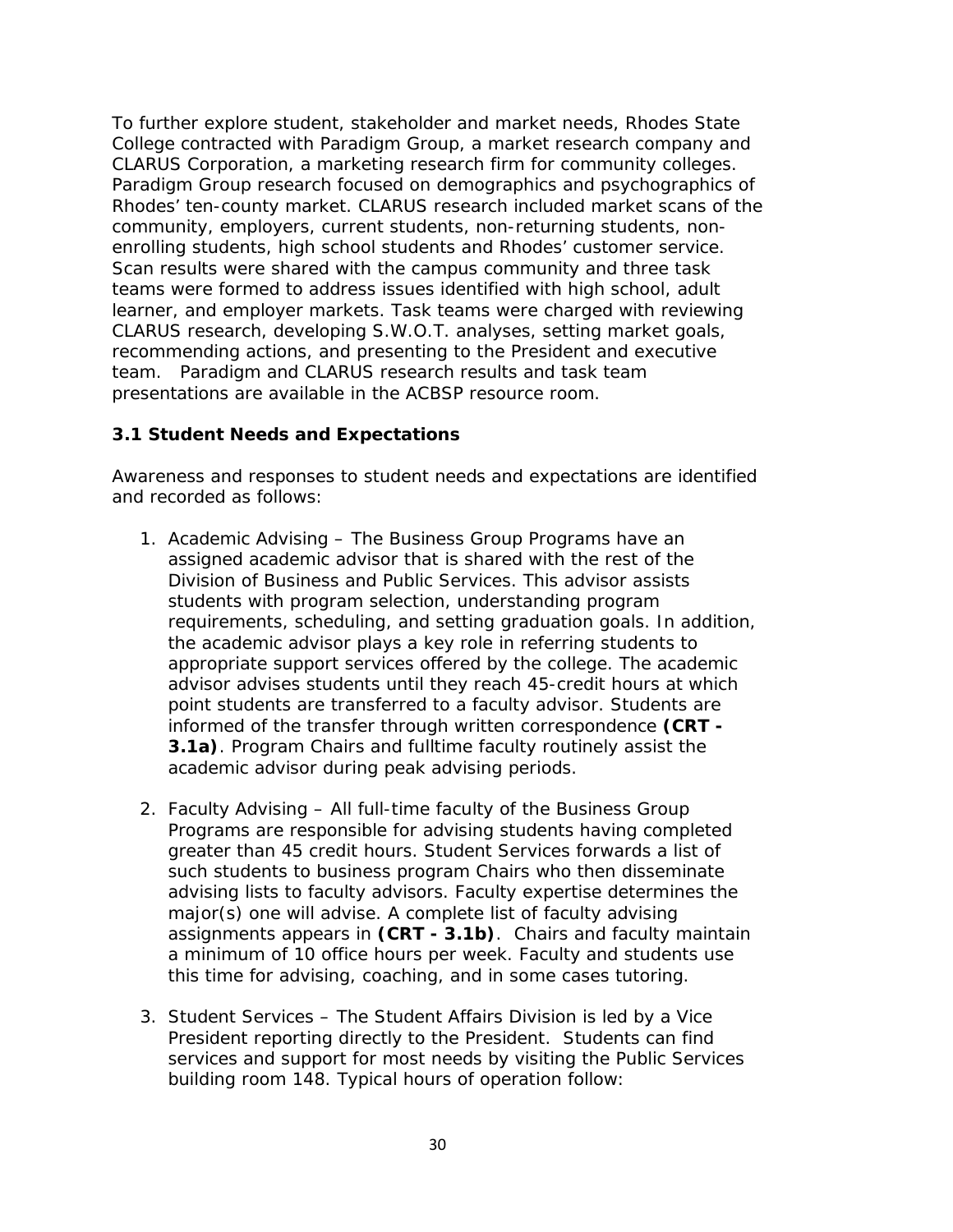To further explore student, stakeholder and market needs, Rhodes State College contracted with Paradigm Group, a market research company and CLARUS Corporation, a marketing research firm for community colleges. Paradigm Group research focused on demographics and psychographics of Rhodes' ten-county market. CLARUS research included market scans of the community, employers, current students, non-returning students, non-enrolling students, high school students and Rhodes' customer service. Scan results were shared with the campus community and three task teams were formed to address issues identified with high school, adult learner, and employer markets. Task teams were charged with reviewing CLARUS research, developing S.W.O.T. analyses, setting market goals, recommending actions, and presenting to the President and executive team. Paradigm and CLARUS research results and task team presentations are available in the ACBSP resource room.

### 3.1 Student Needs and Expectations

Awareness and responses to student needs and expectations are identified and recorded as follows:

1. Academic Advising – The Business Group Programs have an assigned academic advisor that is shared with the rest of the Division of Business and Public Services. This advisor assists students with program selection, understanding program requirements, scheduling, and setting graduation goals. In addition, the academic advisor plays a key role in referring students to appropriate support services offered by the college. The academic advisor advises students until they reach 45-credit hours at which point students are transferred to a faculty advisor. Students are informed of the transfer through written correspondence **(CRT - 3.1a)**. Program Chairs and fulltime faculty routinely assist the academic advisor during peak advising periods.

2. Faculty Advising – All full-time faculty of the Business Group Programs are responsible for advising students having completed greater than 45 credit hours. Student Services forwards a list of such students to business program Chairs who then disseminate advising lists to faculty advisors. Faculty expertise determines the major(s) one will advise. A complete list of faculty advising assignments appears in **(CRT - 3.1b)**. Chairs and faculty maintain a minimum of 10 office hours per week. Faculty and students use this time for advising, coaching, and in some cases tutoring.

3. Student Services – The Student Affairs Division is led by a Vice President reporting directly to the President. Students can find services and support for most needs by visiting the Public Services building room 148. Typical hours of operation follow: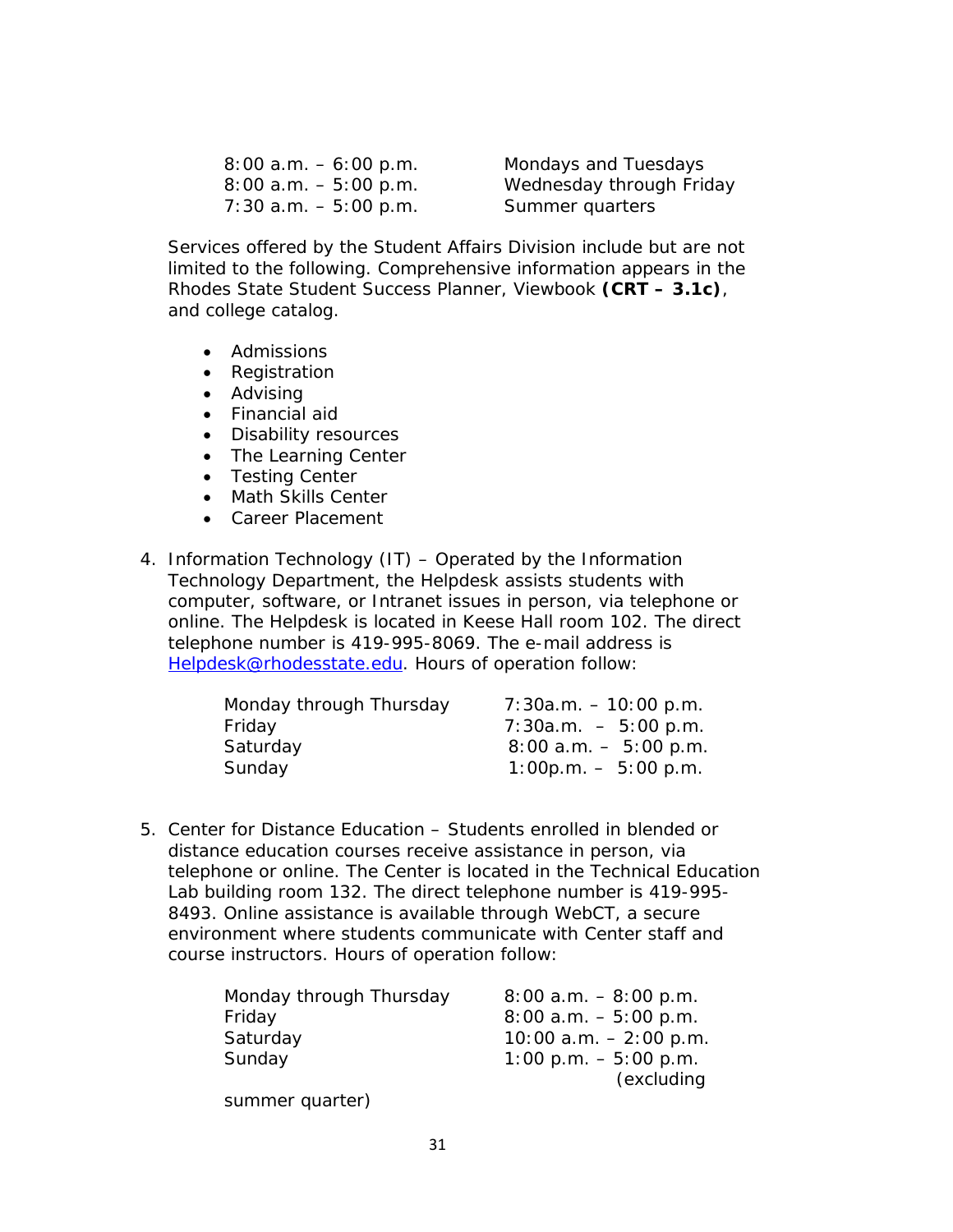| | |
|---|---|
| 8:00 a.m. – 6:00 p.m. | Mondays and Tuesdays |
| 8:00 a.m. – 5:00 p.m. | Wednesday through Friday |
| 7:30 a.m. – 5:00 p.m. | Summer quarters |

Services offered by the Student Affairs Division include but are not limited to the following. Comprehensive information appears in the Rhodes State Student Success Planner, Viewbook **(CRT – 3.1c)**, and college catalog.

- Admissions
- Registration
- Advising
- Financial aid
- Disability resources
- The Learning Center
- Testing Center
- Math Skills Center
- Career Placement

4. Information Technology (IT) – Operated by the Information Technology Department, the Helpdesk assists students with computer, software, or Intranet issues in person, via telephone or online. The Helpdesk is located in Keese Hall room 102. The direct telephone number is 419-995-8069. The e-mail address is Helpdesk@rhodesstate.edu. Hours of operation follow:

| | |
|---|---|
| Monday through Thursday | 7:30a.m. – 10:00 p.m. |
| Friday | 7:30a.m. – 5:00 p.m. |
| Saturday | 8:00 a.m. – 5:00 p.m. |
| Sunday | 1:00p.m. – 5:00 p.m. |

5. Center for Distance Education – Students enrolled in blended or distance education courses receive assistance in person, via telephone or online. The Center is located in the Technical Education Lab building room 132. The direct telephone number is 419-995-8493. Online assistance is available through WebCT, a secure environment where students communicate with Center staff and course instructors. Hours of operation follow:

| | |
|---|---|
| Monday through Thursday | 8:00 a.m. – 8:00 p.m. |
| Friday | 8:00 a.m. – 5:00 p.m. |
| Saturday | 10:00 a.m. – 2:00 p.m. |
| Sunday | 1:00 p.m. – 5:00 p.m. (excluding summer quarter) |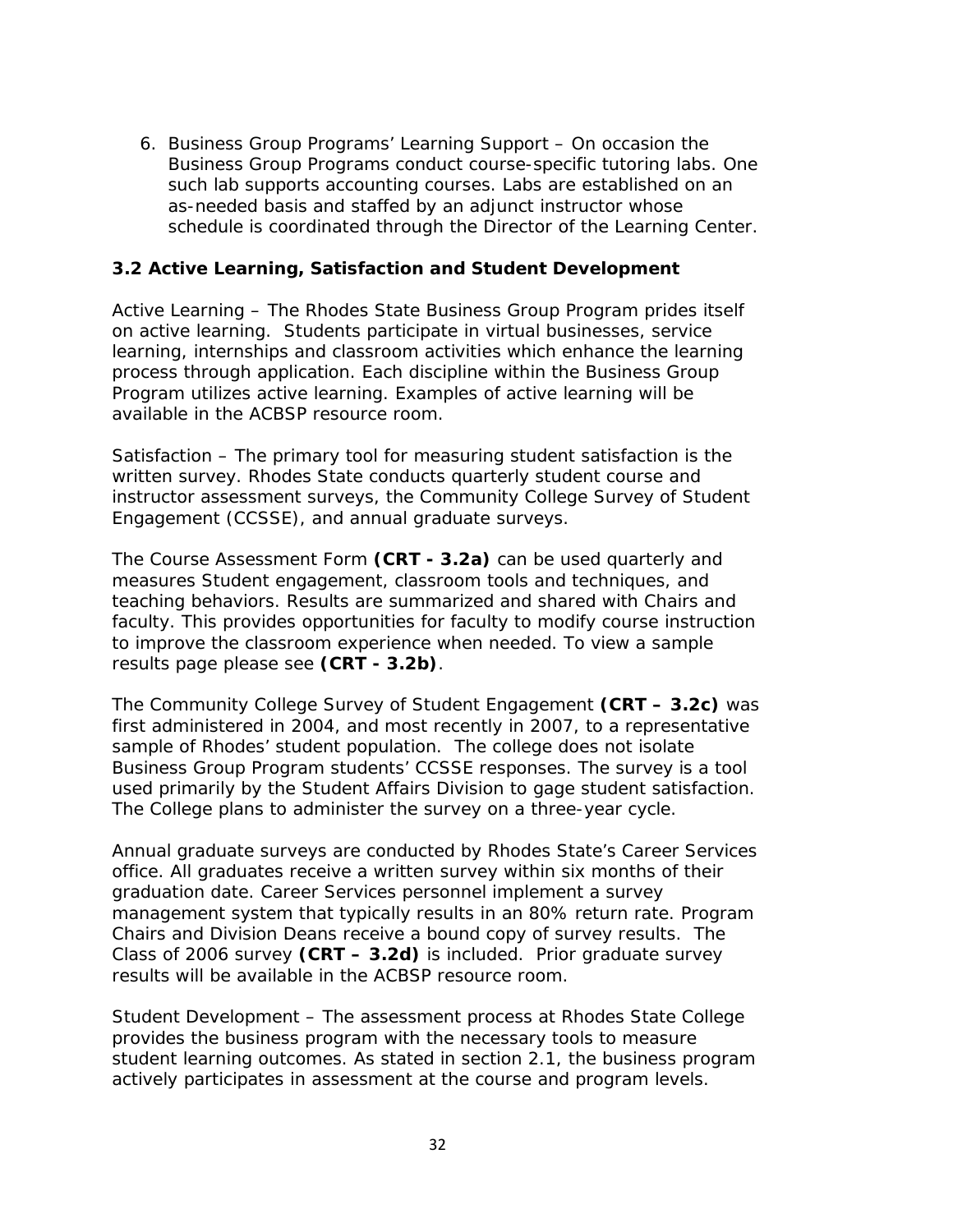6. Business Group Programs' Learning Support – On occasion the Business Group Programs conduct course-specific tutoring labs. One such lab supports accounting courses. Labs are established on an as-needed basis and staffed by an adjunct instructor whose schedule is coordinated through the Director of the Learning Center.

### 3.2 Active Learning, Satisfaction and Student Development

Active Learning – The Rhodes State Business Group Program prides itself on active learning. Students participate in virtual businesses, service learning, internships and classroom activities which enhance the learning process through application. Each discipline within the Business Group Program utilizes active learning. Examples of active learning will be available in the ACBSP resource room.

Satisfaction – The primary tool for measuring student satisfaction is the written survey. Rhodes State conducts quarterly student course and instructor assessment surveys, the Community College Survey of Student Engagement (CCSSE), and annual graduate surveys.

The Course Assessment Form **(CRT - 3.2a)** can be used quarterly and measures Student engagement, classroom tools and techniques, and teaching behaviors. Results are summarized and shared with Chairs and faculty. This provides opportunities for faculty to modify course instruction to improve the classroom experience when needed. To view a sample results page please see **(CRT - 3.2b)**.

The Community College Survey of Student Engagement **(CRT – 3.2c)** was first administered in 2004, and most recently in 2007, to a representative sample of Rhodes' student population. The college does not isolate Business Group Program students' CCSSE responses. The survey is a tool used primarily by the Student Affairs Division to gage student satisfaction. The College plans to administer the survey on a three-year cycle.

Annual graduate surveys are conducted by Rhodes State's Career Services office. All graduates receive a written survey within six months of their graduation date. Career Services personnel implement a survey management system that typically results in an 80% return rate. Program Chairs and Division Deans receive a bound copy of survey results. The Class of 2006 survey **(CRT – 3.2d)** is included. Prior graduate survey results will be available in the ACBSP resource room.

Student Development – The assessment process at Rhodes State College provides the business program with the necessary tools to measure student learning outcomes. As stated in section 2.1, the business program actively participates in assessment at the course and program levels.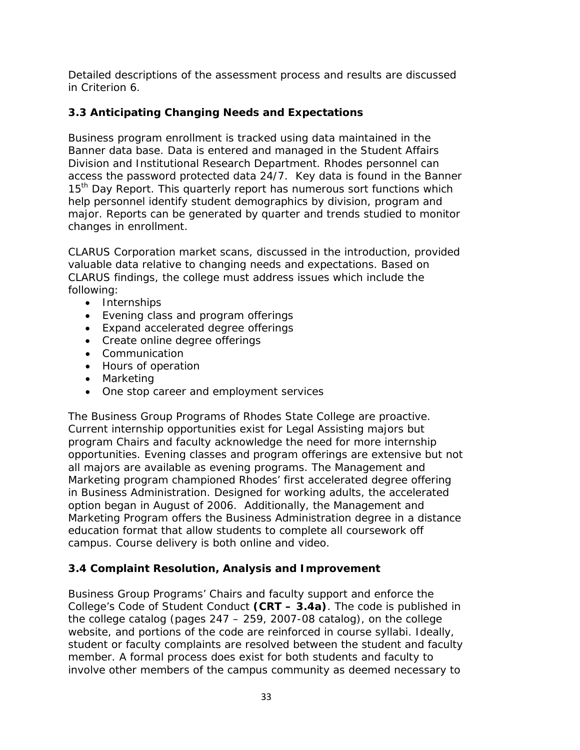Detailed descriptions of the assessment process and results are discussed in Criterion 6.

### 3.3 Anticipating Changing Needs and Expectations

Business program enrollment is tracked using data maintained in the Banner data base. Data is entered and managed in the Student Affairs Division and Institutional Research Department. Rhodes personnel can access the password protected data 24/7. Key data is found in the Banner 15th Day Report. This quarterly report has numerous sort functions which help personnel identify student demographics by division, program and major. Reports can be generated by quarter and trends studied to monitor changes in enrollment.

CLARUS Corporation market scans, discussed in the introduction, provided valuable data relative to changing needs and expectations. Based on CLARUS findings, the college must address issues which include the following:

- Internships
- Evening class and program offerings
- Expand accelerated degree offerings
- Create online degree offerings
- Communication
- Hours of operation
- Marketing
- One stop career and employment services

The Business Group Programs of Rhodes State College are proactive. Current internship opportunities exist for Legal Assisting majors but program Chairs and faculty acknowledge the need for more internship opportunities. Evening classes and program offerings are extensive but not all majors are available as evening programs. The Management and Marketing program championed Rhodes' first accelerated degree offering in Business Administration. Designed for working adults, the accelerated option began in August of 2006. Additionally, the Management and Marketing Program offers the Business Administration degree in a distance education format that allow students to complete all coursework off campus. Course delivery is both online and video.

### 3.4 Complaint Resolution, Analysis and Improvement

Business Group Programs' Chairs and faculty support and enforce the College's Code of Student Conduct **(CRT – 3.4a)**. The code is published in the college catalog (pages 247 – 259, 2007-08 catalog), on the college website, and portions of the code are reinforced in course syllabi. Ideally, student or faculty complaints are resolved between the student and faculty member. A formal process does exist for both students and faculty to involve other members of the campus community as deemed necessary to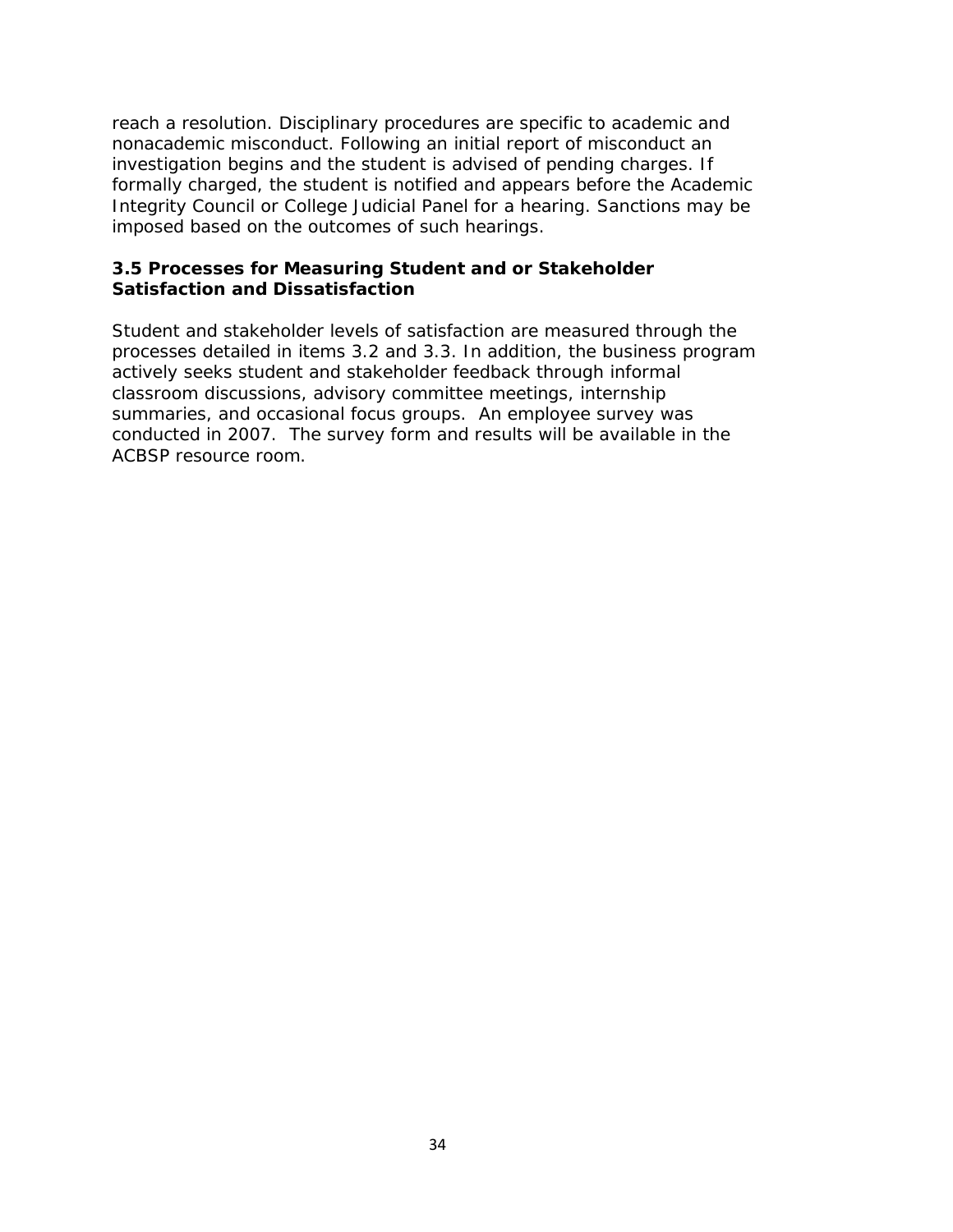reach a resolution. Disciplinary procedures are specific to academic and nonacademic misconduct. Following an initial report of misconduct an investigation begins and the student is advised of pending charges. If formally charged, the student is notified and appears before the Academic Integrity Council or College Judicial Panel for a hearing. Sanctions may be imposed based on the outcomes of such hearings.

### 3.5 Processes for Measuring Student and or Stakeholder Satisfaction and Dissatisfaction

Student and stakeholder levels of satisfaction are measured through the processes detailed in items 3.2 and 3.3. In addition, the business program actively seeks student and stakeholder feedback through informal classroom discussions, advisory committee meetings, internship summaries, and occasional focus groups. An employee survey was conducted in 2007. The survey form and results will be available in the ACBSP resource room.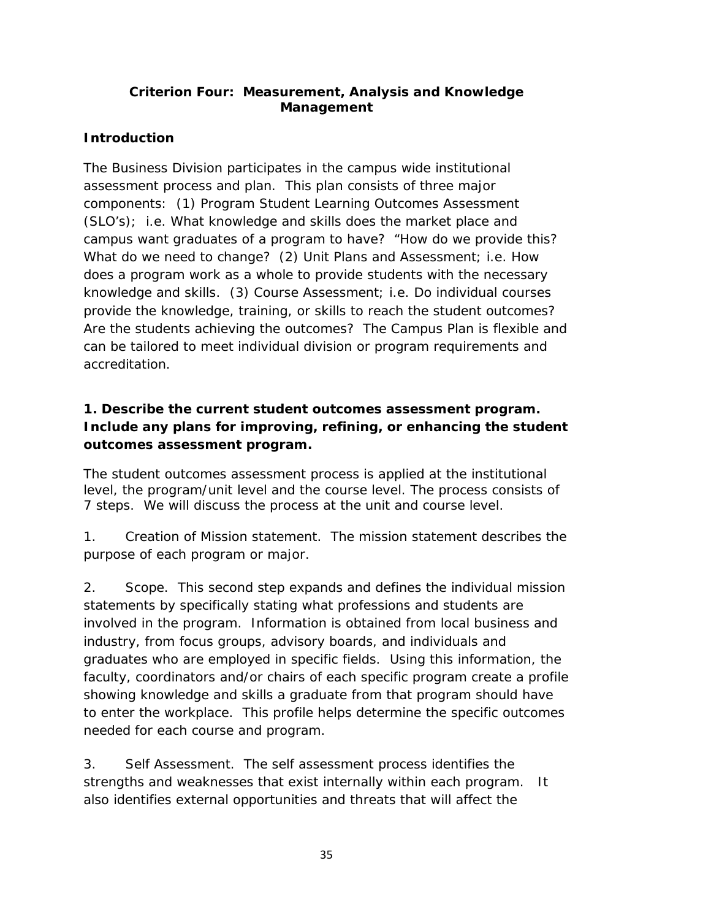## Criterion Four: Measurement, Analysis and Knowledge Management

### Introduction

The Business Division participates in the campus wide institutional assessment process and plan. This plan consists of three major components: (1) Program Student Learning Outcomes Assessment (SLO's); i.e. What knowledge and skills does the market place and campus want graduates of a program to have? "How do we provide this? What do we need to change? (2) Unit Plans and Assessment; i.e. How does a program work as a whole to provide students with the necessary knowledge and skills. (3) Course Assessment; i.e. Do individual courses provide the knowledge, training, or skills to reach the student outcomes? Are the students achieving the outcomes? The Campus Plan is flexible and can be tailored to meet individual division or program requirements and accreditation.

**1. Describe the current student outcomes assessment program. Include any plans for improving, refining, or enhancing the student outcomes assessment program.**

The student outcomes assessment process is applied at the institutional level, the program/unit level and the course level. The process consists of 7 steps. We will discuss the process at the unit and course level.

1. Creation of Mission statement. The mission statement describes the purpose of each program or major.

2. Scope. This second step expands and defines the individual mission statements by specifically stating what professions and students are involved in the program. Information is obtained from local business and industry, from focus groups, advisory boards, and individuals and graduates who are employed in specific fields. Using this information, the faculty, coordinators and/or chairs of each specific program create a profile showing knowledge and skills a graduate from that program should have to enter the workplace. This profile helps determine the specific outcomes needed for each course and program.

3. Self Assessment. The self assessment process identifies the strengths and weaknesses that exist internally within each program. It also identifies external opportunities and threats that will affect the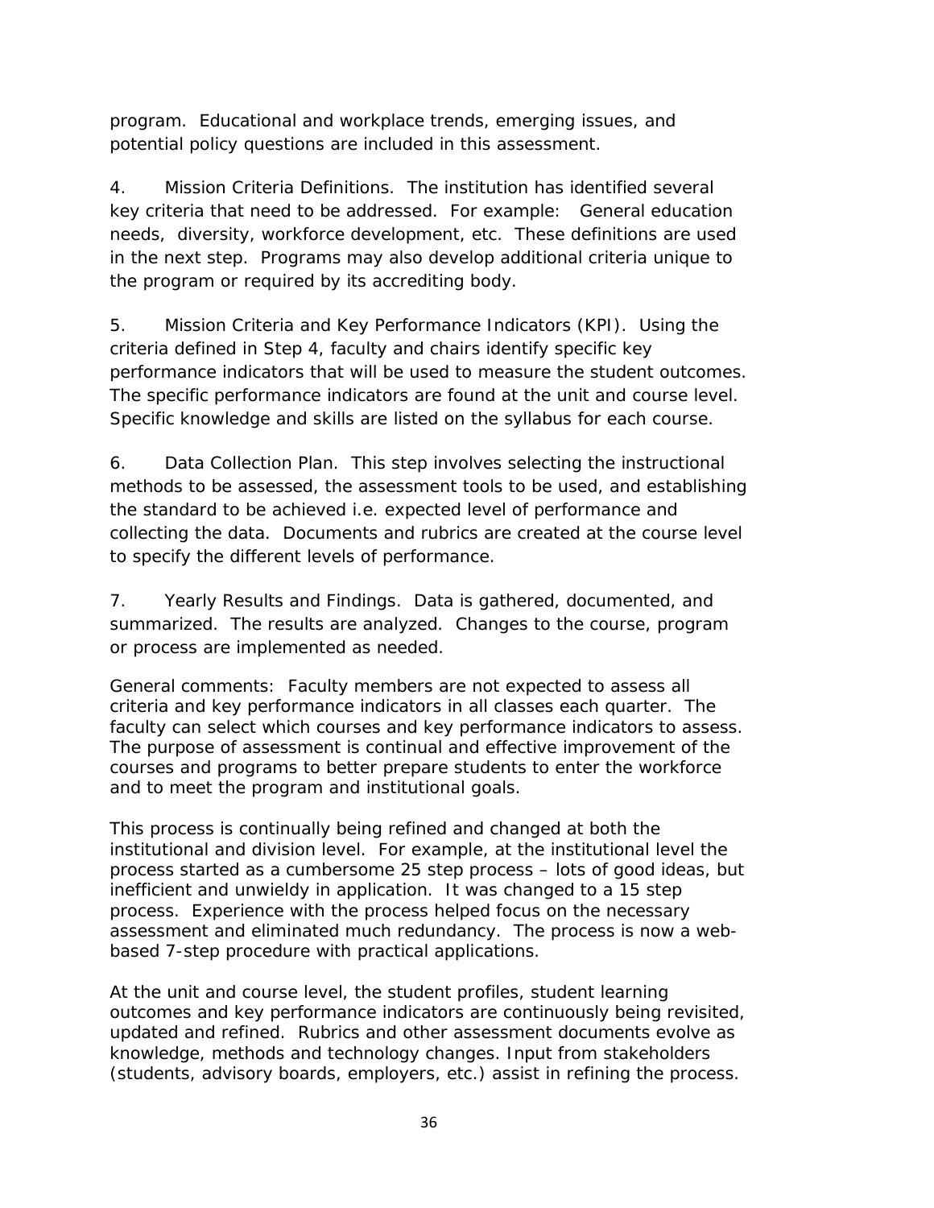program. Educational and workplace trends, emerging issues, and potential policy questions are included in this assessment.

4. Mission Criteria Definitions. The institution has identified several key criteria that need to be addressed. For example: General education needs, diversity, workforce development, etc. These definitions are used in the next step. Programs may also develop additional criteria unique to the program or required by its accrediting body.

5. Mission Criteria and Key Performance Indicators (KPI). Using the criteria defined in Step 4, faculty and chairs identify specific key performance indicators that will be used to measure the student outcomes. The specific performance indicators are found at the unit and course level. Specific knowledge and skills are listed on the syllabus for each course.

6. Data Collection Plan. This step involves selecting the instructional methods to be assessed, the assessment tools to be used, and establishing the standard to be achieved i.e. expected level of performance and collecting the data. Documents and rubrics are created at the course level to specify the different levels of performance.

7. Yearly Results and Findings. Data is gathered, documented, and summarized. The results are analyzed. Changes to the course, program or process are implemented as needed.

General comments: Faculty members are not expected to assess all criteria and key performance indicators in all classes each quarter. The faculty can select which courses and key performance indicators to assess. The purpose of assessment is continual and effective improvement of the courses and programs to better prepare students to enter the workforce and to meet the program and institutional goals.

This process is continually being refined and changed at both the institutional and division level. For example, at the institutional level the process started as a cumbersome 25 step process – lots of good ideas, but inefficient and unwieldy in application. It was changed to a 15 step process. Experience with the process helped focus on the necessary assessment and eliminated much redundancy. The process is now a web-based 7-step procedure with practical applications.

At the unit and course level, the student profiles, student learning outcomes and key performance indicators are continuously being revisited, updated and refined. Rubrics and other assessment documents evolve as knowledge, methods and technology changes. Input from stakeholders (students, advisory boards, employers, etc.) assist in refining the process.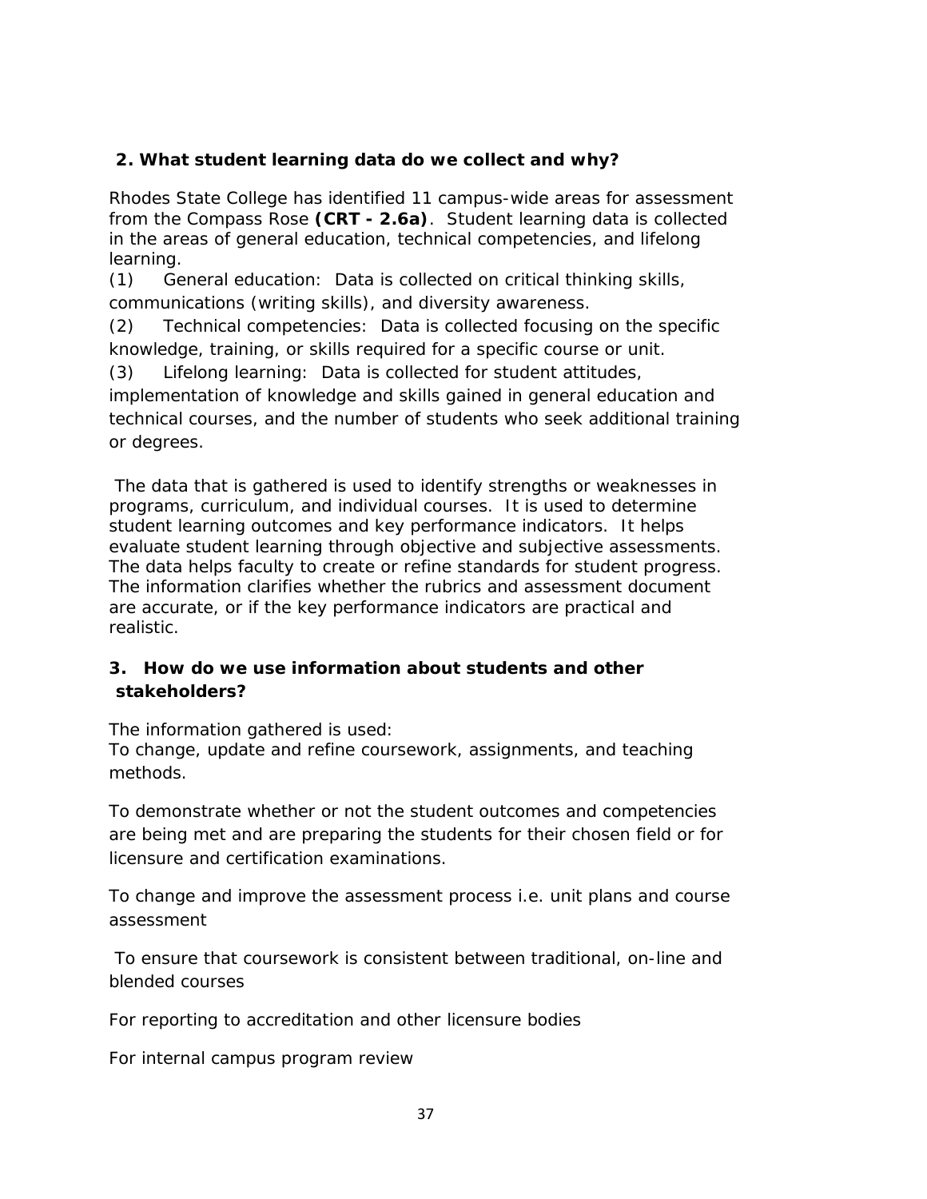**2. What student learning data do we collect and why?**

Rhodes State College has identified 11 campus-wide areas for assessment from the Compass Rose **(CRT - 2.6a)**. Student learning data is collected in the areas of general education, technical competencies, and lifelong learning.

(1) General education: Data is collected on critical thinking skills, communications (writing skills), and diversity awareness.

(2) Technical competencies: Data is collected focusing on the specific knowledge, training, or skills required for a specific course or unit.

(3) Lifelong learning: Data is collected for student attitudes, implementation of knowledge and skills gained in general education and technical courses, and the number of students who seek additional training or degrees.

The data that is gathered is used to identify strengths or weaknesses in programs, curriculum, and individual courses. It is used to determine student learning outcomes and key performance indicators. It helps evaluate student learning through objective and subjective assessments. The data helps faculty to create or refine standards for student progress. The information clarifies whether the rubrics and assessment document are accurate, or if the key performance indicators are practical and realistic.

**3. How do we use information about students and other stakeholders?**

The information gathered is used:

To change, update and refine coursework, assignments, and teaching methods.

To demonstrate whether or not the student outcomes and competencies are being met and are preparing the students for their chosen field or for licensure and certification examinations.

To change and improve the assessment process i.e. unit plans and course assessment

To ensure that coursework is consistent between traditional, on-line and blended courses

For reporting to accreditation and other licensure bodies

For internal campus program review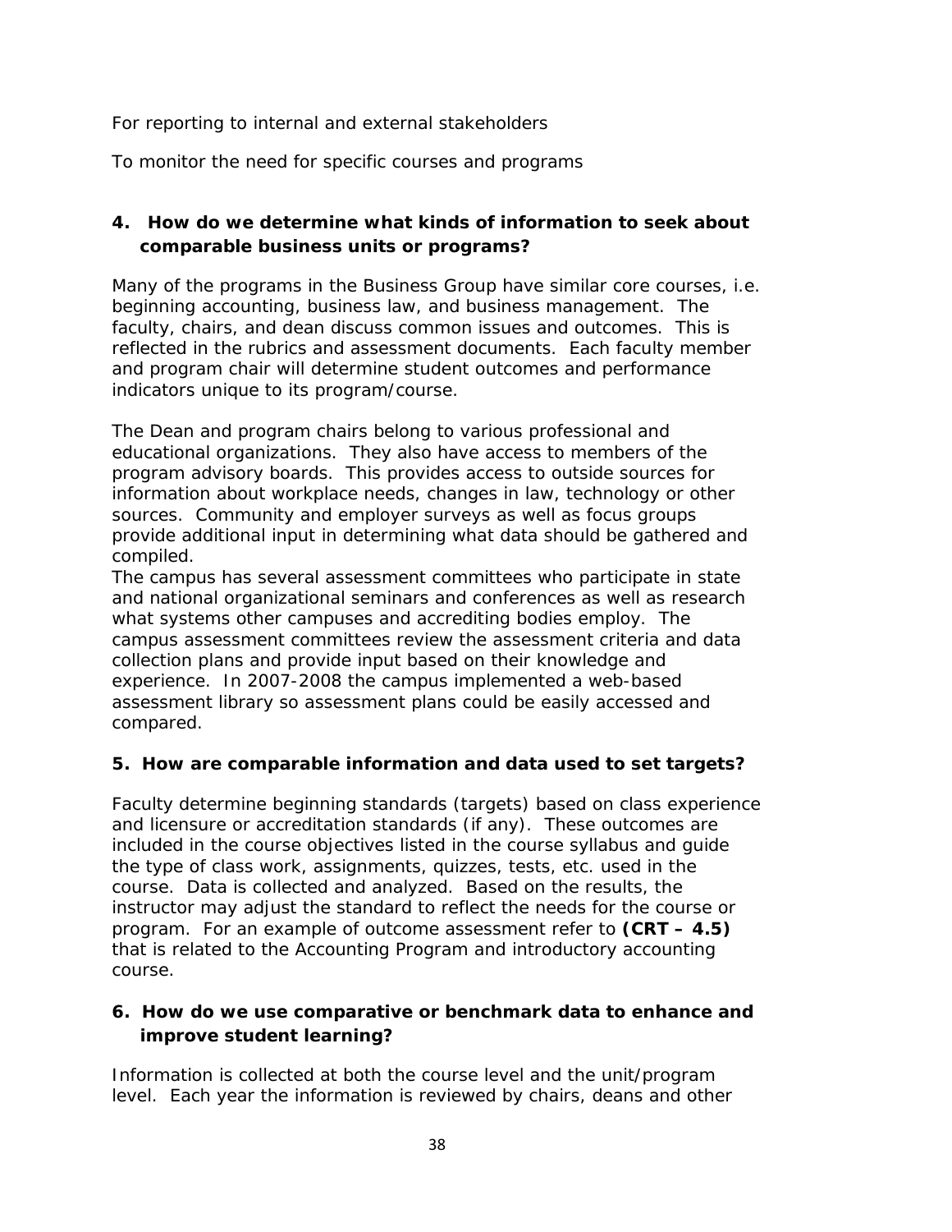For reporting to internal and external stakeholders

To monitor the need for specific courses and programs

**4. How do we determine what kinds of information to seek about comparable business units or programs?**

Many of the programs in the Business Group have similar core courses, i.e. beginning accounting, business law, and business management. The faculty, chairs, and dean discuss common issues and outcomes. This is reflected in the rubrics and assessment documents. Each faculty member and program chair will determine student outcomes and performance indicators unique to its program/course.

The Dean and program chairs belong to various professional and educational organizations. They also have access to members of the program advisory boards. This provides access to outside sources for information about workplace needs, changes in law, technology or other sources. Community and employer surveys as well as focus groups provide additional input in determining what data should be gathered and compiled.
The campus has several assessment committees who participate in state and national organizational seminars and conferences as well as research what systems other campuses and accrediting bodies employ. The campus assessment committees review the assessment criteria and data collection plans and provide input based on their knowledge and experience. In 2007-2008 the campus implemented a web-based assessment library so assessment plans could be easily accessed and compared.

**5. How are comparable information and data used to set targets?**

Faculty determine beginning standards (targets) based on class experience and licensure or accreditation standards (if any). These outcomes are included in the course objectives listed in the course syllabus and guide the type of class work, assignments, quizzes, tests, etc. used in the course. Data is collected and analyzed. Based on the results, the instructor may adjust the standard to reflect the needs for the course or program. For an example of outcome assessment refer to **(CRT – 4.5)** that is related to the Accounting Program and introductory accounting course.

**6. How do we use comparative or benchmark data to enhance and improve student learning?**

Information is collected at both the course level and the unit/program level. Each year the information is reviewed by chairs, deans and other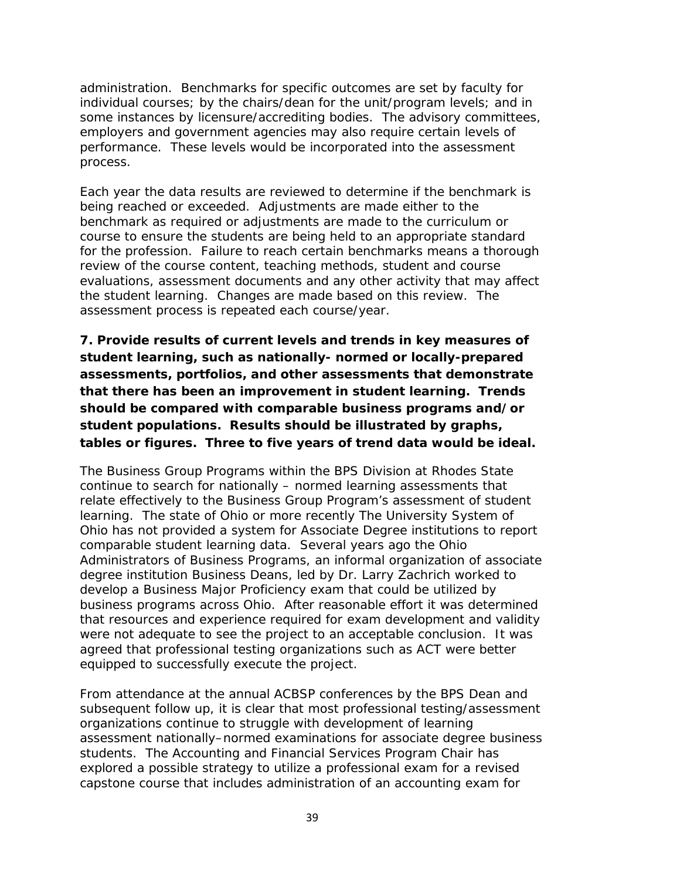administration. Benchmarks for specific outcomes are set by faculty for individual courses; by the chairs/dean for the unit/program levels; and in some instances by licensure/accrediting bodies. The advisory committees, employers and government agencies may also require certain levels of performance. These levels would be incorporated into the assessment process.

Each year the data results are reviewed to determine if the benchmark is being reached or exceeded. Adjustments are made either to the benchmark as required or adjustments are made to the curriculum or course to ensure the students are being held to an appropriate standard for the profession. Failure to reach certain benchmarks means a thorough review of the course content, teaching methods, student and course evaluations, assessment documents and any other activity that may affect the student learning. Changes are made based on this review. The assessment process is repeated each course/year.

**7. Provide results of current levels and trends in key measures of student learning, such as nationally- normed or locally-prepared assessments, portfolios, and other assessments that demonstrate that there has been an improvement in student learning. Trends should be compared with comparable business programs and/or student populations. Results should be illustrated by graphs, tables or figures. Three to five years of trend data would be ideal.**

The Business Group Programs within the BPS Division at Rhodes State continue to search for nationally – normed learning assessments that relate effectively to the Business Group Program's assessment of student learning. The state of Ohio or more recently The University System of Ohio has not provided a system for Associate Degree institutions to report comparable student learning data. Several years ago the Ohio Administrators of Business Programs, an informal organization of associate degree institution Business Deans, led by Dr. Larry Zachrich worked to develop a Business Major Proficiency exam that could be utilized by business programs across Ohio. After reasonable effort it was determined that resources and experience required for exam development and validity were not adequate to see the project to an acceptable conclusion. It was agreed that professional testing organizations such as ACT were better equipped to successfully execute the project.

From attendance at the annual ACBSP conferences by the BPS Dean and subsequent follow up, it is clear that most professional testing/assessment organizations continue to struggle with development of learning assessment nationally–normed examinations for associate degree business students. The Accounting and Financial Services Program Chair has explored a possible strategy to utilize a professional exam for a revised capstone course that includes administration of an accounting exam for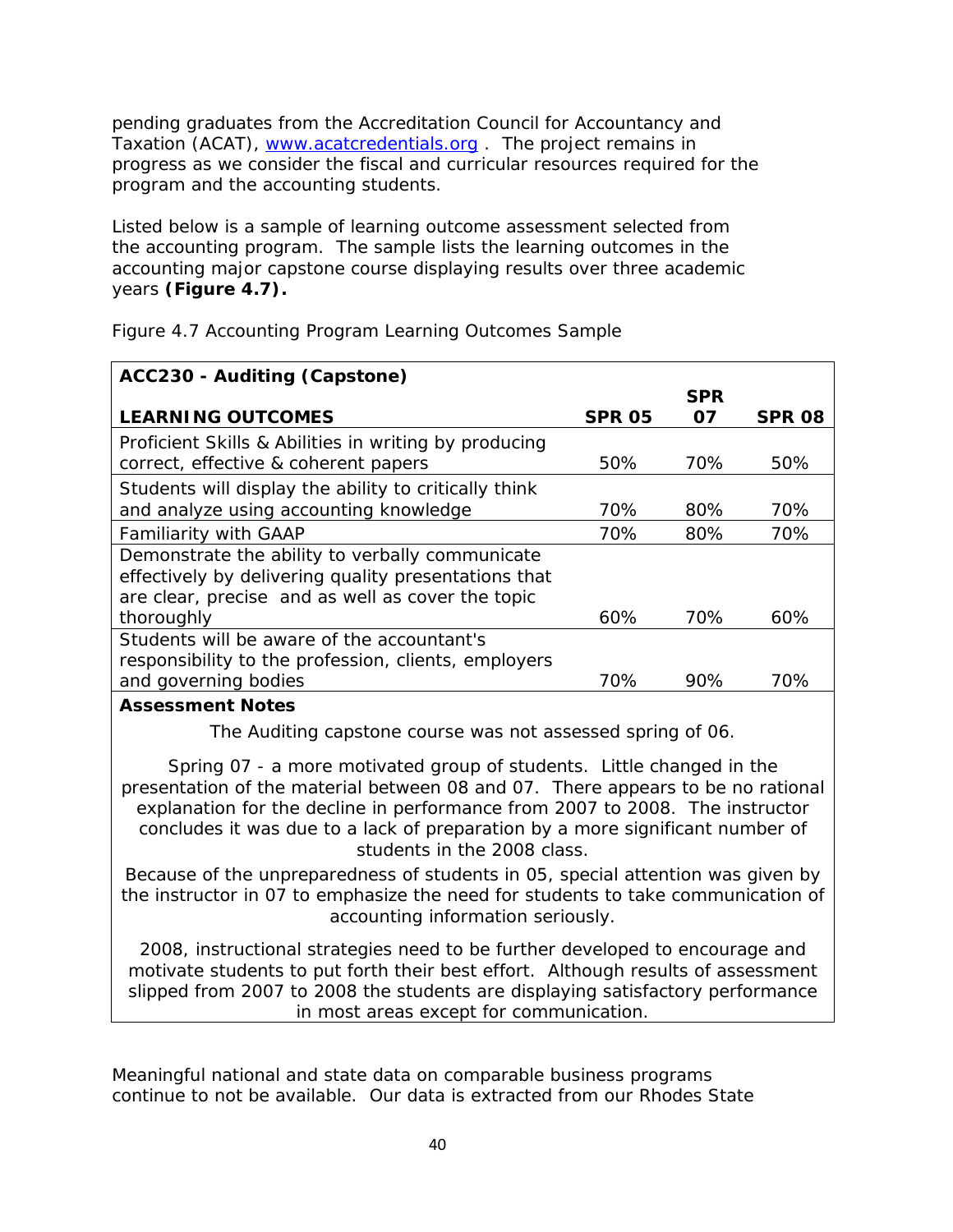pending graduates from the Accreditation Council for Accountancy and Taxation (ACAT), [www.acatcredentials.org](http://www.acatcredentials.org) . The project remains in progress as we consider the fiscal and curricular resources required for the program and the accounting students.

Listed below is a sample of learning outcome assessment selected from the accounting program. The sample lists the learning outcomes in the accounting major capstone course displaying results over three academic years **(Figure 4.7).**

Figure 4.7 Accounting Program Learning Outcomes Sample

| **ACC230 - Auditing (Capstone)** | | | |
|---|---|---|---|
| **LEARNING OUTCOMES** | **SPR 05** | **SPR 07** | **SPR 08** |
| Proficient Skills & Abilities in writing by producing correct, effective & coherent papers | 50% | 70% | 50% |
| Students will display the ability to critically think and analyze using accounting knowledge | 70% | 80% | 70% |
| Familiarity with GAAP | 70% | 80% | 70% |
| Demonstrate the ability to verbally communicate effectively by delivering quality presentations that are clear, precise and as well as cover the topic thoroughly | 60% | 70% | 60% |
| Students will be aware of the accountant's responsibility to the profession, clients, employers and governing bodies | 70% | 90% | 70% |

**Assessment Notes**

The Auditing capstone course was not assessed spring of 06.

Spring 07 - a more motivated group of students. Little changed in the presentation of the material between 08 and 07. There appears to be no rational explanation for the decline in performance from 2007 to 2008. The instructor concludes it was due to a lack of preparation by a more significant number of students in the 2008 class.

Because of the unpreparedness of students in 05, special attention was given by the instructor in 07 to emphasize the need for students to take communication of accounting information seriously.

2008, instructional strategies need to be further developed to encourage and motivate students to put forth their best effort. Although results of assessment slipped from 2007 to 2008 the students are displaying satisfactory performance in most areas except for communication.

Meaningful national and state data on comparable business programs continue to not be available. Our data is extracted from our Rhodes State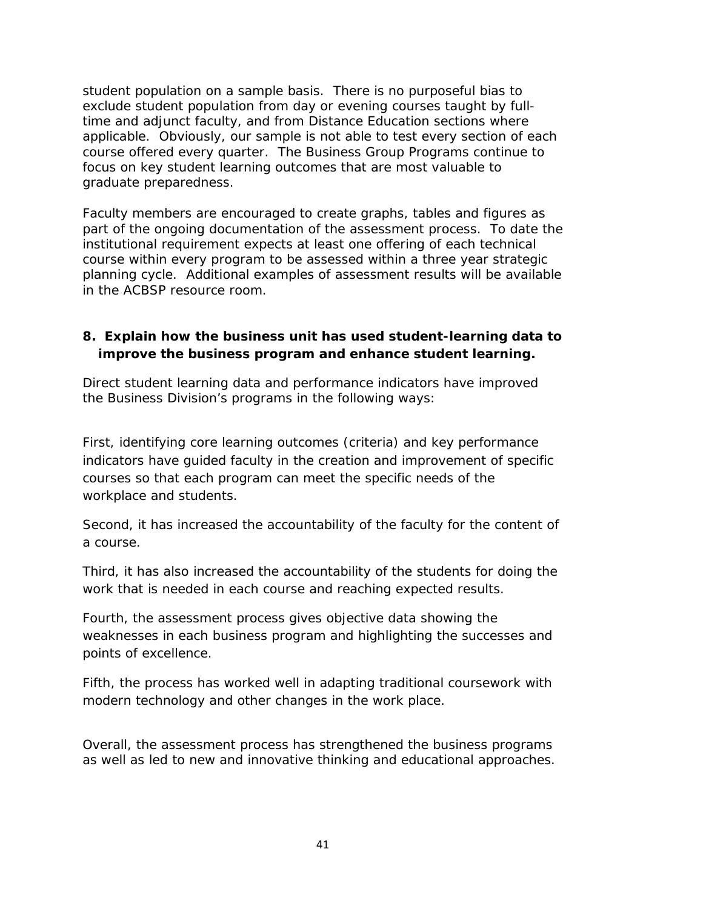student population on a sample basis. There is no purposeful bias to exclude student population from day or evening courses taught by full-time and adjunct faculty, and from Distance Education sections where applicable. Obviously, our sample is not able to test every section of each course offered every quarter. The Business Group Programs continue to focus on key student learning outcomes that are most valuable to graduate preparedness.

Faculty members are encouraged to create graphs, tables and figures as part of the ongoing documentation of the assessment process. To date the institutional requirement expects at least one offering of each technical course within every program to be assessed within a three year strategic planning cycle. Additional examples of assessment results will be available in the ACBSP resource room.

**8. Explain how the business unit has used student-learning data to improve the business program and enhance student learning.**

Direct student learning data and performance indicators have improved the Business Division's programs in the following ways:

First, identifying core learning outcomes (criteria) and key performance indicators have guided faculty in the creation and improvement of specific courses so that each program can meet the specific needs of the workplace and students.

Second, it has increased the accountability of the faculty for the content of a course.

Third, it has also increased the accountability of the students for doing the work that is needed in each course and reaching expected results.

Fourth, the assessment process gives objective data showing the weaknesses in each business program and highlighting the successes and points of excellence.

Fifth, the process has worked well in adapting traditional coursework with modern technology and other changes in the work place.

Overall, the assessment process has strengthened the business programs as well as led to new and innovative thinking and educational approaches.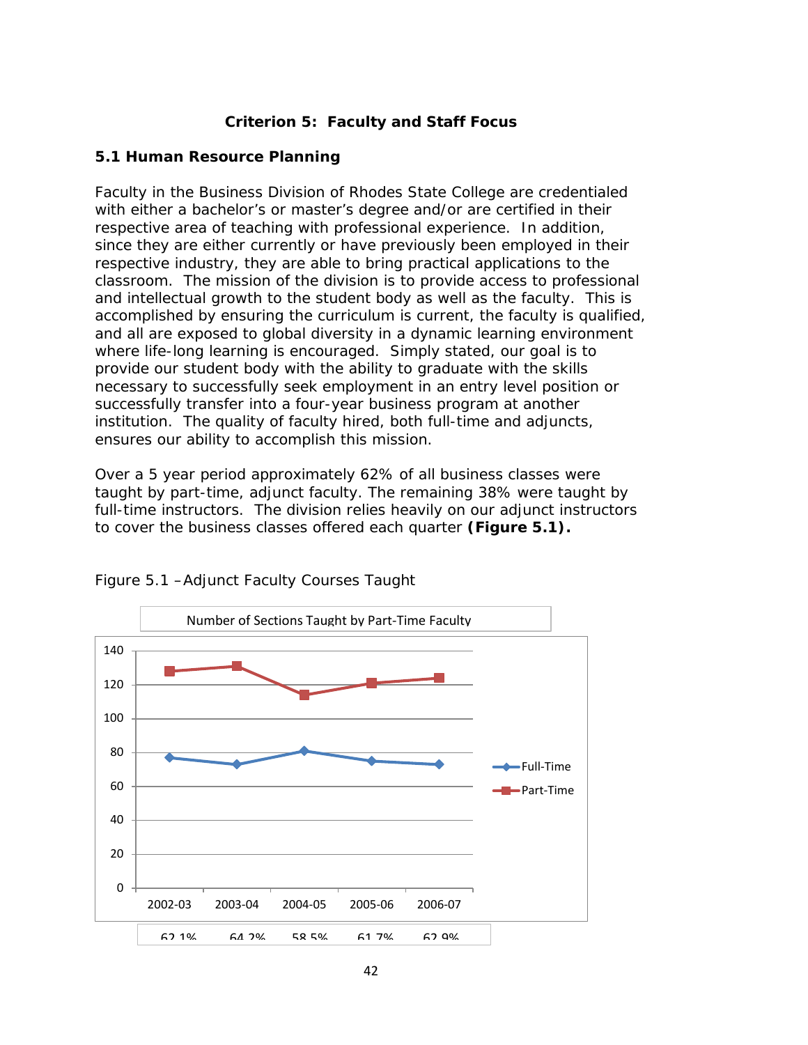# Criterion 5: Faculty and Staff Focus

## 5.1 Human Resource Planning

Faculty in the Business Division of Rhodes State College are credentialed with either a bachelor's or master's degree and/or are certified in their respective area of teaching with professional experience. In addition, since they are either currently or have previously been employed in their respective industry, they are able to bring practical applications to the classroom. The mission of the division is to provide access to professional and intellectual growth to the student body as well as the faculty. This is accomplished by ensuring the curriculum is current, the faculty is qualified, and all are exposed to global diversity in a dynamic learning environment where life-long learning is encouraged. Simply stated, our goal is to provide our student body with the ability to graduate with the skills necessary to successfully seek employment in an entry level position or successfully transfer into a four-year business program at another institution. The quality of faculty hired, both full-time and adjuncts, ensures our ability to accomplish this mission.

Over a 5 year period approximately 62% of all business classes were taught by part-time, adjunct faculty. The remaining 38% were taught by full-time instructors. The division relies heavily on our adjunct instructors to cover the business classes offered each quarter **(Figure 5.1).**

Figure 5.1 –Adjunct Faculty Courses Taught

Number of Sections Taught by Part-Time Faculty

| | 2002-03 | 2003-04 | 2004-05 | 2005-06 | 2006-07 |
|---|---|---|---|---|---|
| Full-Time | 77 | 73 | 81 | 75 | 73 |
| Part-Time | 128 | 131 | 114 | 121 | 124 |
| | 62.1% | 64.2% | 58.5% | 61.7% | 62.9% |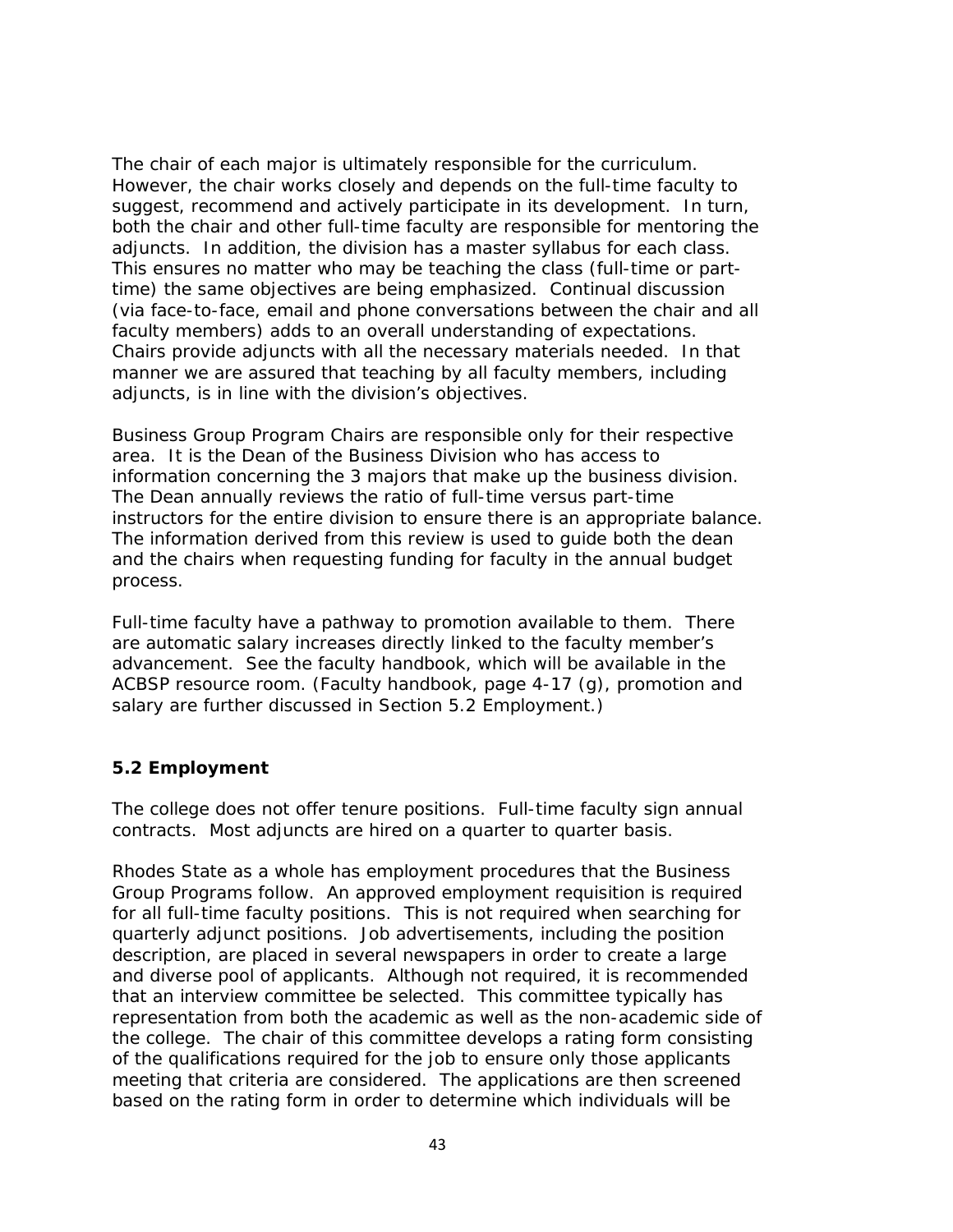The chair of each major is ultimately responsible for the curriculum. However, the chair works closely and depends on the full-time faculty to suggest, recommend and actively participate in its development. In turn, both the chair and other full-time faculty are responsible for mentoring the adjuncts. In addition, the division has a master syllabus for each class. This ensures no matter who may be teaching the class (full-time or part-time) the same objectives are being emphasized. Continual discussion (via face-to-face, email and phone conversations between the chair and all faculty members) adds to an overall understanding of expectations. Chairs provide adjuncts with all the necessary materials needed. In that manner we are assured that teaching by all faculty members, including adjuncts, is in line with the division's objectives.

Business Group Program Chairs are responsible only for their respective area. It is the Dean of the Business Division who has access to information concerning the 3 majors that make up the business division. The Dean annually reviews the ratio of full-time versus part-time instructors for the entire division to ensure there is an appropriate balance. The information derived from this review is used to guide both the dean and the chairs when requesting funding for faculty in the annual budget process.

Full-time faculty have a pathway to promotion available to them. There are automatic salary increases directly linked to the faculty member's advancement. See the faculty handbook, which will be available in the ACBSP resource room. (Faculty handbook, page 4-17 (g), promotion and salary are further discussed in Section 5.2 Employment.)

### 5.2 Employment

The college does not offer tenure positions. Full-time faculty sign annual contracts. Most adjuncts are hired on a quarter to quarter basis.

Rhodes State as a whole has employment procedures that the Business Group Programs follow. An approved employment requisition is required for all full-time faculty positions. This is not required when searching for quarterly adjunct positions. Job advertisements, including the position description, are placed in several newspapers in order to create a large and diverse pool of applicants. Although not required, it is recommended that an interview committee be selected. This committee typically has representation from both the academic as well as the non-academic side of the college. The chair of this committee develops a rating form consisting of the qualifications required for the job to ensure only those applicants meeting that criteria are considered. The applications are then screened based on the rating form in order to determine which individuals will be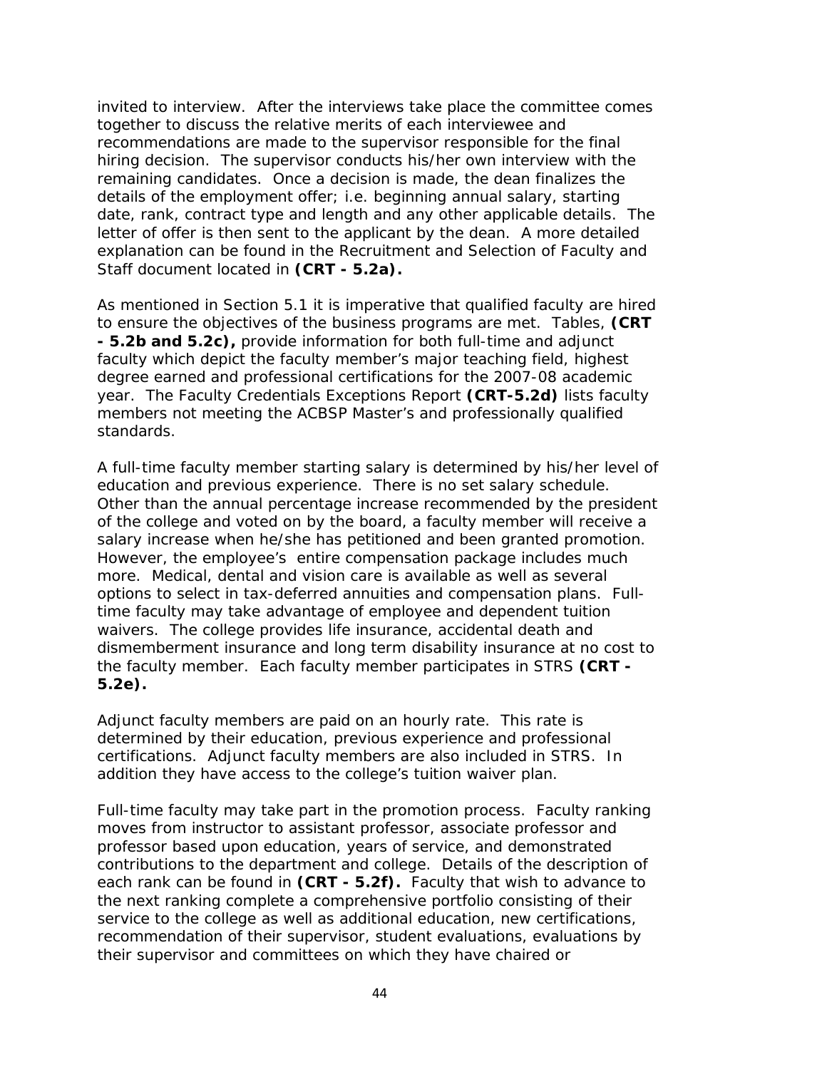invited to interview. After the interviews take place the committee comes together to discuss the relative merits of each interviewee and recommendations are made to the supervisor responsible for the final hiring decision. The supervisor conducts his/her own interview with the remaining candidates. Once a decision is made, the dean finalizes the details of the employment offer; i.e. beginning annual salary, starting date, rank, contract type and length and any other applicable details. The letter of offer is then sent to the applicant by the dean. A more detailed explanation can be found in the Recruitment and Selection of Faculty and Staff document located in **(CRT - 5.2a).**

As mentioned in Section 5.1 it is imperative that qualified faculty are hired to ensure the objectives of the business programs are met. Tables, **(CRT - 5.2b and 5.2c),** provide information for both full-time and adjunct faculty which depict the faculty member's major teaching field, highest degree earned and professional certifications for the 2007-08 academic year. The Faculty Credentials Exceptions Report **(CRT-5.2d)** lists faculty members not meeting the ACBSP Master's and professionally qualified standards.

A full-time faculty member starting salary is determined by his/her level of education and previous experience. There is no set salary schedule. Other than the annual percentage increase recommended by the president of the college and voted on by the board, a faculty member will receive a salary increase when he/she has petitioned and been granted promotion. However, the employee's entire compensation package includes much more. Medical, dental and vision care is available as well as several options to select in tax-deferred annuities and compensation plans. Full-time faculty may take advantage of employee and dependent tuition waivers. The college provides life insurance, accidental death and dismemberment insurance and long term disability insurance at no cost to the faculty member. Each faculty member participates in STRS **(CRT - 5.2e).**

Adjunct faculty members are paid on an hourly rate. This rate is determined by their education, previous experience and professional certifications. Adjunct faculty members are also included in STRS. In addition they have access to the college's tuition waiver plan.

Full-time faculty may take part in the promotion process. Faculty ranking moves from instructor to assistant professor, associate professor and professor based upon education, years of service, and demonstrated contributions to the department and college. Details of the description of each rank can be found in **(CRT - 5.2f).** Faculty that wish to advance to the next ranking complete a comprehensive portfolio consisting of their service to the college as well as additional education, new certifications, recommendation of their supervisor, student evaluations, evaluations by their supervisor and committees on which they have chaired or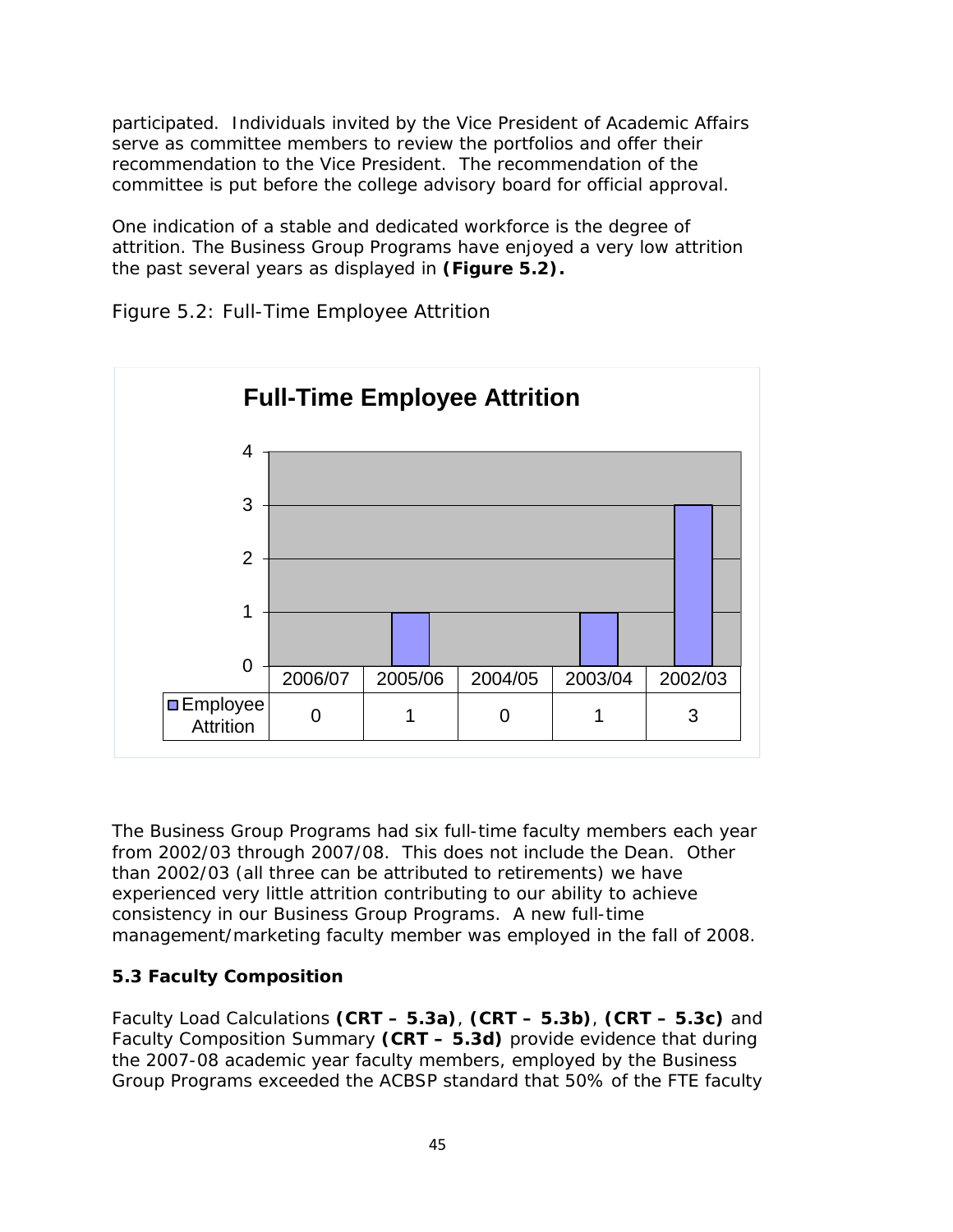participated. Individuals invited by the Vice President of Academic Affairs serve as committee members to review the portfolios and offer their recommendation to the Vice President. The recommendation of the committee is put before the college advisory board for official approval.

One indication of a stable and dedicated workforce is the degree of attrition. The Business Group Programs have enjoyed a very low attrition the past several years as displayed in **(Figure 5.2).**

Figure 5.2: Full-Time Employee Attrition

**Full-Time Employee Attrition**

| | 2006/07 | 2005/06 | 2004/05 | 2003/04 | 2002/03 |
|---|---|---|---|---|---|
| Employee Attrition | 0 | 1 | 0 | 1 | 3 |

The Business Group Programs had six full-time faculty members each year from 2002/03 through 2007/08. This does not include the Dean. Other than 2002/03 (all three can be attributed to retirements) we have experienced very little attrition contributing to our ability to achieve consistency in our Business Group Programs. A new full-time management/marketing faculty member was employed in the fall of 2008.

### 5.3 Faculty Composition

Faculty Load Calculations **(CRT – 5.3a)**, **(CRT – 5.3b)**, **(CRT – 5.3c)** and Faculty Composition Summary **(CRT – 5.3d)** provide evidence that during the 2007-08 academic year faculty members, employed by the Business Group Programs exceeded the ACBSP standard that 50% of the FTE faculty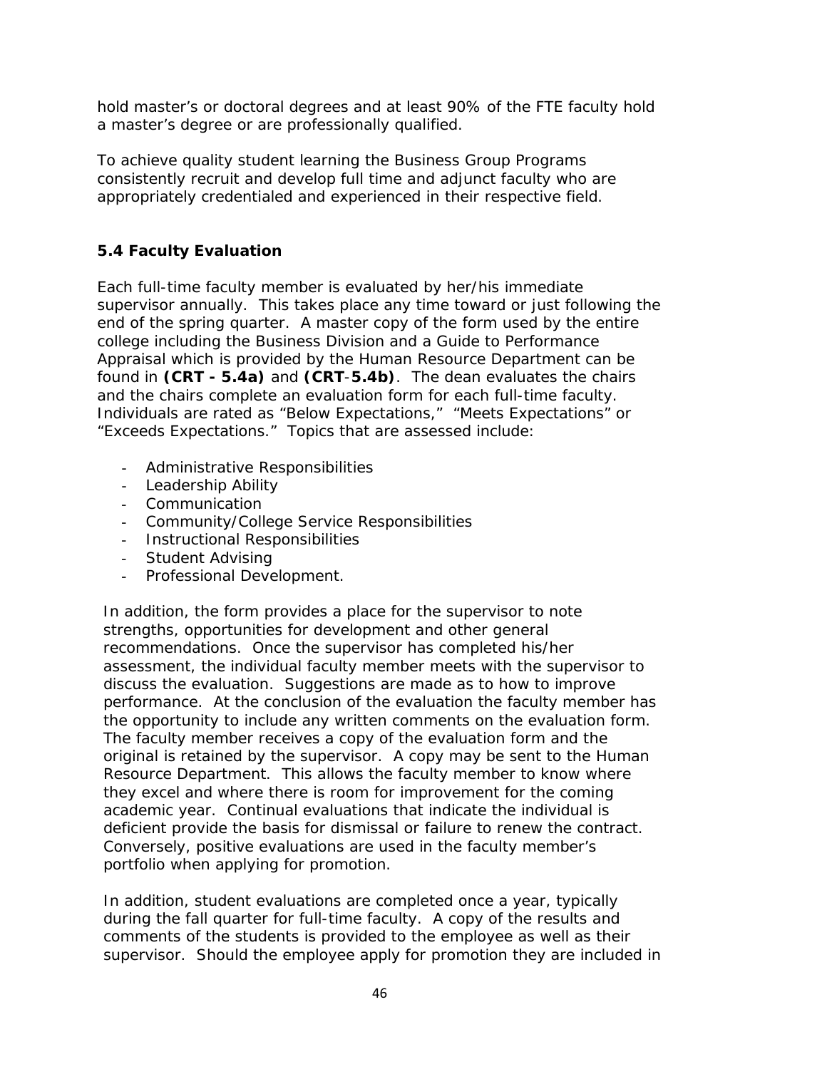hold master's or doctoral degrees and at least 90% of the FTE faculty hold a master's degree or are professionally qualified.

To achieve quality student learning the Business Group Programs consistently recruit and develop full time and adjunct faculty who are appropriately credentialed and experienced in their respective field.

### 5.4 Faculty Evaluation

Each full-time faculty member is evaluated by her/his immediate supervisor annually. This takes place any time toward or just following the end of the spring quarter. A master copy of the form used by the entire college including the Business Division and a Guide to Performance Appraisal which is provided by the Human Resource Department can be found in **(CRT - 5.4a)** and **(CRT-5.4b)**. The dean evaluates the chairs and the chairs complete an evaluation form for each full-time faculty. Individuals are rated as "Below Expectations," "Meets Expectations" or "Exceeds Expectations." Topics that are assessed include:

- Administrative Responsibilities
- Leadership Ability
- Communication
- Community/College Service Responsibilities
- Instructional Responsibilities
- Student Advising
- Professional Development.

In addition, the form provides a place for the supervisor to note strengths, opportunities for development and other general recommendations. Once the supervisor has completed his/her assessment, the individual faculty member meets with the supervisor to discuss the evaluation. Suggestions are made as to how to improve performance. At the conclusion of the evaluation the faculty member has the opportunity to include any written comments on the evaluation form. The faculty member receives a copy of the evaluation form and the original is retained by the supervisor. A copy may be sent to the Human Resource Department. This allows the faculty member to know where they excel and where there is room for improvement for the coming academic year. Continual evaluations that indicate the individual is deficient provide the basis for dismissal or failure to renew the contract. Conversely, positive evaluations are used in the faculty member's portfolio when applying for promotion.

In addition, student evaluations are completed once a year, typically during the fall quarter for full-time faculty. A copy of the results and comments of the students is provided to the employee as well as their supervisor. Should the employee apply for promotion they are included in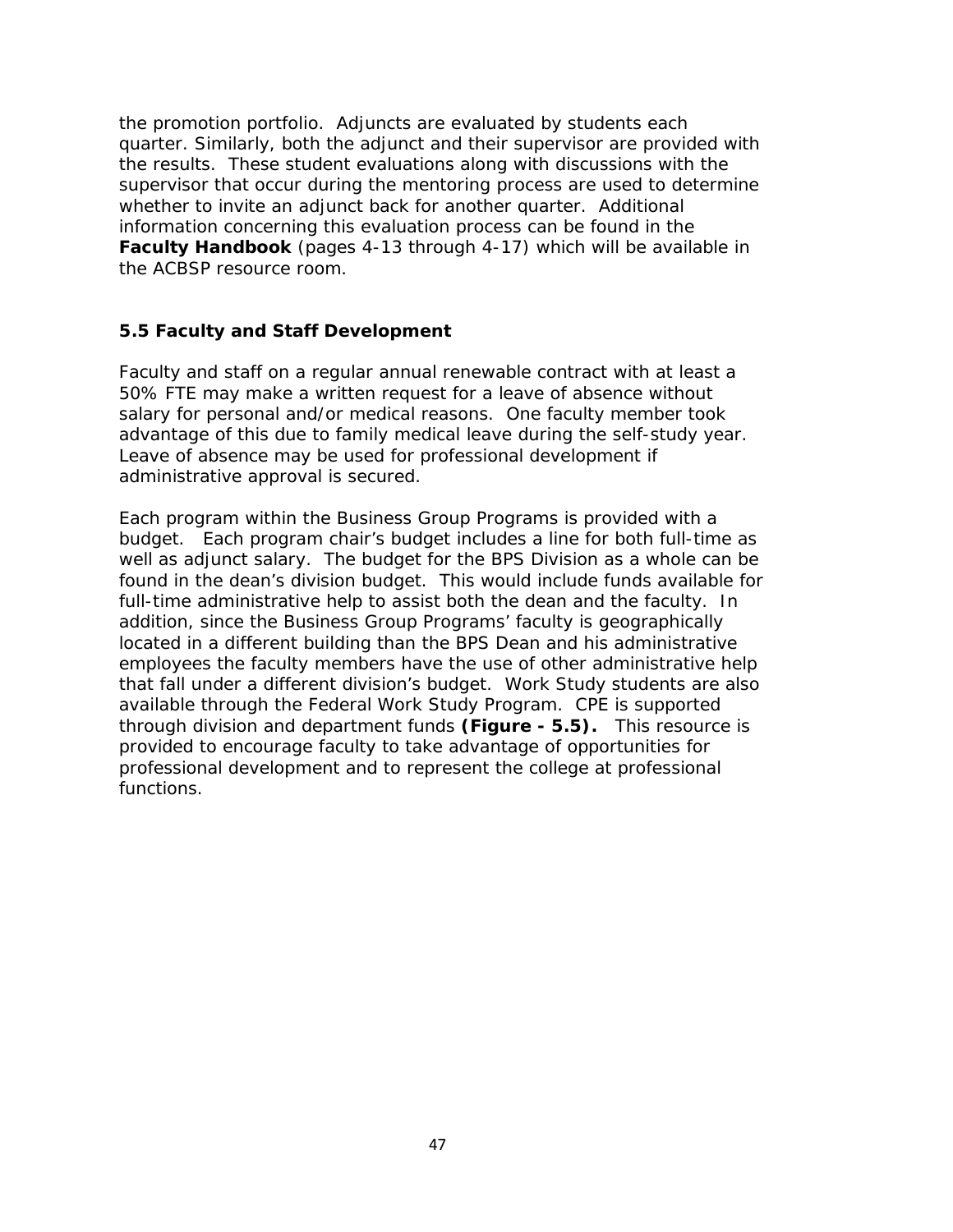the promotion portfolio. Adjuncts are evaluated by students each quarter. Similarly, both the adjunct and their supervisor are provided with the results. These student evaluations along with discussions with the supervisor that occur during the mentoring process are used to determine whether to invite an adjunct back for another quarter. Additional information concerning this evaluation process can be found in the **Faculty Handbook** (pages 4-13 through 4-17) which will be available in the ACBSP resource room.

### 5.5 Faculty and Staff Development

Faculty and staff on a regular annual renewable contract with at least a 50% FTE may make a written request for a leave of absence without salary for personal and/or medical reasons. One faculty member took advantage of this due to family medical leave during the self-study year. Leave of absence may be used for professional development if administrative approval is secured.

Each program within the Business Group Programs is provided with a budget. Each program chair's budget includes a line for both full-time as well as adjunct salary. The budget for the BPS Division as a whole can be found in the dean's division budget. This would include funds available for full-time administrative help to assist both the dean and the faculty. In addition, since the Business Group Programs' faculty is geographically located in a different building than the BPS Dean and his administrative employees the faculty members have the use of other administrative help that fall under a different division's budget. Work Study students are also available through the Federal Work Study Program. CPE is supported through division and department funds **(Figure - 5.5).** This resource is provided to encourage faculty to take advantage of opportunities for professional development and to represent the college at professional functions.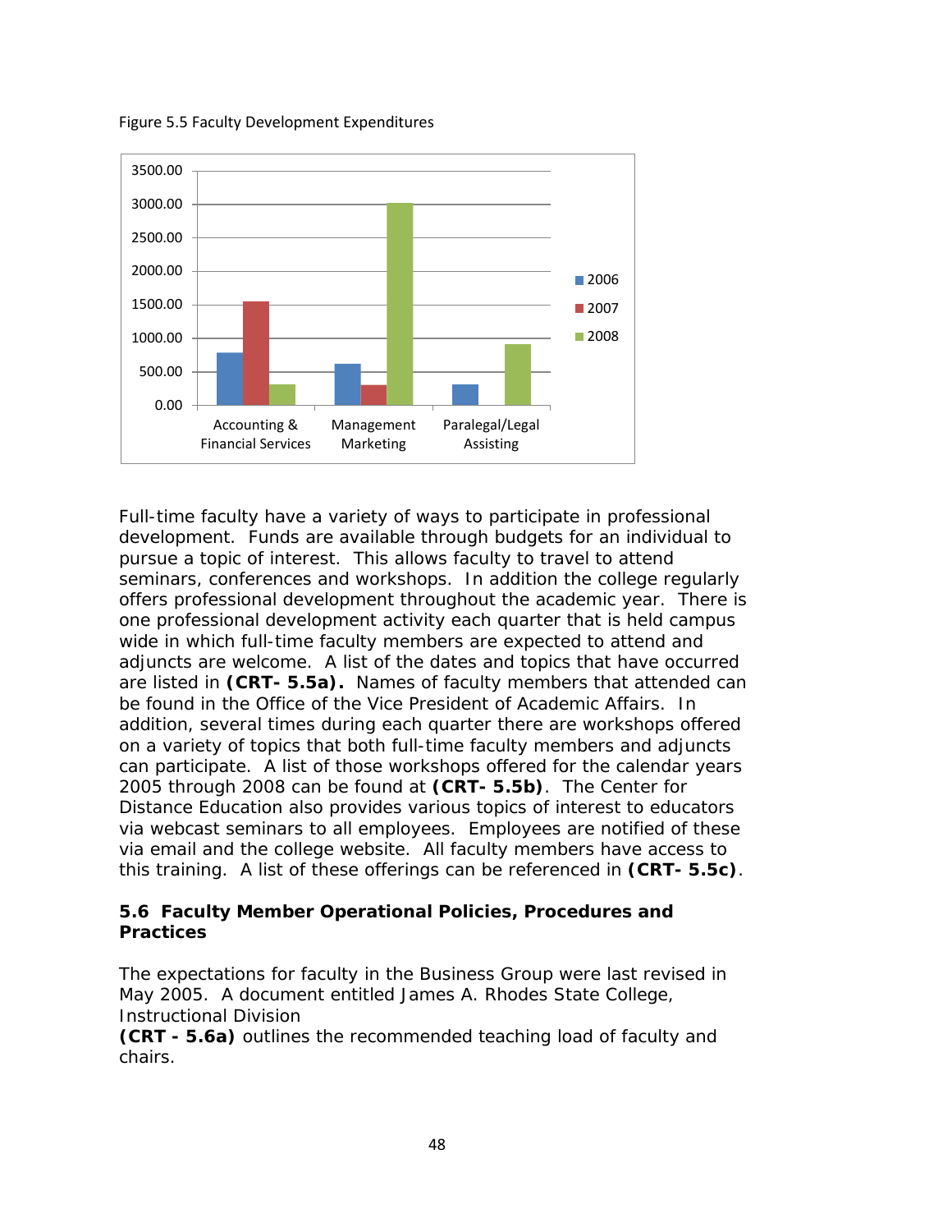Figure 5.5 Faculty Development Expenditures

Full-time faculty have a variety of ways to participate in professional development. Funds are available through budgets for an individual to pursue a topic of interest. This allows faculty to travel to attend seminars, conferences and workshops. In addition the college regularly offers professional development throughout the academic year. There is one professional development activity each quarter that is held campus wide in which full-time faculty members are expected to attend and adjuncts are welcome. A list of the dates and topics that have occurred are listed in **(CRT- 5.5a).** Names of faculty members that attended can be found in the Office of the Vice President of Academic Affairs. In addition, several times during each quarter there are workshops offered on a variety of topics that both full-time faculty members and adjuncts can participate. A list of those workshops offered for the calendar years 2005 through 2008 can be found at **(CRT- 5.5b)**. The Center for Distance Education also provides various topics of interest to educators via webcast seminars to all employees. Employees are notified of these via email and the college website. All faculty members have access to this training. A list of these offerings can be referenced in **(CRT- 5.5c)**.

### 5.6 Faculty Member Operational Policies, Procedures and Practices

The expectations for faculty in the Business Group were last revised in May 2005. A document entitled James A. Rhodes State College, Instructional Division
**(CRT - 5.6a)** outlines the recommended teaching load of faculty and chairs.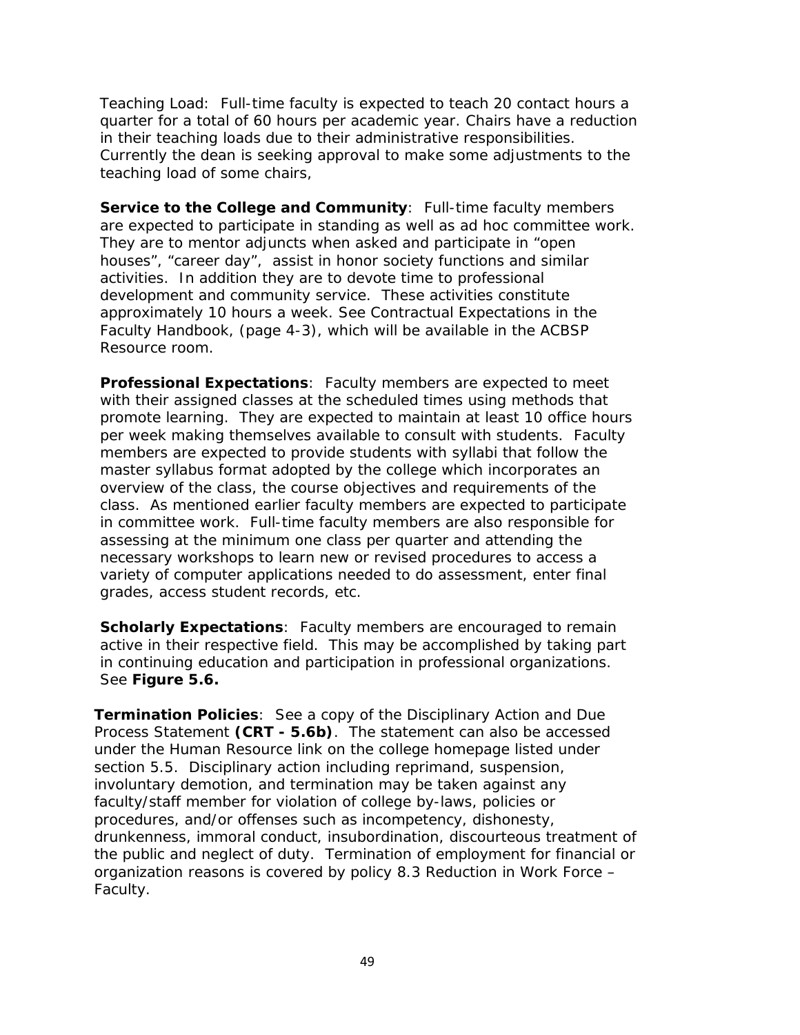Teaching Load: Full-time faculty is expected to teach 20 contact hours a quarter for a total of 60 hours per academic year. Chairs have a reduction in their teaching loads due to their administrative responsibilities. Currently the dean is seeking approval to make some adjustments to the teaching load of some chairs,

**Service to the College and Community**: Full-time faculty members are expected to participate in standing as well as ad hoc committee work. They are to mentor adjuncts when asked and participate in "open houses", "career day", assist in honor society functions and similar activities. In addition they are to devote time to professional development and community service. These activities constitute approximately 10 hours a week. See Contractual Expectations in the Faculty Handbook, (page 4-3), which will be available in the ACBSP Resource room.

**Professional Expectations**: Faculty members are expected to meet with their assigned classes at the scheduled times using methods that promote learning. They are expected to maintain at least 10 office hours per week making themselves available to consult with students. Faculty members are expected to provide students with syllabi that follow the master syllabus format adopted by the college which incorporates an overview of the class, the course objectives and requirements of the class. As mentioned earlier faculty members are expected to participate in committee work. Full-time faculty members are also responsible for assessing at the minimum one class per quarter and attending the necessary workshops to learn new or revised procedures to access a variety of computer applications needed to do assessment, enter final grades, access student records, etc.

**Scholarly Expectations**: Faculty members are encouraged to remain active in their respective field. This may be accomplished by taking part in continuing education and participation in professional organizations. See **Figure 5.6.**

**Termination Policies**: See a copy of the Disciplinary Action and Due Process Statement **(CRT - 5.6b)**. The statement can also be accessed under the Human Resource link on the college homepage listed under section 5.5. Disciplinary action including reprimand, suspension, involuntary demotion, and termination may be taken against any faculty/staff member for violation of college by-laws, policies or procedures, and/or offenses such as incompetency, dishonesty, drunkenness, immoral conduct, insubordination, discourteous treatment of the public and neglect of duty. Termination of employment for financial or organization reasons is covered by policy 8.3 Reduction in Work Force – Faculty.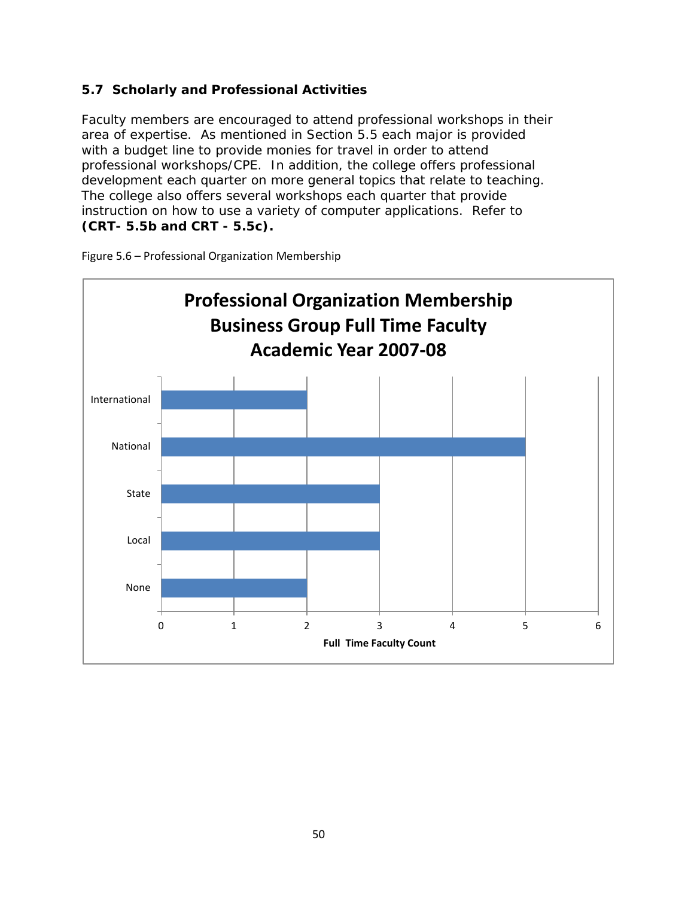### 5.7 Scholarly and Professional Activities

Faculty members are encouraged to attend professional workshops in their area of expertise. As mentioned in Section 5.5 each major is provided with a budget line to provide monies for travel in order to attend professional workshops/CPE. In addition, the college offers professional development each quarter on more general topics that relate to teaching. The college also offers several workshops each quarter that provide instruction on how to use a variety of computer applications. Refer to **(CRT- 5.5b and CRT - 5.5c).**

Figure 5.6 – Professional Organization Membership

**Professional Organization Membership**
**Business Group Full Time Faculty**
**Academic Year 2007-08**

| Membership | Full Time Faculty Count |
|---|---|
| International | 2 |
| National | 5 |
| State | 3 |
| Local | 3 |
| None | 2 |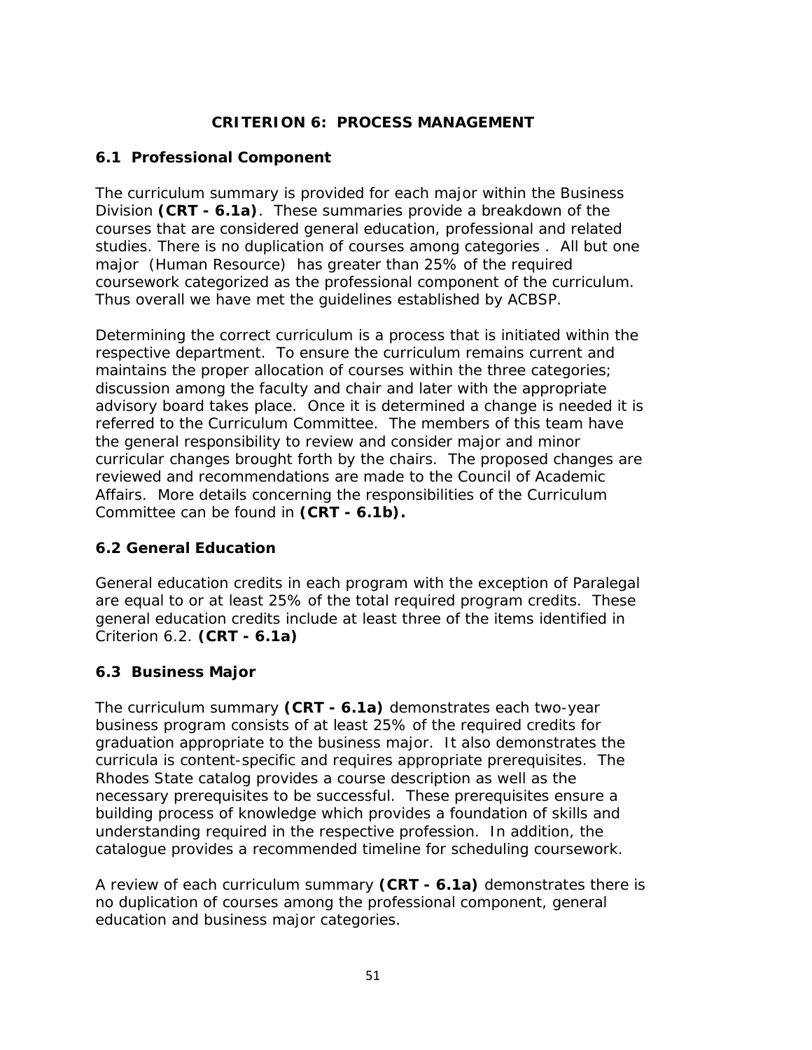# CRITERION 6: PROCESS MANAGEMENT

## 6.1 Professional Component

The curriculum summary is provided for each major within the Business Division **(CRT - 6.1a)**. These summaries provide a breakdown of the courses that are considered general education, professional and related studies. There is no duplication of courses among categories . All but one major (Human Resource) has greater than 25% of the required coursework categorized as the professional component of the curriculum. Thus overall we have met the guidelines established by ACBSP.

Determining the correct curriculum is a process that is initiated within the respective department. To ensure the curriculum remains current and maintains the proper allocation of courses within the three categories; discussion among the faculty and chair and later with the appropriate advisory board takes place. Once it is determined a change is needed it is referred to the Curriculum Committee. The members of this team have the general responsibility to review and consider major and minor curricular changes brought forth by the chairs. The proposed changes are reviewed and recommendations are made to the Council of Academic Affairs. More details concerning the responsibilities of the Curriculum Committee can be found in **(CRT - 6.1b).**

## 6.2 General Education

General education credits in each program with the exception of Paralegal are equal to or at least 25% of the total required program credits. These general education credits include at least three of the items identified in Criterion 6.2. **(CRT - 6.1a)**

## 6.3 Business Major

The curriculum summary **(CRT - 6.1a)** demonstrates each two-year business program consists of at least 25% of the required credits for graduation appropriate to the business major. It also demonstrates the curricula is content-specific and requires appropriate prerequisites. The Rhodes State catalog provides a course description as well as the necessary prerequisites to be successful. These prerequisites ensure a building process of knowledge which provides a foundation of skills and understanding required in the respective profession. In addition, the catalogue provides a recommended timeline for scheduling coursework.

A review of each curriculum summary **(CRT - 6.1a)** demonstrates there is no duplication of courses among the professional component, general education and business major categories.